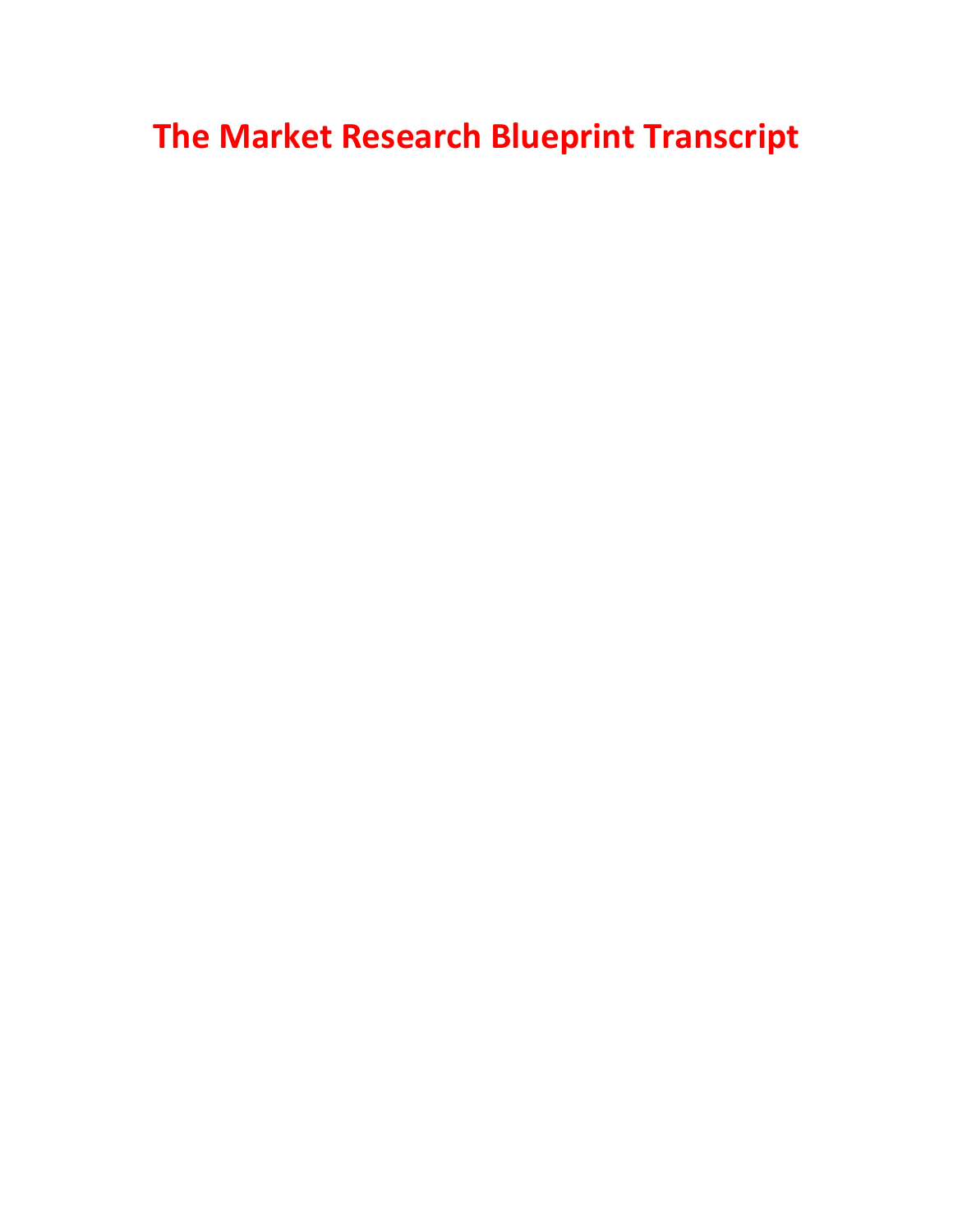# The Market Research Blueprint Transcript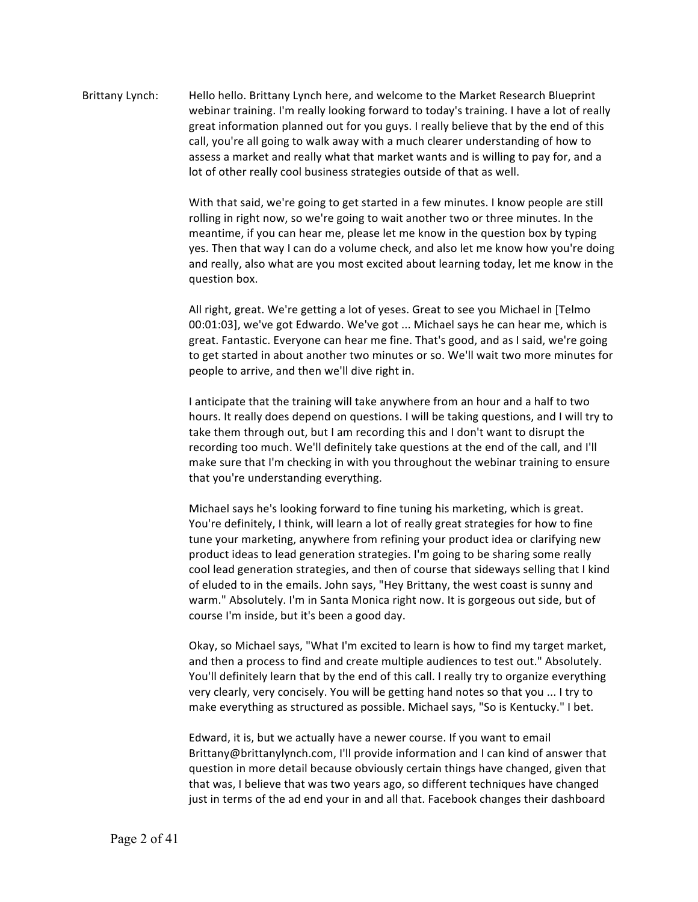Brittany Lynch: Hello hello. Brittany Lynch here, and welcome to the Market Research Blueprint webinar training. I'm really looking forward to today's training. I have a lot of really great information planned out for you guys. I really believe that by the end of this call, you're all going to walk away with a much clearer understanding of how to assess a market and really what that market wants and is willing to pay for, and a lot of other really cool business strategies outside of that as well.

With that said, we're going to get started in a few minutes. I know people are still rolling in right now, so we're going to wait another two or three minutes. In the meantime, if you can hear me, please let me know in the question box by typing yes. Then that way I can do a volume check, and also let me know how you're doing and really, also what are you most excited about learning today, let me know in the question box.

All right, great. We're getting a lot of yeses. Great to see you Michael in [Telmo 00:01:03], we've got Edwardo. We've got ... Michael says he can hear me, which is great. Fantastic. Everyone can hear me fine. That's good, and as I said, we're going to get started in about another two minutes or so. We'll wait two more minutes for people to arrive, and then we'll dive right in.

I anticipate that the training will take anywhere from an hour and a half to two hours. It really does depend on questions. I will be taking questions, and I will try to take them through out, but I am recording this and I don't want to disrupt the recording too much. We'll definitely take questions at the end of the call, and I'll make sure that I'm checking in with you throughout the webinar training to ensure that you're understanding everything.

Michael says he's looking forward to fine tuning his marketing, which is great. You're definitely, I think, will learn a lot of really great strategies for how to fine tune your marketing, anywhere from refining your product idea or clarifying new product ideas to lead generation strategies. I'm going to be sharing some really cool lead generation strategies, and then of course that sideways selling that I kind of eluded to in the emails. John says, "Hey Brittany, the west coast is sunny and warm." Absolutely. I'm in Santa Monica right now. It is gorgeous out side, but of course I'm inside, but it's been a good day.

Okay, so Michael says, "What I'm excited to learn is how to find my target market, and then a process to find and create multiple audiences to test out." Absolutely. You'll definitely learn that by the end of this call. I really try to organize everything very clearly, very concisely. You will be getting hand notes so that you ... I try to make everything as structured as possible. Michael says, "So is Kentucky." I bet.

Edward, it is, but we actually have a newer course. If you want to email Brittany@brittanylynch.com, I'll provide information and I can kind of answer that question in more detail because obviously certain things have changed, given that that was, I believe that was two years ago, so different techniques have changed just in terms of the ad end your in and all that. Facebook changes their dashboard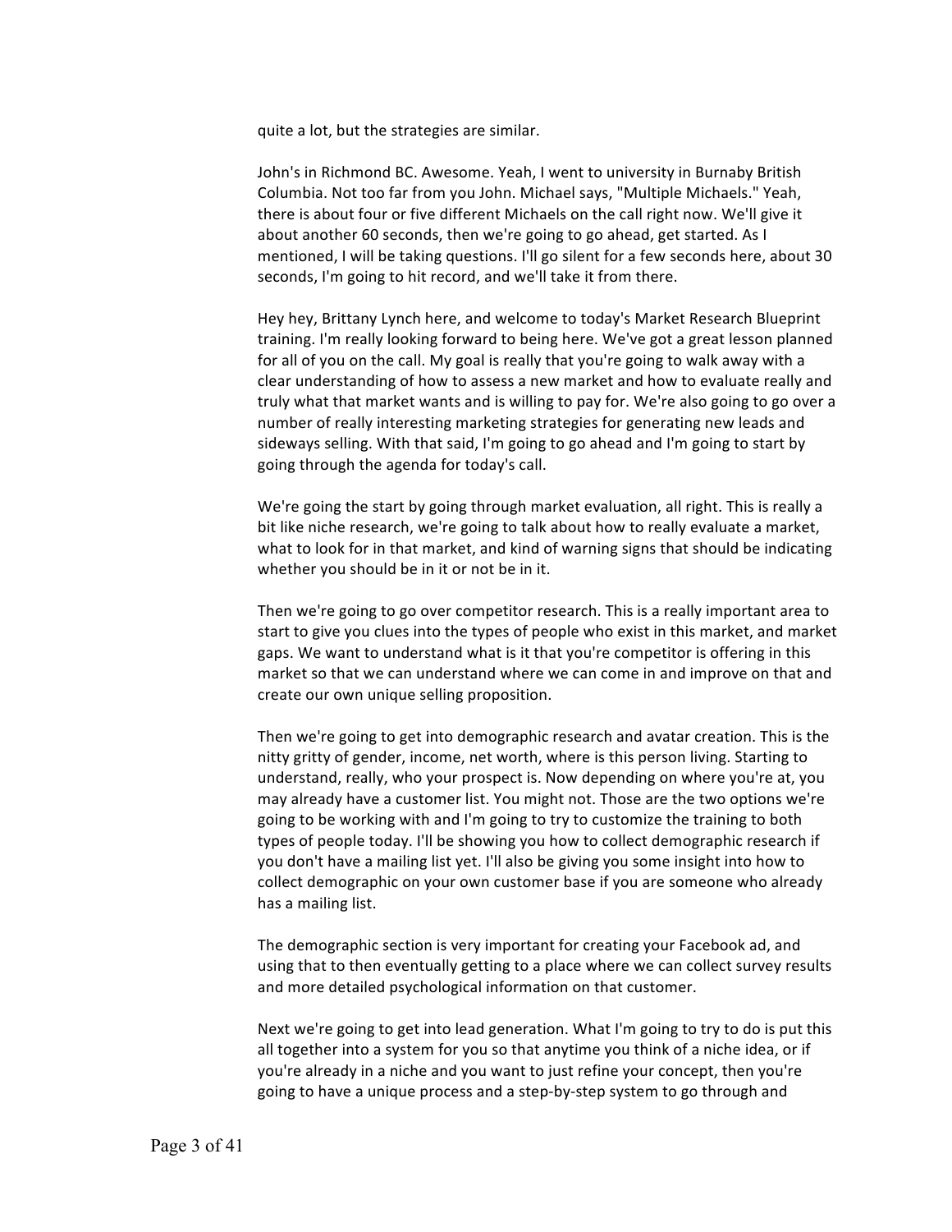quite a lot, but the strategies are similar.

John's in Richmond BC. Awesome. Yeah, I went to university in Burnaby British Columbia. Not too far from you John. Michael says, "Multiple Michaels." Yeah, there is about four or five different Michaels on the call right now. We'll give it about another 60 seconds, then we're going to go ahead, get started. As I mentioned, I will be taking questions. I'll go silent for a few seconds here, about 30 seconds, I'm going to hit record, and we'll take it from there.

Hey hey, Brittany Lynch here, and welcome to today's Market Research Blueprint training. I'm really looking forward to being here. We've got a great lesson planned for all of you on the call. My goal is really that you're going to walk away with a clear understanding of how to assess a new market and how to evaluate really and truly what that market wants and is willing to pay for. We're also going to go over a number of really interesting marketing strategies for generating new leads and sideways selling. With that said, I'm going to go ahead and I'm going to start by going through the agenda for today's call.

We're going the start by going through market evaluation, all right. This is really a bit like niche research, we're going to talk about how to really evaluate a market, what to look for in that market, and kind of warning signs that should be indicating whether you should be in it or not be in it.

Then we're going to go over competitor research. This is a really important area to start to give you clues into the types of people who exist in this market, and market gaps. We want to understand what is it that you're competitor is offering in this market so that we can understand where we can come in and improve on that and create our own unique selling proposition.

Then we're going to get into demographic research and avatar creation. This is the nitty gritty of gender, income, net worth, where is this person living. Starting to understand, really, who your prospect is. Now depending on where you're at, you may already have a customer list. You might not. Those are the two options we're going to be working with and I'm going to try to customize the training to both types of people today. I'll be showing you how to collect demographic research if you don't have a mailing list yet. I'll also be giving you some insight into how to collect demographic on your own customer base if you are someone who already has a mailing list.

The demographic section is very important for creating your Facebook ad, and using that to then eventually getting to a place where we can collect survey results and more detailed psychological information on that customer.

Next we're going to get into lead generation. What I'm going to try to do is put this all together into a system for you so that anytime you think of a niche idea, or if you're already in a niche and you want to just refine your concept, then you're going to have a unique process and a step-by-step system to go through and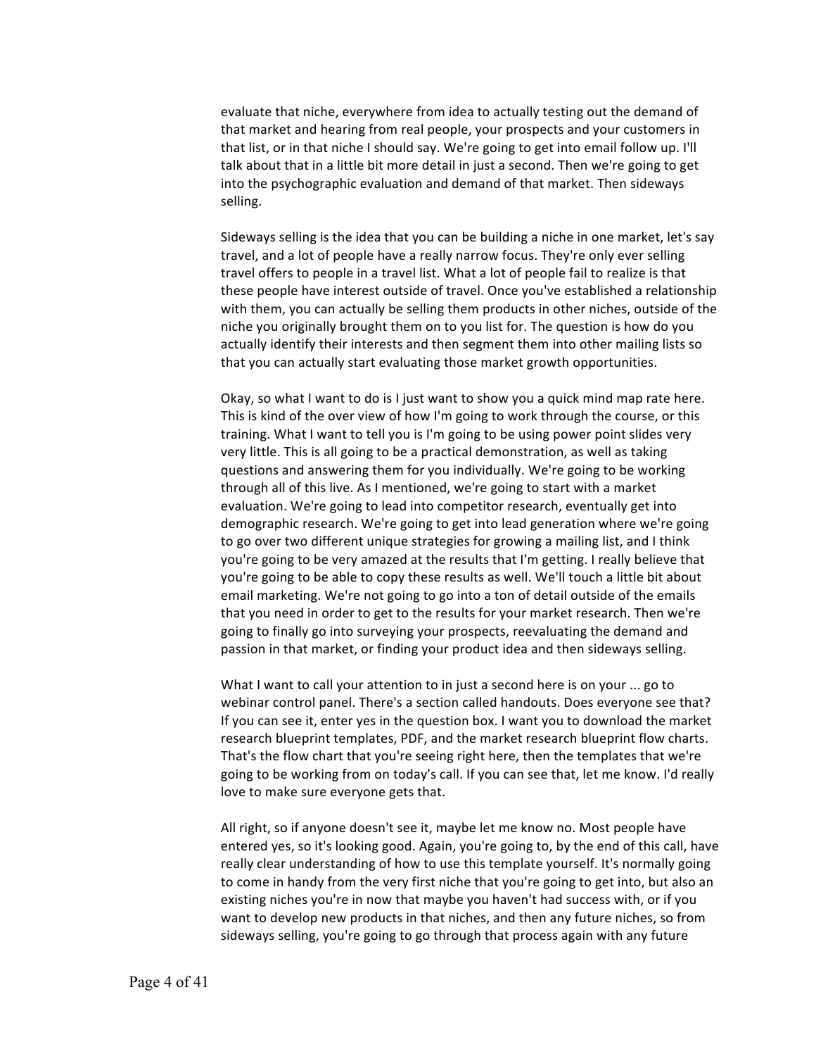evaluate that niche, everywhere from idea to actually testing out the demand of that market and hearing from real people, your prospects and your customers in that list, or in that niche I should say. We're going to get into email follow up. I'll talk about that in a little bit more detail in just a second. Then we're going to get into the psychographic evaluation and demand of that market. Then sideways selling.

Sideways selling is the idea that you can be building a niche in one market, let's say travel, and a lot of people have a really narrow focus. They're only ever selling travel offers to people in a travel list. What a lot of people fail to realize is that these people have interest outside of travel. Once you've established a relationship with them, you can actually be selling them products in other niches, outside of the niche you originally brought them on to you list for. The question is how do you actually identify their interests and then segment them into other mailing lists so that you can actually start evaluating those market growth opportunities.

Okay, so what I want to do is I just want to show you a quick mind map rate here. This is kind of the over view of how I'm going to work through the course, or this training. What I want to tell you is I'm going to be using power point slides very very little. This is all going to be a practical demonstration, as well as taking questions and answering them for you individually. We're going to be working through all of this live. As I mentioned, we're going to start with a market evaluation. We're going to lead into competitor research, eventually get into demographic research. We're going to get into lead generation where we're going to go over two different unique strategies for growing a mailing list, and I think you're going to be very amazed at the results that I'm getting. I really believe that you're going to be able to copy these results as well. We'll touch a little bit about email marketing. We're not going to go into a ton of detail outside of the emails that you need in order to get to the results for your market research. Then we're going to finally go into surveying your prospects, reevaluating the demand and passion in that market, or finding your product idea and then sideways selling.

What I want to call your attention to in just a second here is on your ... go to webinar control panel. There's a section called handouts. Does everyone see that? If you can see it, enter yes in the question box. I want you to download the market research blueprint templates, PDF, and the market research blueprint flow charts. That's the flow chart that you're seeing right here, then the templates that we're going to be working from on today's call. If you can see that, let me know. I'd really love to make sure everyone gets that.

All right, so if anyone doesn't see it, maybe let me know no. Most people have entered yes, so it's looking good. Again, you're going to, by the end of this call, have really clear understanding of how to use this template yourself. It's normally going to come in handy from the very first niche that you're going to get into, but also an existing niches you're in now that maybe you haven't had success with, or if you want to develop new products in that niches, and then any future niches, so from sideways selling, you're going to go through that process again with any future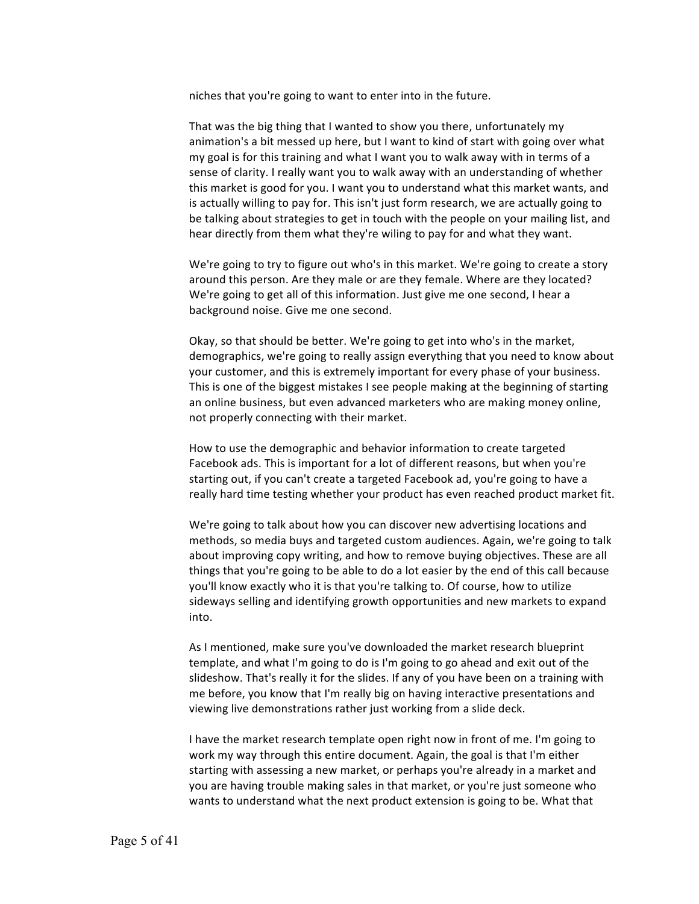niches that you're going to want to enter into in the future.

That was the big thing that I wanted to show you there, unfortunately my animation's a bit messed up here, but I want to kind of start with going over what my goal is for this training and what I want you to walk away with in terms of a sense of clarity. I really want you to walk away with an understanding of whether this market is good for you. I want you to understand what this market wants, and is actually willing to pay for. This isn't just form research, we are actually going to be talking about strategies to get in touch with the people on your mailing list, and hear directly from them what they're wiling to pay for and what they want.

We're going to try to figure out who's in this market. We're going to create a story around this person. Are they male or are they female. Where are they located? We're going to get all of this information. Just give me one second, I hear a background noise. Give me one second.

Okay, so that should be better. We're going to get into who's in the market, demographics, we're going to really assign everything that you need to know about your customer, and this is extremely important for every phase of your business. This is one of the biggest mistakes I see people making at the beginning of starting an online business, but even advanced marketers who are making money online, not properly connecting with their market.

How to use the demographic and behavior information to create targeted Facebook ads. This is important for a lot of different reasons, but when you're starting out, if you can't create a targeted Facebook ad, you're going to have a really hard time testing whether your product has even reached product market fit.

We're going to talk about how you can discover new advertising locations and methods, so media buys and targeted custom audiences. Again, we're going to talk about improving copy writing, and how to remove buying objectives. These are all things that you're going to be able to do a lot easier by the end of this call because you'll know exactly who it is that you're talking to. Of course, how to utilize sideways selling and identifying growth opportunities and new markets to expand into.

As I mentioned, make sure you've downloaded the market research blueprint template, and what I'm going to do is I'm going to go ahead and exit out of the slideshow. That's really it for the slides. If any of you have been on a training with me before, you know that I'm really big on having interactive presentations and viewing live demonstrations rather just working from a slide deck.

I have the market research template open right now in front of me. I'm going to work my way through this entire document. Again, the goal is that I'm either starting with assessing a new market, or perhaps you're already in a market and you are having trouble making sales in that market, or you're just someone who wants to understand what the next product extension is going to be. What that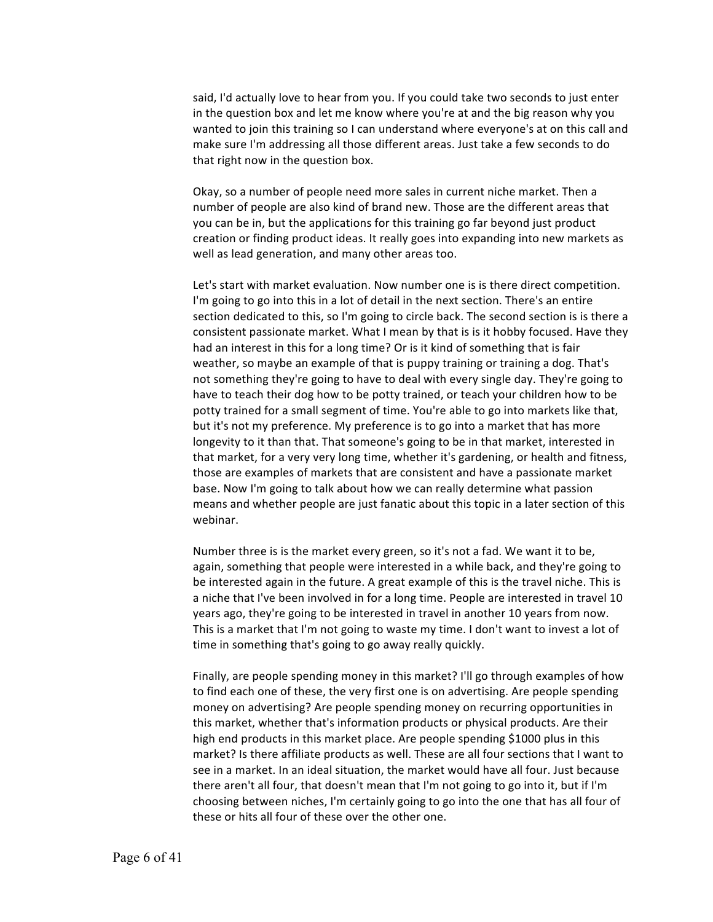said, I'd actually love to hear from you. If you could take two seconds to just enter in the question box and let me know where you're at and the big reason why you wanted to join this training so I can understand where everyone's at on this call and make sure I'm addressing all those different areas. Just take a few seconds to do that right now in the question box.

Okay, so a number of people need more sales in current niche market. Then a number of people are also kind of brand new. Those are the different areas that you can be in, but the applications for this training go far beyond just product creation or finding product ideas. It really goes into expanding into new markets as well as lead generation, and many other areas too.

Let's start with market evaluation. Now number one is is there direct competition. I'm going to go into this in a lot of detail in the next section. There's an entire section dedicated to this, so I'm going to circle back. The second section is is there a consistent passionate market. What I mean by that is is it hobby focused. Have they had an interest in this for a long time? Or is it kind of something that is fair weather, so maybe an example of that is puppy training or training a dog. That's not something they're going to have to deal with every single day. They're going to have to teach their dog how to be potty trained, or teach your children how to be potty trained for a small segment of time. You're able to go into markets like that, but it's not my preference. My preference is to go into a market that has more longevity to it than that. That someone's going to be in that market, interested in that market, for a very very long time, whether it's gardening, or health and fitness, those are examples of markets that are consistent and have a passionate market base. Now I'm going to talk about how we can really determine what passion means and whether people are just fanatic about this topic in a later section of this webinar.

Number three is is the market every green, so it's not a fad. We want it to be, again, something that people were interested in a while back, and they're going to be interested again in the future. A great example of this is the travel niche. This is a niche that I've been involved in for a long time. People are interested in travel 10 years ago, they're going to be interested in travel in another 10 years from now. This is a market that I'm not going to waste my time. I don't want to invest a lot of time in something that's going to go away really quickly.

Finally, are people spending money in this market? I'll go through examples of how to find each one of these, the very first one is on advertising. Are people spending money on advertising? Are people spending money on recurring opportunities in this market, whether that's information products or physical products. Are their high end products in this market place. Are people spending $1000 plus in this market? Is there affiliate products as well. These are all four sections that I want to see in a market. In an ideal situation, the market would have all four. Just because there aren't all four, that doesn't mean that I'm not going to go into it, but if I'm choosing between niches, I'm certainly going to go into the one that has all four of these or hits all four of these over the other one.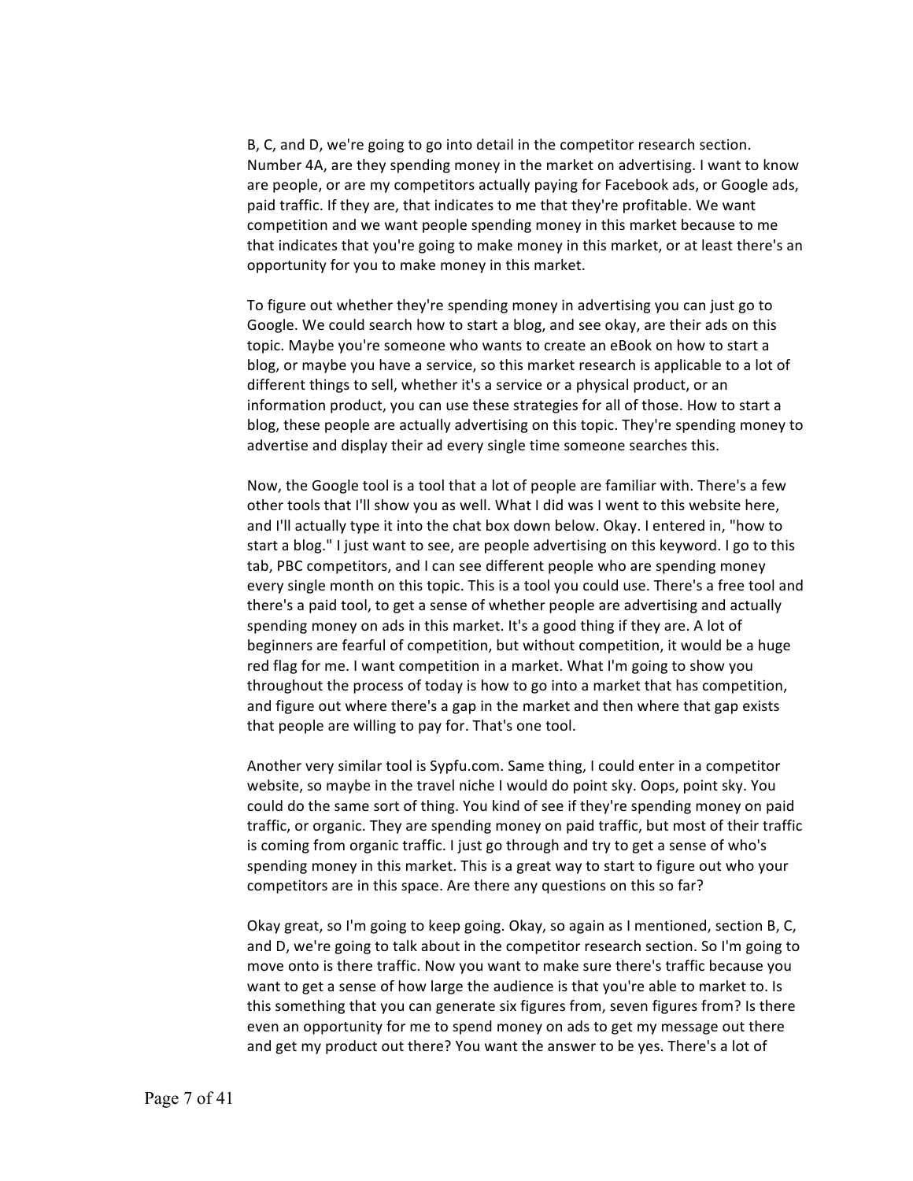B, C, and D, we're going to go into detail in the competitor research section. Number 4A, are they spending money in the market on advertising. I want to know are people, or are my competitors actually paying for Facebook ads, or Google ads, paid traffic. If they are, that indicates to me that they're profitable. We want competition and we want people spending money in this market because to me that indicates that you're going to make money in this market, or at least there's an opportunity for you to make money in this market.

To figure out whether they're spending money in advertising you can just go to Google. We could search how to start a blog, and see okay, are their ads on this topic. Maybe you're someone who wants to create an eBook on how to start a blog, or maybe you have a service, so this market research is applicable to a lot of different things to sell, whether it's a service or a physical product, or an information product, you can use these strategies for all of those. How to start a blog, these people are actually advertising on this topic. They're spending money to advertise and display their ad every single time someone searches this.

Now, the Google tool is a tool that a lot of people are familiar with. There's a few other tools that I'll show you as well. What I did was I went to this website here, and I'll actually type it into the chat box down below. Okay. I entered in, "how to start a blog." I just want to see, are people advertising on this keyword. I go to this tab, PBC competitors, and I can see different people who are spending money every single month on this topic. This is a tool you could use. There's a free tool and there's a paid tool, to get a sense of whether people are advertising and actually spending money on ads in this market. It's a good thing if they are. A lot of beginners are fearful of competition, but without competition, it would be a huge red flag for me. I want competition in a market. What I'm going to show you throughout the process of today is how to go into a market that has competition, and figure out where there's a gap in the market and then where that gap exists that people are willing to pay for. That's one tool.

Another very similar tool is Sypfu.com. Same thing, I could enter in a competitor website, so maybe in the travel niche I would do point sky. Oops, point sky. You could do the same sort of thing. You kind of see if they're spending money on paid traffic, or organic. They are spending money on paid traffic, but most of their traffic is coming from organic traffic. I just go through and try to get a sense of who's spending money in this market. This is a great way to start to figure out who your competitors are in this space. Are there any questions on this so far?

Okay great, so I'm going to keep going. Okay, so again as I mentioned, section B, C, and D, we're going to talk about in the competitor research section. So I'm going to move onto is there traffic. Now you want to make sure there's traffic because you want to get a sense of how large the audience is that you're able to market to. Is this something that you can generate six figures from, seven figures from? Is there even an opportunity for me to spend money on ads to get my message out there and get my product out there? You want the answer to be yes. There's a lot of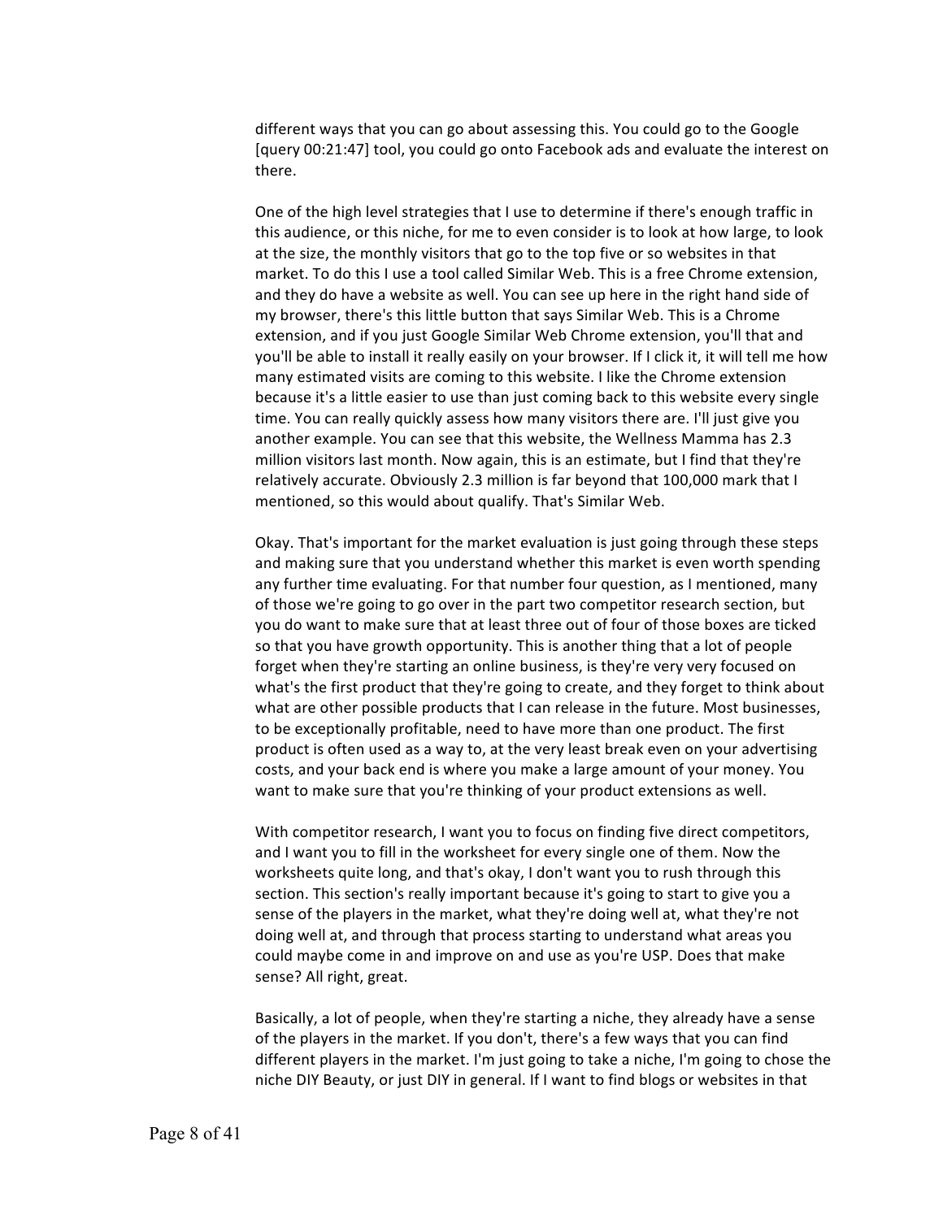different ways that you can go about assessing this. You could go to the Google [query 00:21:47] tool, you could go onto Facebook ads and evaluate the interest on there.

One of the high level strategies that I use to determine if there's enough traffic in this audience, or this niche, for me to even consider is to look at how large, to look at the size, the monthly visitors that go to the top five or so websites in that market. To do this I use a tool called Similar Web. This is a free Chrome extension, and they do have a website as well. You can see up here in the right hand side of my browser, there's this little button that says Similar Web. This is a Chrome extension, and if you just Google Similar Web Chrome extension, you'll that and you'll be able to install it really easily on your browser. If I click it, it will tell me how many estimated visits are coming to this website. I like the Chrome extension because it's a little easier to use than just coming back to this website every single time. You can really quickly assess how many visitors there are. I'll just give you another example. You can see that this website, the Wellness Mamma has 2.3 million visitors last month. Now again, this is an estimate, but I find that they're relatively accurate. Obviously 2.3 million is far beyond that 100,000 mark that I mentioned, so this would about qualify. That's Similar Web.

Okay. That's important for the market evaluation is just going through these steps and making sure that you understand whether this market is even worth spending any further time evaluating. For that number four question, as I mentioned, many of those we're going to go over in the part two competitor research section, but you do want to make sure that at least three out of four of those boxes are ticked so that you have growth opportunity. This is another thing that a lot of people forget when they're starting an online business, is they're very very focused on what's the first product that they're going to create, and they forget to think about what are other possible products that I can release in the future. Most businesses, to be exceptionally profitable, need to have more than one product. The first product is often used as a way to, at the very least break even on your advertising costs, and your back end is where you make a large amount of your money. You want to make sure that you're thinking of your product extensions as well.

With competitor research, I want you to focus on finding five direct competitors, and I want you to fill in the worksheet for every single one of them. Now the worksheets quite long, and that's okay, I don't want you to rush through this section. This section's really important because it's going to start to give you a sense of the players in the market, what they're doing well at, what they're not doing well at, and through that process starting to understand what areas you could maybe come in and improve on and use as you're USP. Does that make sense? All right, great.

Basically, a lot of people, when they're starting a niche, they already have a sense of the players in the market. If you don't, there's a few ways that you can find different players in the market. I'm just going to take a niche, I'm going to chose the niche DIY Beauty, or just DIY in general. If I want to find blogs or websites in that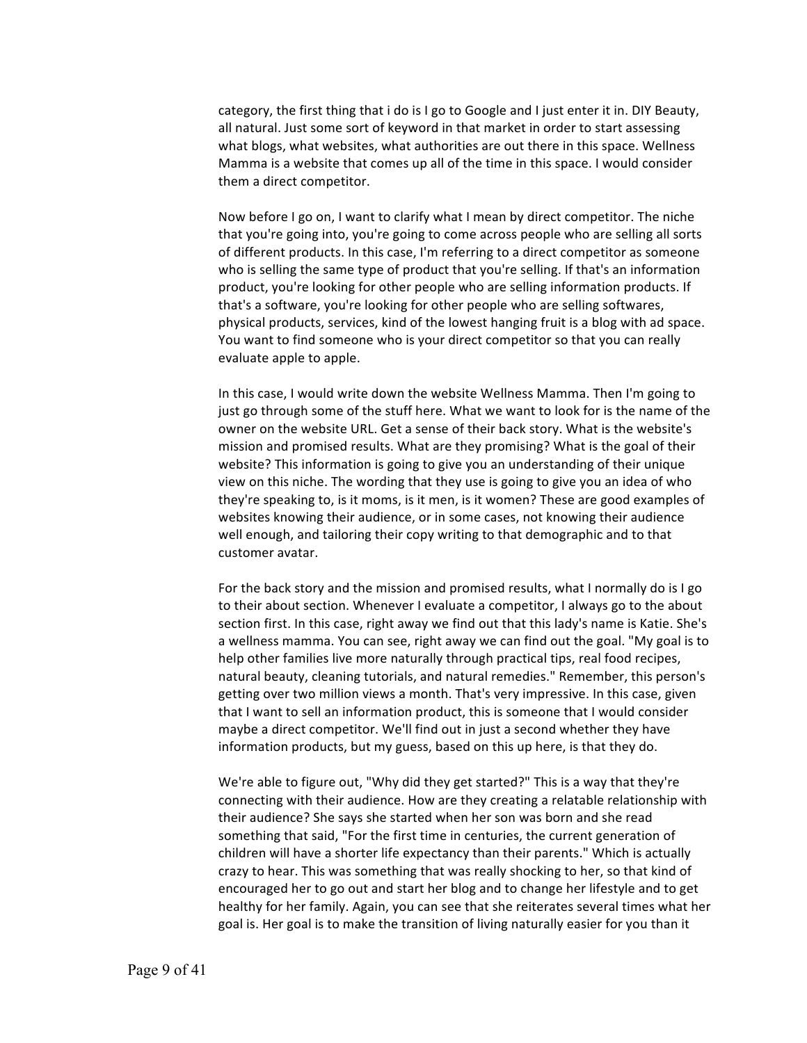category, the first thing that i do is I go to Google and I just enter it in. DIY Beauty, all natural. Just some sort of keyword in that market in order to start assessing what blogs, what websites, what authorities are out there in this space. Wellness Mamma is a website that comes up all of the time in this space. I would consider them a direct competitor.

Now before I go on, I want to clarify what I mean by direct competitor. The niche that you're going into, you're going to come across people who are selling all sorts of different products. In this case, I'm referring to a direct competitor as someone who is selling the same type of product that you're selling. If that's an information product, you're looking for other people who are selling information products. If that's a software, you're looking for other people who are selling softwares, physical products, services, kind of the lowest hanging fruit is a blog with ad space. You want to find someone who is your direct competitor so that you can really evaluate apple to apple.

In this case, I would write down the website Wellness Mamma. Then I'm going to just go through some of the stuff here. What we want to look for is the name of the owner on the website URL. Get a sense of their back story. What is the website's mission and promised results. What are they promising? What is the goal of their website? This information is going to give you an understanding of their unique view on this niche. The wording that they use is going to give you an idea of who they're speaking to, is it moms, is it men, is it women? These are good examples of websites knowing their audience, or in some cases, not knowing their audience well enough, and tailoring their copy writing to that demographic and to that customer avatar.

For the back story and the mission and promised results, what I normally do is I go to their about section. Whenever I evaluate a competitor, I always go to the about section first. In this case, right away we find out that this lady's name is Katie. She's a wellness mamma. You can see, right away we can find out the goal. "My goal is to help other families live more naturally through practical tips, real food recipes, natural beauty, cleaning tutorials, and natural remedies." Remember, this person's getting over two million views a month. That's very impressive. In this case, given that I want to sell an information product, this is someone that I would consider maybe a direct competitor. We'll find out in just a second whether they have information products, but my guess, based on this up here, is that they do.

We're able to figure out, "Why did they get started?" This is a way that they're connecting with their audience. How are they creating a relatable relationship with their audience? She says she started when her son was born and she read something that said, "For the first time in centuries, the current generation of children will have a shorter life expectancy than their parents." Which is actually crazy to hear. This was something that was really shocking to her, so that kind of encouraged her to go out and start her blog and to change her lifestyle and to get healthy for her family. Again, you can see that she reiterates several times what her goal is. Her goal is to make the transition of living naturally easier for you than it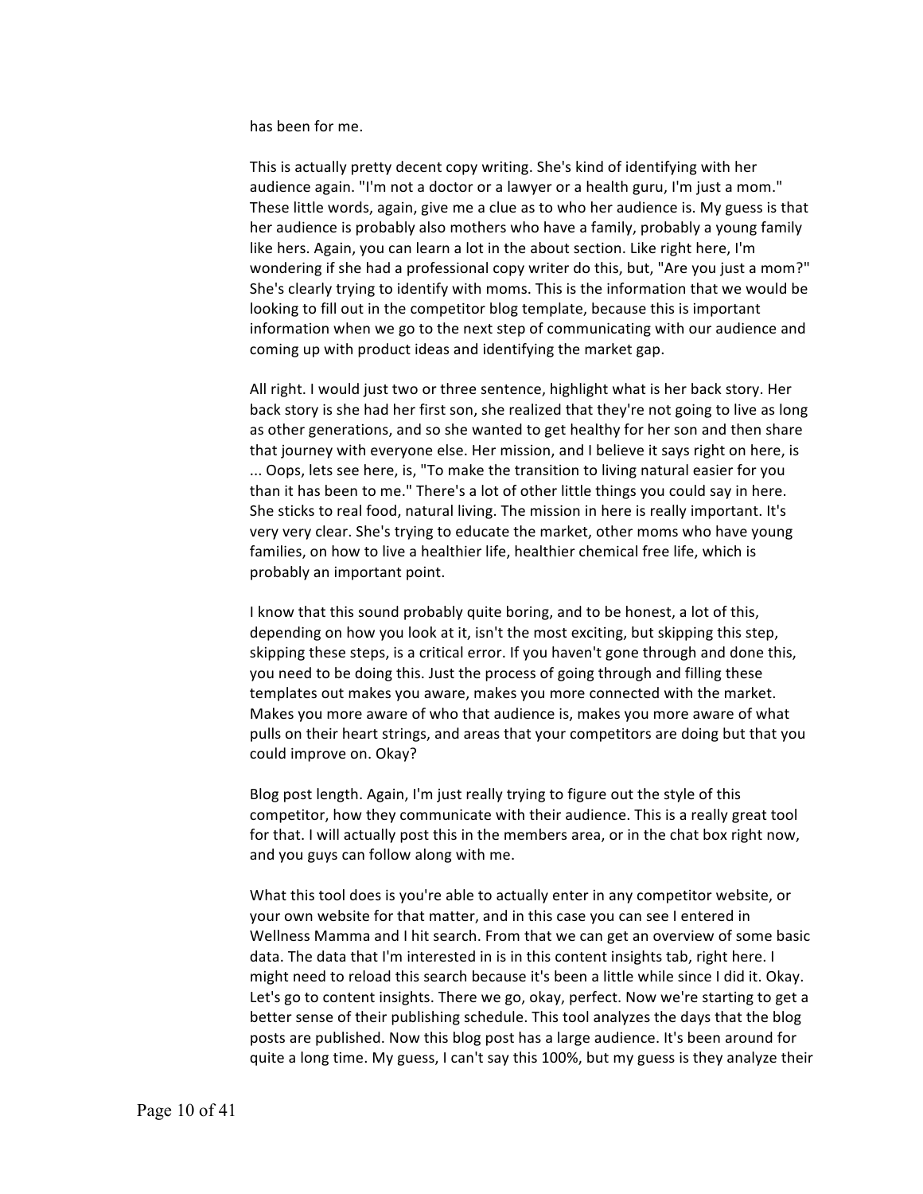has been for me.

This is actually pretty decent copy writing. She's kind of identifying with her audience again. "I'm not a doctor or a lawyer or a health guru, I'm just a mom." These little words, again, give me a clue as to who her audience is. My guess is that her audience is probably also mothers who have a family, probably a young family like hers. Again, you can learn a lot in the about section. Like right here, I'm wondering if she had a professional copy writer do this, but, "Are you just a mom?" She's clearly trying to identify with moms. This is the information that we would be looking to fill out in the competitor blog template, because this is important information when we go to the next step of communicating with our audience and coming up with product ideas and identifying the market gap.

All right. I would just two or three sentence, highlight what is her back story. Her back story is she had her first son, she realized that they're not going to live as long as other generations, and so she wanted to get healthy for her son and then share that journey with everyone else. Her mission, and I believe it says right on here, is ... Oops, lets see here, is, "To make the transition to living natural easier for you than it has been to me." There's a lot of other little things you could say in here. She sticks to real food, natural living. The mission in here is really important. It's very very clear. She's trying to educate the market, other moms who have young families, on how to live a healthier life, healthier chemical free life, which is probably an important point.

I know that this sound probably quite boring, and to be honest, a lot of this, depending on how you look at it, isn't the most exciting, but skipping this step, skipping these steps, is a critical error. If you haven't gone through and done this, you need to be doing this. Just the process of going through and filling these templates out makes you aware, makes you more connected with the market. Makes you more aware of who that audience is, makes you more aware of what pulls on their heart strings, and areas that your competitors are doing but that you could improve on. Okay?

Blog post length. Again, I'm just really trying to figure out the style of this competitor, how they communicate with their audience. This is a really great tool for that. I will actually post this in the members area, or in the chat box right now, and you guys can follow along with me.

What this tool does is you're able to actually enter in any competitor website, or your own website for that matter, and in this case you can see I entered in Wellness Mamma and I hit search. From that we can get an overview of some basic data. The data that I'm interested in is in this content insights tab, right here. I might need to reload this search because it's been a little while since I did it. Okay. Let's go to content insights. There we go, okay, perfect. Now we're starting to get a better sense of their publishing schedule. This tool analyzes the days that the blog posts are published. Now this blog post has a large audience. It's been around for quite a long time. My guess, I can't say this 100%, but my guess is they analyze their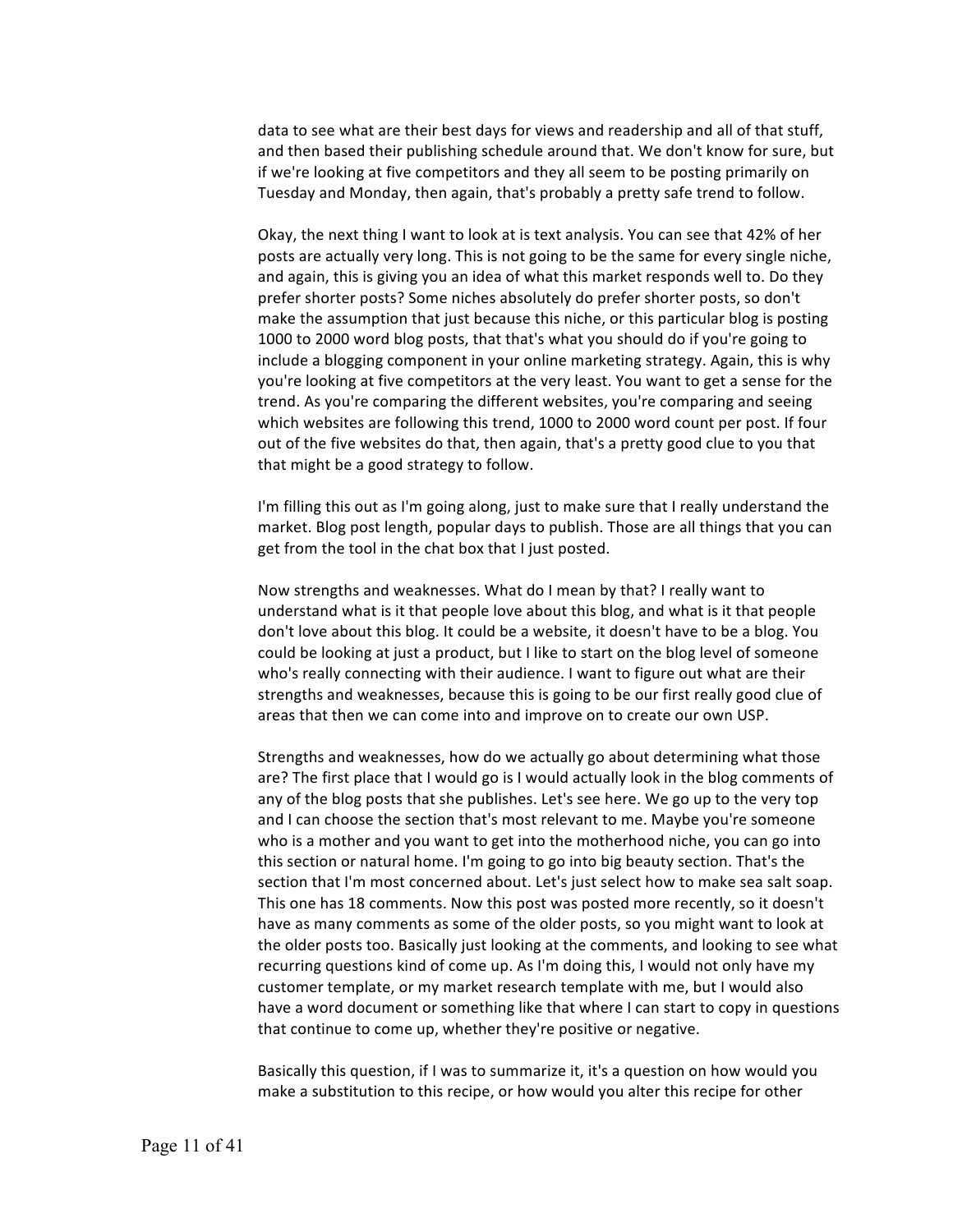data to see what are their best days for views and readership and all of that stuff, and then based their publishing schedule around that. We don't know for sure, but if we're looking at five competitors and they all seem to be posting primarily on Tuesday and Monday, then again, that's probably a pretty safe trend to follow.

Okay, the next thing I want to look at is text analysis. You can see that 42% of her posts are actually very long. This is not going to be the same for every single niche, and again, this is giving you an idea of what this market responds well to. Do they prefer shorter posts? Some niches absolutely do prefer shorter posts, so don't make the assumption that just because this niche, or this particular blog is posting 1000 to 2000 word blog posts, that that's what you should do if you're going to include a blogging component in your online marketing strategy. Again, this is why you're looking at five competitors at the very least. You want to get a sense for the trend. As you're comparing the different websites, you're comparing and seeing which websites are following this trend, 1000 to 2000 word count per post. If four out of the five websites do that, then again, that's a pretty good clue to you that that might be a good strategy to follow.

I'm filling this out as I'm going along, just to make sure that I really understand the market. Blog post length, popular days to publish. Those are all things that you can get from the tool in the chat box that I just posted.

Now strengths and weaknesses. What do I mean by that? I really want to understand what is it that people love about this blog, and what is it that people don't love about this blog. It could be a website, it doesn't have to be a blog. You could be looking at just a product, but I like to start on the blog level of someone who's really connecting with their audience. I want to figure out what are their strengths and weaknesses, because this is going to be our first really good clue of areas that then we can come into and improve on to create our own USP.

Strengths and weaknesses, how do we actually go about determining what those are? The first place that I would go is I would actually look in the blog comments of any of the blog posts that she publishes. Let's see here. We go up to the very top and I can choose the section that's most relevant to me. Maybe you're someone who is a mother and you want to get into the motherhood niche, you can go into this section or natural home. I'm going to go into big beauty section. That's the section that I'm most concerned about. Let's just select how to make sea salt soap. This one has 18 comments. Now this post was posted more recently, so it doesn't have as many comments as some of the older posts, so you might want to look at the older posts too. Basically just looking at the comments, and looking to see what recurring questions kind of come up. As I'm doing this, I would not only have my customer template, or my market research template with me, but I would also have a word document or something like that where I can start to copy in questions that continue to come up, whether they're positive or negative.

Basically this question, if I was to summarize it, it's a question on how would you make a substitution to this recipe, or how would you alter this recipe for other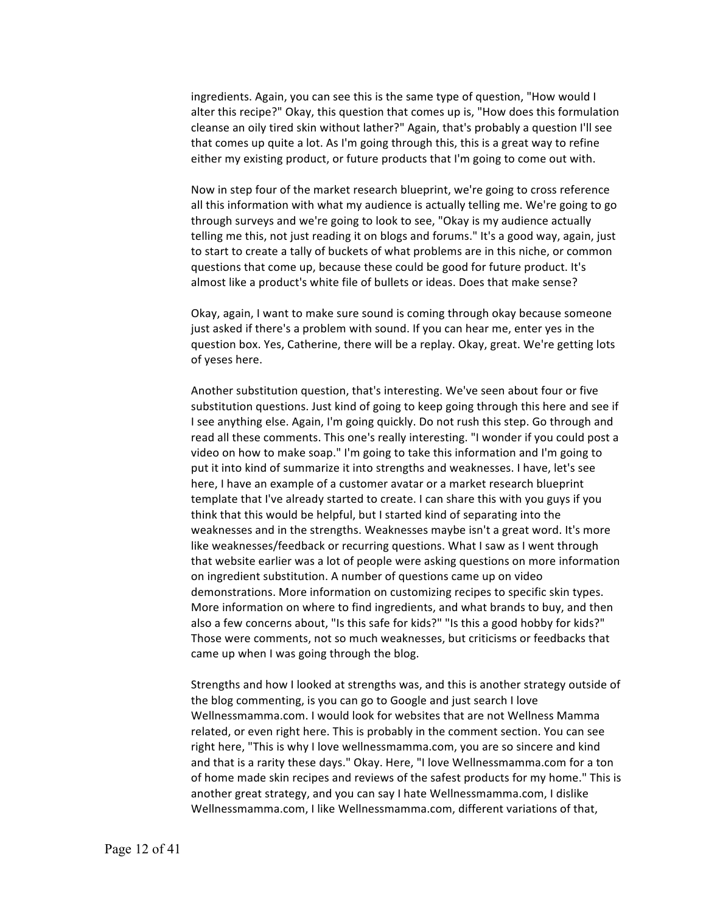ingredients. Again, you can see this is the same type of question, "How would I alter this recipe?" Okay, this question that comes up is, "How does this formulation cleanse an oily tired skin without lather?" Again, that's probably a question I'll see that comes up quite a lot. As I'm going through this, this is a great way to refine either my existing product, or future products that I'm going to come out with.

Now in step four of the market research blueprint, we're going to cross reference all this information with what my audience is actually telling me. We're going to go through surveys and we're going to look to see, "Okay is my audience actually telling me this, not just reading it on blogs and forums." It's a good way, again, just to start to create a tally of buckets of what problems are in this niche, or common questions that come up, because these could be good for future product. It's almost like a product's white file of bullets or ideas. Does that make sense?

Okay, again, I want to make sure sound is coming through okay because someone just asked if there's a problem with sound. If you can hear me, enter yes in the question box. Yes, Catherine, there will be a replay. Okay, great. We're getting lots of yeses here.

Another substitution question, that's interesting. We've seen about four or five substitution questions. Just kind of going to keep going through this here and see if I see anything else. Again, I'm going quickly. Do not rush this step. Go through and read all these comments. This one's really interesting. "I wonder if you could post a video on how to make soap." I'm going to take this information and I'm going to put it into kind of summarize it into strengths and weaknesses. I have, let's see here, I have an example of a customer avatar or a market research blueprint template that I've already started to create. I can share this with you guys if you think that this would be helpful, but I started kind of separating into the weaknesses and in the strengths. Weaknesses maybe isn't a great word. It's more like weaknesses/feedback or recurring questions. What I saw as I went through that website earlier was a lot of people were asking questions on more information on ingredient substitution. A number of questions came up on video demonstrations. More information on customizing recipes to specific skin types. More information on where to find ingredients, and what brands to buy, and then also a few concerns about, "Is this safe for kids?" "Is this a good hobby for kids?" Those were comments, not so much weaknesses, but criticisms or feedbacks that came up when I was going through the blog.

Strengths and how I looked at strengths was, and this is another strategy outside of the blog commenting, is you can go to Google and just search I love Wellnessmamma.com. I would look for websites that are not Wellness Mamma related, or even right here. This is probably in the comment section. You can see right here, "This is why I love wellnessmamma.com, you are so sincere and kind and that is a rarity these days." Okay. Here, "I love Wellnessmamma.com for a ton of home made skin recipes and reviews of the safest products for my home." This is another great strategy, and you can say I hate Wellnessmamma.com, I dislike Wellnessmamma.com, I like Wellnessmamma.com, different variations of that,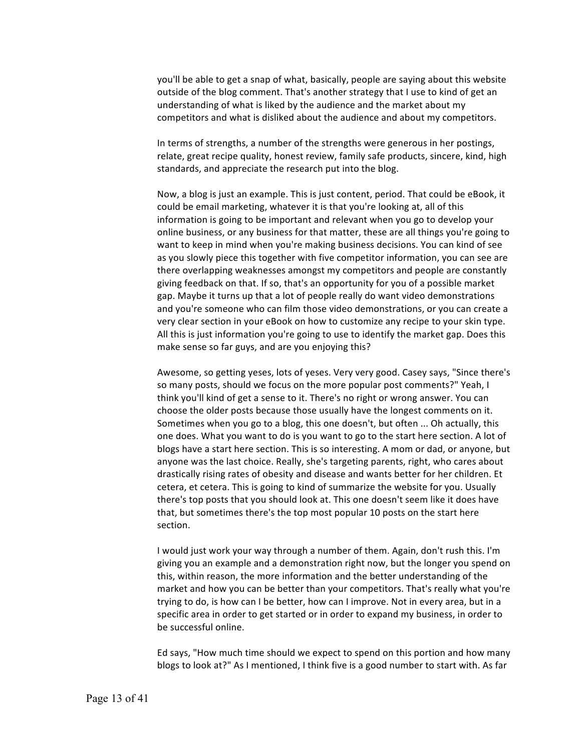you'll be able to get a snap of what, basically, people are saying about this website outside of the blog comment. That's another strategy that I use to kind of get an understanding of what is liked by the audience and the market about my competitors and what is disliked about the audience and about my competitors.

In terms of strengths, a number of the strengths were generous in her postings, relate, great recipe quality, honest review, family safe products, sincere, kind, high standards, and appreciate the research put into the blog.

Now, a blog is just an example. This is just content, period. That could be eBook, it could be email marketing, whatever it is that you're looking at, all of this information is going to be important and relevant when you go to develop your online business, or any business for that matter, these are all things you're going to want to keep in mind when you're making business decisions. You can kind of see as you slowly piece this together with five competitor information, you can see are there overlapping weaknesses amongst my competitors and people are constantly giving feedback on that. If so, that's an opportunity for you of a possible market gap. Maybe it turns up that a lot of people really do want video demonstrations and you're someone who can film those video demonstrations, or you can create a very clear section in your eBook on how to customize any recipe to your skin type. All this is just information you're going to use to identify the market gap. Does this make sense so far guys, and are you enjoying this?

Awesome, so getting yeses, lots of yeses. Very very good. Casey says, "Since there's so many posts, should we focus on the more popular post comments?" Yeah, I think you'll kind of get a sense to it. There's no right or wrong answer. You can choose the older posts because those usually have the longest comments on it. Sometimes when you go to a blog, this one doesn't, but often ... Oh actually, this one does. What you want to do is you want to go to the start here section. A lot of blogs have a start here section. This is so interesting. A mom or dad, or anyone, but anyone was the last choice. Really, she's targeting parents, right, who cares about drastically rising rates of obesity and disease and wants better for her children. Et cetera, et cetera. This is going to kind of summarize the website for you. Usually there's top posts that you should look at. This one doesn't seem like it does have that, but sometimes there's the top most popular 10 posts on the start here section.

I would just work your way through a number of them. Again, don't rush this. I'm giving you an example and a demonstration right now, but the longer you spend on this, within reason, the more information and the better understanding of the market and how you can be better than your competitors. That's really what you're trying to do, is how can I be better, how can I improve. Not in every area, but in a specific area in order to get started or in order to expand my business, in order to be successful online.

Ed says, "How much time should we expect to spend on this portion and how many blogs to look at?" As I mentioned, I think five is a good number to start with. As far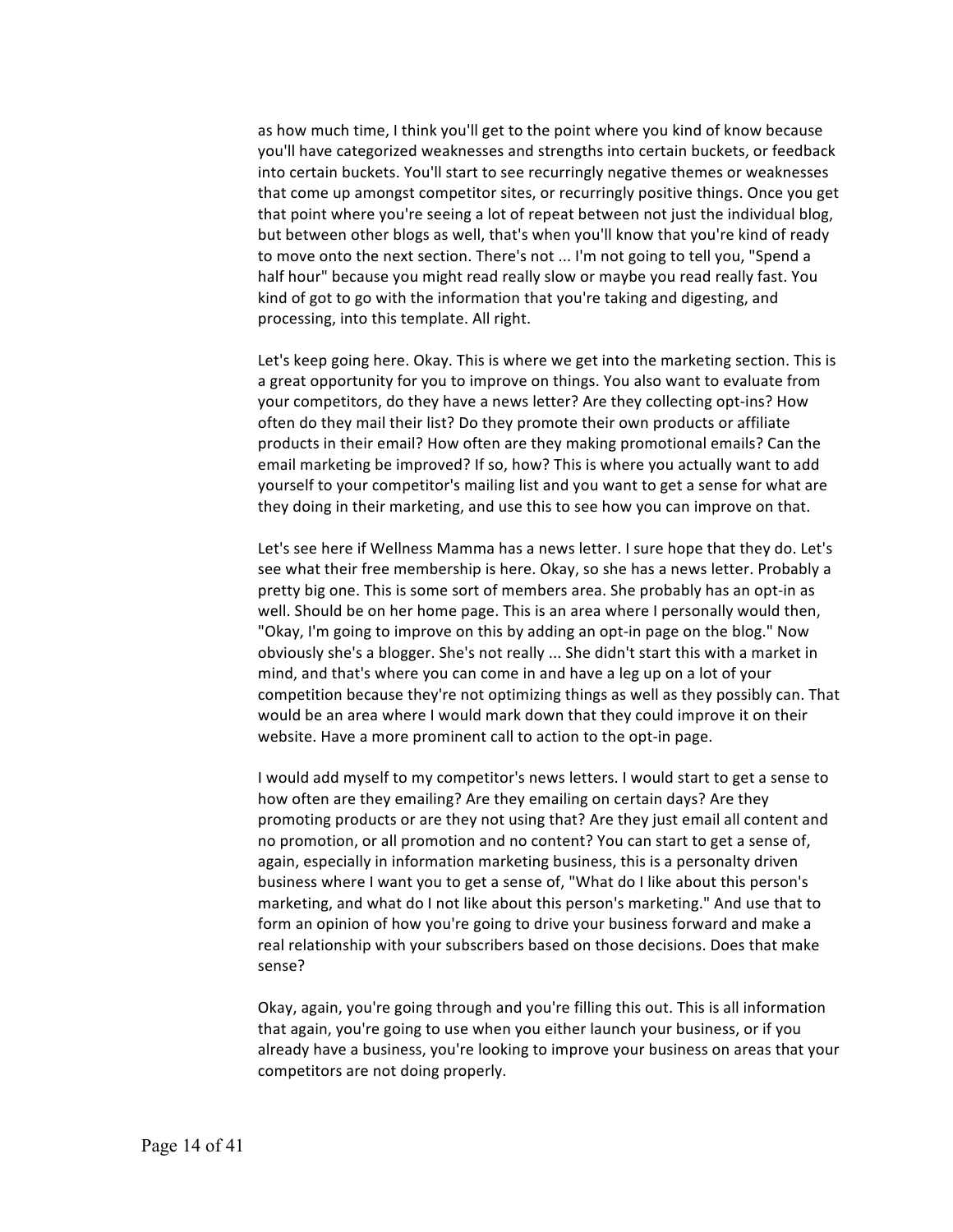as how much time, I think you'll get to the point where you kind of know because you'll have categorized weaknesses and strengths into certain buckets, or feedback into certain buckets. You'll start to see recurringly negative themes or weaknesses that come up amongst competitor sites, or recurringly positive things. Once you get that point where you're seeing a lot of repeat between not just the individual blog, but between other blogs as well, that's when you'll know that you're kind of ready to move onto the next section. There's not ... I'm not going to tell you, "Spend a half hour" because you might read really slow or maybe you read really fast. You kind of got to go with the information that you're taking and digesting, and processing, into this template. All right.

Let's keep going here. Okay. This is where we get into the marketing section. This is a great opportunity for you to improve on things. You also want to evaluate from your competitors, do they have a news letter? Are they collecting opt-ins? How often do they mail their list? Do they promote their own products or affiliate products in their email? How often are they making promotional emails? Can the email marketing be improved? If so, how? This is where you actually want to add yourself to your competitor's mailing list and you want to get a sense for what are they doing in their marketing, and use this to see how you can improve on that.

Let's see here if Wellness Mamma has a news letter. I sure hope that they do. Let's see what their free membership is here. Okay, so she has a news letter. Probably a pretty big one. This is some sort of members area. She probably has an opt-in as well. Should be on her home page. This is an area where I personally would then, "Okay, I'm going to improve on this by adding an opt-in page on the blog." Now obviously she's a blogger. She's not really ... She didn't start this with a market in mind, and that's where you can come in and have a leg up on a lot of your competition because they're not optimizing things as well as they possibly can. That would be an area where I would mark down that they could improve it on their website. Have a more prominent call to action to the opt-in page.

I would add myself to my competitor's news letters. I would start to get a sense to how often are they emailing? Are they emailing on certain days? Are they promoting products or are they not using that? Are they just email all content and no promotion, or all promotion and no content? You can start to get a sense of, again, especially in information marketing business, this is a personalty driven business where I want you to get a sense of, "What do I like about this person's marketing, and what do I not like about this person's marketing." And use that to form an opinion of how you're going to drive your business forward and make a real relationship with your subscribers based on those decisions. Does that make sense?

Okay, again, you're going through and you're filling this out. This is all information that again, you're going to use when you either launch your business, or if you already have a business, you're looking to improve your business on areas that your competitors are not doing properly.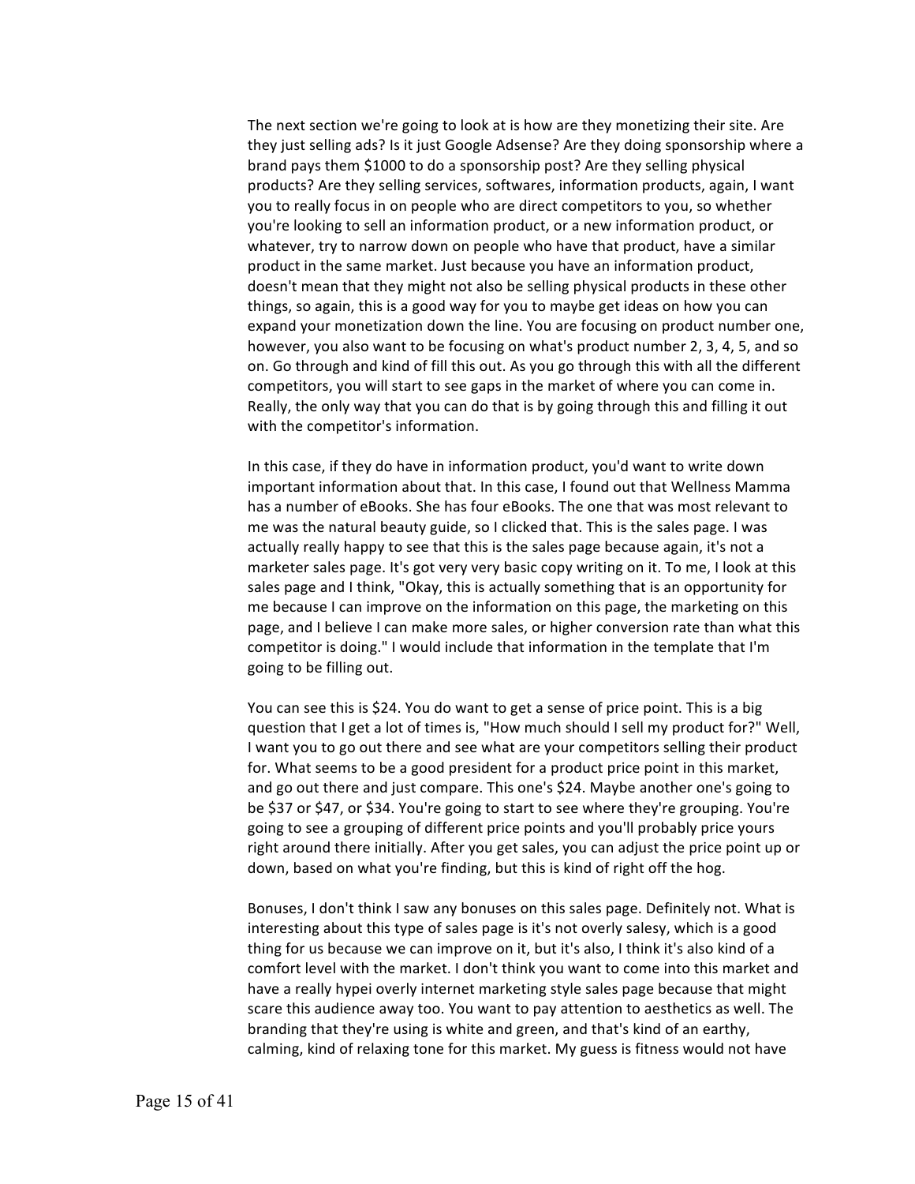The next section we're going to look at is how are they monetizing their site. Are they just selling ads? Is it just Google Adsense? Are they doing sponsorship where a brand pays them $1000 to do a sponsorship post? Are they selling physical products? Are they selling services, softwares, information products, again, I want you to really focus in on people who are direct competitors to you, so whether you're looking to sell an information product, or a new information product, or whatever, try to narrow down on people who have that product, have a similar product in the same market. Just because you have an information product, doesn't mean that they might not also be selling physical products in these other things, so again, this is a good way for you to maybe get ideas on how you can expand your monetization down the line. You are focusing on product number one, however, you also want to be focusing on what's product number 2, 3, 4, 5, and so on. Go through and kind of fill this out. As you go through this with all the different competitors, you will start to see gaps in the market of where you can come in. Really, the only way that you can do that is by going through this and filling it out with the competitor's information.

In this case, if they do have in information product, you'd want to write down important information about that. In this case, I found out that Wellness Mamma has a number of eBooks. She has four eBooks. The one that was most relevant to me was the natural beauty guide, so I clicked that. This is the sales page. I was actually really happy to see that this is the sales page because again, it's not a marketer sales page. It's got very very basic copy writing on it. To me, I look at this sales page and I think, "Okay, this is actually something that is an opportunity for me because I can improve on the information on this page, the marketing on this page, and I believe I can make more sales, or higher conversion rate than what this competitor is doing." I would include that information in the template that I'm going to be filling out.

You can see this is $24. You do want to get a sense of price point. This is a big question that I get a lot of times is, "How much should I sell my product for?" Well, I want you to go out there and see what are your competitors selling their product for. What seems to be a good president for a product price point in this market, and go out there and just compare. This one's $24. Maybe another one's going to be $37 or $47, or $34. You're going to start to see where they're grouping. You're going to see a grouping of different price points and you'll probably price yours right around there initially. After you get sales, you can adjust the price point up or down, based on what you're finding, but this is kind of right off the hog.

Bonuses, I don't think I saw any bonuses on this sales page. Definitely not. What is interesting about this type of sales page is it's not overly salesy, which is a good thing for us because we can improve on it, but it's also, I think it's also kind of a comfort level with the market. I don't think you want to come into this market and have a really hypei overly internet marketing style sales page because that might scare this audience away too. You want to pay attention to aesthetics as well. The branding that they're using is white and green, and that's kind of an earthy, calming, kind of relaxing tone for this market. My guess is fitness would not have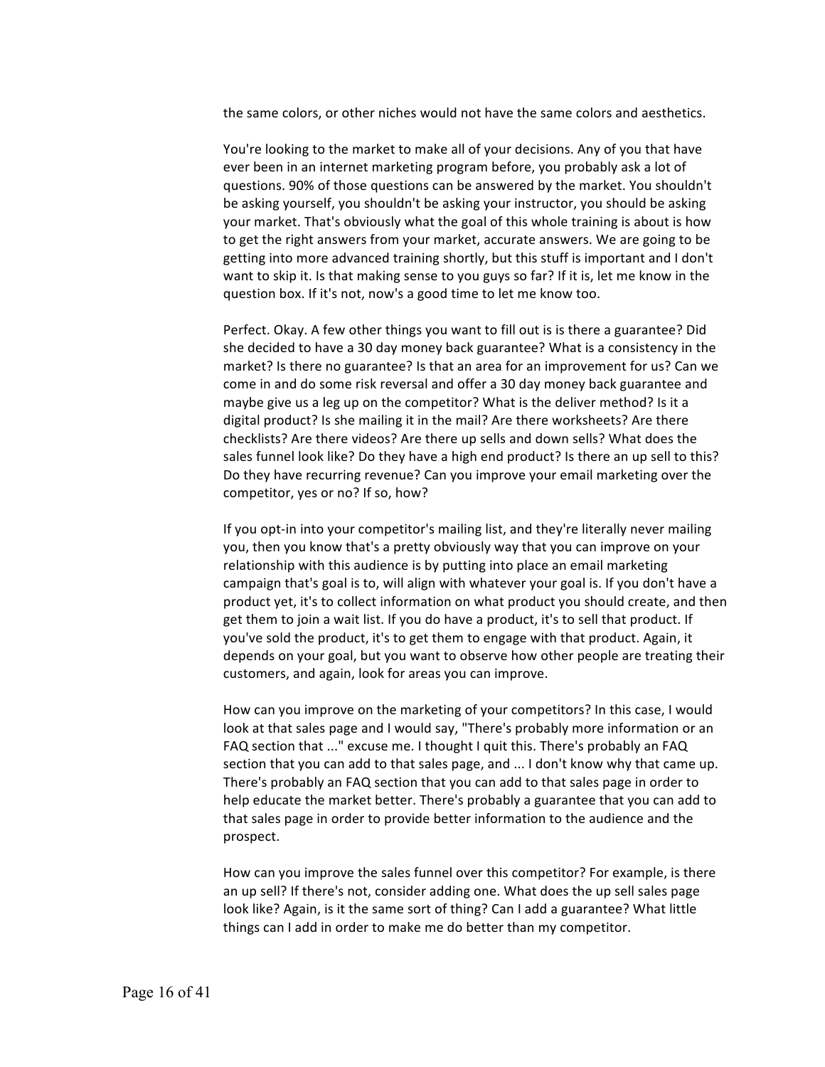the same colors, or other niches would not have the same colors and aesthetics.

You're looking to the market to make all of your decisions. Any of you that have ever been in an internet marketing program before, you probably ask a lot of questions. 90% of those questions can be answered by the market. You shouldn't be asking yourself, you shouldn't be asking your instructor, you should be asking your market. That's obviously what the goal of this whole training is about is how to get the right answers from your market, accurate answers. We are going to be getting into more advanced training shortly, but this stuff is important and I don't want to skip it. Is that making sense to you guys so far? If it is, let me know in the question box. If it's not, now's a good time to let me know too.

Perfect. Okay. A few other things you want to fill out is is there a guarantee? Did she decided to have a 30 day money back guarantee? What is a consistency in the market? Is there no guarantee? Is that an area for an improvement for us? Can we come in and do some risk reversal and offer a 30 day money back guarantee and maybe give us a leg up on the competitor? What is the deliver method? Is it a digital product? Is she mailing it in the mail? Are there worksheets? Are there checklists? Are there videos? Are there up sells and down sells? What does the sales funnel look like? Do they have a high end product? Is there an up sell to this? Do they have recurring revenue? Can you improve your email marketing over the competitor, yes or no? If so, how?

If you opt-in into your competitor's mailing list, and they're literally never mailing you, then you know that's a pretty obviously way that you can improve on your relationship with this audience is by putting into place an email marketing campaign that's goal is to, will align with whatever your goal is. If you don't have a product yet, it's to collect information on what product you should create, and then get them to join a wait list. If you do have a product, it's to sell that product. If you've sold the product, it's to get them to engage with that product. Again, it depends on your goal, but you want to observe how other people are treating their customers, and again, look for areas you can improve.

How can you improve on the marketing of your competitors? In this case, I would look at that sales page and I would say, "There's probably more information or an FAQ section that ..." excuse me. I thought I quit this. There's probably an FAQ section that you can add to that sales page, and ... I don't know why that came up. There's probably an FAQ section that you can add to that sales page in order to help educate the market better. There's probably a guarantee that you can add to that sales page in order to provide better information to the audience and the prospect.

How can you improve the sales funnel over this competitor? For example, is there an up sell? If there's not, consider adding one. What does the up sell sales page look like? Again, is it the same sort of thing? Can I add a guarantee? What little things can I add in order to make me do better than my competitor.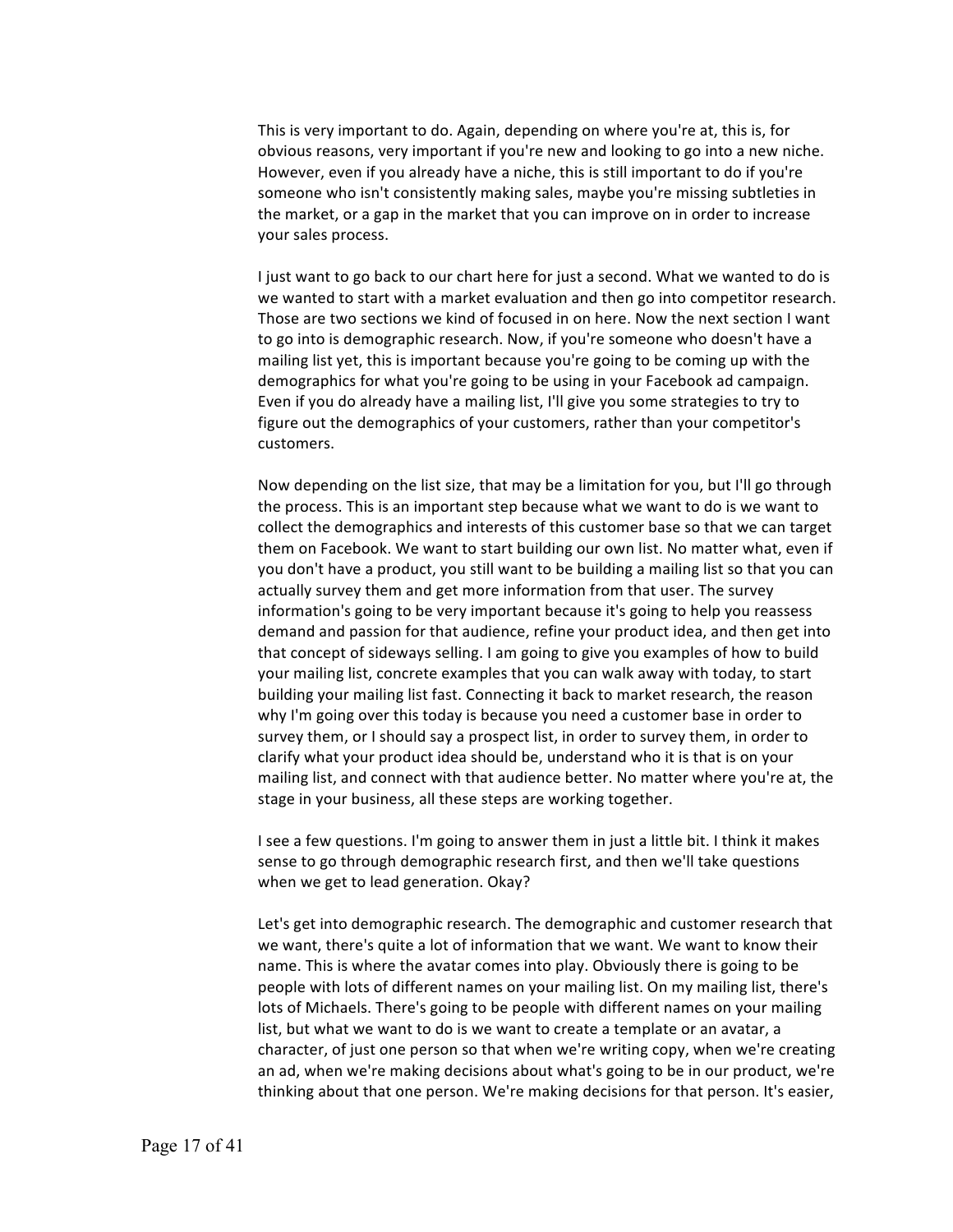This is very important to do. Again, depending on where you're at, this is, for obvious reasons, very important if you're new and looking to go into a new niche. However, even if you already have a niche, this is still important to do if you're someone who isn't consistently making sales, maybe you're missing subtleties in the market, or a gap in the market that you can improve on in order to increase your sales process.

I just want to go back to our chart here for just a second. What we wanted to do is we wanted to start with a market evaluation and then go into competitor research. Those are two sections we kind of focused in on here. Now the next section I want to go into is demographic research. Now, if you're someone who doesn't have a mailing list yet, this is important because you're going to be coming up with the demographics for what you're going to be using in your Facebook ad campaign. Even if you do already have a mailing list, I'll give you some strategies to try to figure out the demographics of your customers, rather than your competitor's customers.

Now depending on the list size, that may be a limitation for you, but I'll go through the process. This is an important step because what we want to do is we want to collect the demographics and interests of this customer base so that we can target them on Facebook. We want to start building our own list. No matter what, even if you don't have a product, you still want to be building a mailing list so that you can actually survey them and get more information from that user. The survey information's going to be very important because it's going to help you reassess demand and passion for that audience, refine your product idea, and then get into that concept of sideways selling. I am going to give you examples of how to build your mailing list, concrete examples that you can walk away with today, to start building your mailing list fast. Connecting it back to market research, the reason why I'm going over this today is because you need a customer base in order to survey them, or I should say a prospect list, in order to survey them, in order to clarify what your product idea should be, understand who it is that is on your mailing list, and connect with that audience better. No matter where you're at, the stage in your business, all these steps are working together.

I see a few questions. I'm going to answer them in just a little bit. I think it makes sense to go through demographic research first, and then we'll take questions when we get to lead generation. Okay?

Let's get into demographic research. The demographic and customer research that we want, there's quite a lot of information that we want. We want to know their name. This is where the avatar comes into play. Obviously there is going to be people with lots of different names on your mailing list. On my mailing list, there's lots of Michaels. There's going to be people with different names on your mailing list, but what we want to do is we want to create a template or an avatar, a character, of just one person so that when we're writing copy, when we're creating an ad, when we're making decisions about what's going to be in our product, we're thinking about that one person. We're making decisions for that person. It's easier,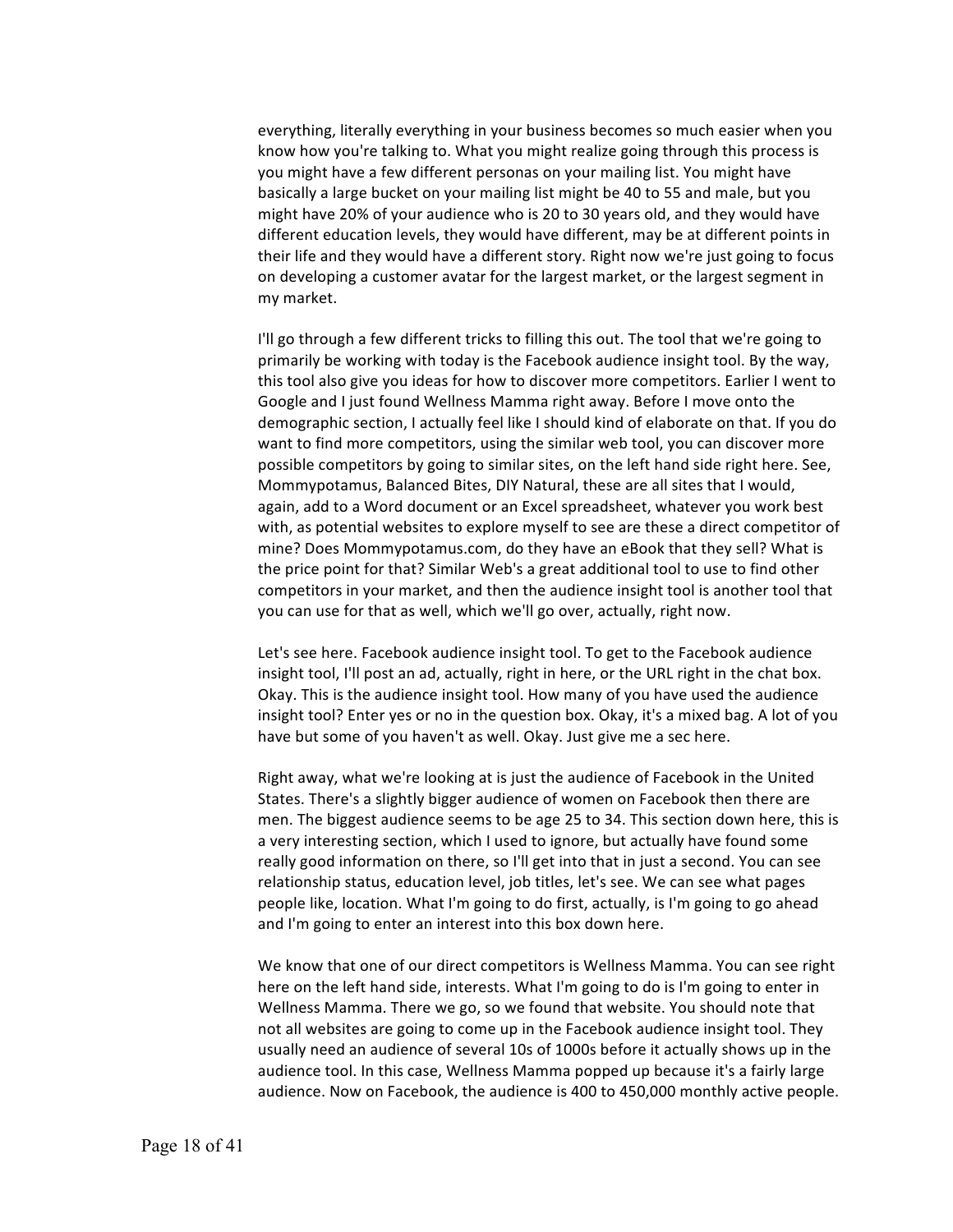everything, literally everything in your business becomes so much easier when you know how you're talking to. What you might realize going through this process is you might have a few different personas on your mailing list. You might have basically a large bucket on your mailing list might be 40 to 55 and male, but you might have 20% of your audience who is 20 to 30 years old, and they would have different education levels, they would have different, may be at different points in their life and they would have a different story. Right now we're just going to focus on developing a customer avatar for the largest market, or the largest segment in my market.

I'll go through a few different tricks to filling this out. The tool that we're going to primarily be working with today is the Facebook audience insight tool. By the way, this tool also give you ideas for how to discover more competitors. Earlier I went to Google and I just found Wellness Mamma right away. Before I move onto the demographic section, I actually feel like I should kind of elaborate on that. If you do want to find more competitors, using the similar web tool, you can discover more possible competitors by going to similar sites, on the left hand side right here. See, Mommypotamus, Balanced Bites, DIY Natural, these are all sites that I would, again, add to a Word document or an Excel spreadsheet, whatever you work best with, as potential websites to explore myself to see are these a direct competitor of mine? Does Mommypotamus.com, do they have an eBook that they sell? What is the price point for that? Similar Web's a great additional tool to use to find other competitors in your market, and then the audience insight tool is another tool that you can use for that as well, which we'll go over, actually, right now.

Let's see here. Facebook audience insight tool. To get to the Facebook audience insight tool, I'll post an ad, actually, right in here, or the URL right in the chat box. Okay. This is the audience insight tool. How many of you have used the audience insight tool? Enter yes or no in the question box. Okay, it's a mixed bag. A lot of you have but some of you haven't as well. Okay. Just give me a sec here.

Right away, what we're looking at is just the audience of Facebook in the United States. There's a slightly bigger audience of women on Facebook then there are men. The biggest audience seems to be age 25 to 34. This section down here, this is a very interesting section, which I used to ignore, but actually have found some really good information on there, so I'll get into that in just a second. You can see relationship status, education level, job titles, let's see. We can see what pages people like, location. What I'm going to do first, actually, is I'm going to go ahead and I'm going to enter an interest into this box down here.

We know that one of our direct competitors is Wellness Mamma. You can see right here on the left hand side, interests. What I'm going to do is I'm going to enter in Wellness Mamma. There we go, so we found that website. You should note that not all websites are going to come up in the Facebook audience insight tool. They usually need an audience of several 10s of 1000s before it actually shows up in the audience tool. In this case, Wellness Mamma popped up because it's a fairly large audience. Now on Facebook, the audience is 400 to 450,000 monthly active people.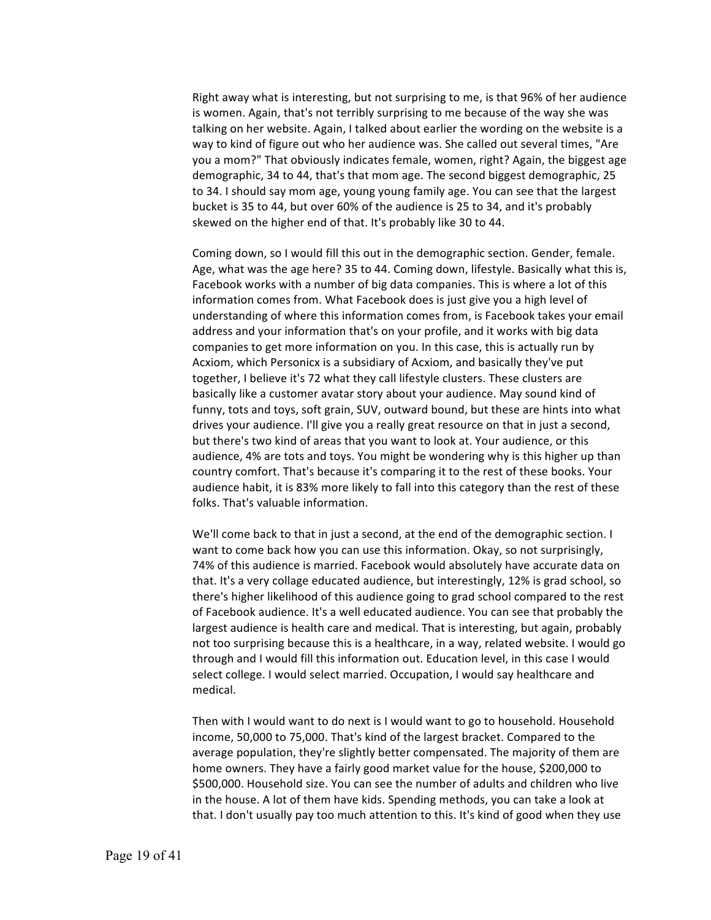Right away what is interesting, but not surprising to me, is that 96% of her audience is women. Again, that's not terribly surprising to me because of the way she was talking on her website. Again, I talked about earlier the wording on the website is a way to kind of figure out who her audience was. She called out several times, "Are you a mom?" That obviously indicates female, women, right? Again, the biggest age demographic, 34 to 44, that's that mom age. The second biggest demographic, 25 to 34. I should say mom age, young young family age. You can see that the largest bucket is 35 to 44, but over 60% of the audience is 25 to 34, and it's probably skewed on the higher end of that. It's probably like 30 to 44.

Coming down, so I would fill this out in the demographic section. Gender, female. Age, what was the age here? 35 to 44. Coming down, lifestyle. Basically what this is, Facebook works with a number of big data companies. This is where a lot of this information comes from. What Facebook does is just give you a high level of understanding of where this information comes from, is Facebook takes your email address and your information that's on your profile, and it works with big data companies to get more information on you. In this case, this is actually run by Acxiom, which Personicx is a subsidiary of Acxiom, and basically they've put together, I believe it's 72 what they call lifestyle clusters. These clusters are basically like a customer avatar story about your audience. May sound kind of funny, tots and toys, soft grain, SUV, outward bound, but these are hints into what drives your audience. I'll give you a really great resource on that in just a second, but there's two kind of areas that you want to look at. Your audience, or this audience, 4% are tots and toys. You might be wondering why is this higher up than country comfort. That's because it's comparing it to the rest of these books. Your audience habit, it is 83% more likely to fall into this category than the rest of these folks. That's valuable information.

We'll come back to that in just a second, at the end of the demographic section. I want to come back how you can use this information. Okay, so not surprisingly, 74% of this audience is married. Facebook would absolutely have accurate data on that. It's a very collage educated audience, but interestingly, 12% is grad school, so there's higher likelihood of this audience going to grad school compared to the rest of Facebook audience. It's a well educated audience. You can see that probably the largest audience is health care and medical. That is interesting, but again, probably not too surprising because this is a healthcare, in a way, related website. I would go through and I would fill this information out. Education level, in this case I would select college. I would select married. Occupation, I would say healthcare and medical.

Then with I would want to do next is I would want to go to household. Household income, 50,000 to 75,000. That's kind of the largest bracket. Compared to the average population, they're slightly better compensated. The majority of them are home owners. They have a fairly good market value for the house, $200,000 to $500,000. Household size. You can see the number of adults and children who live in the house. A lot of them have kids. Spending methods, you can take a look at that. I don't usually pay too much attention to this. It's kind of good when they use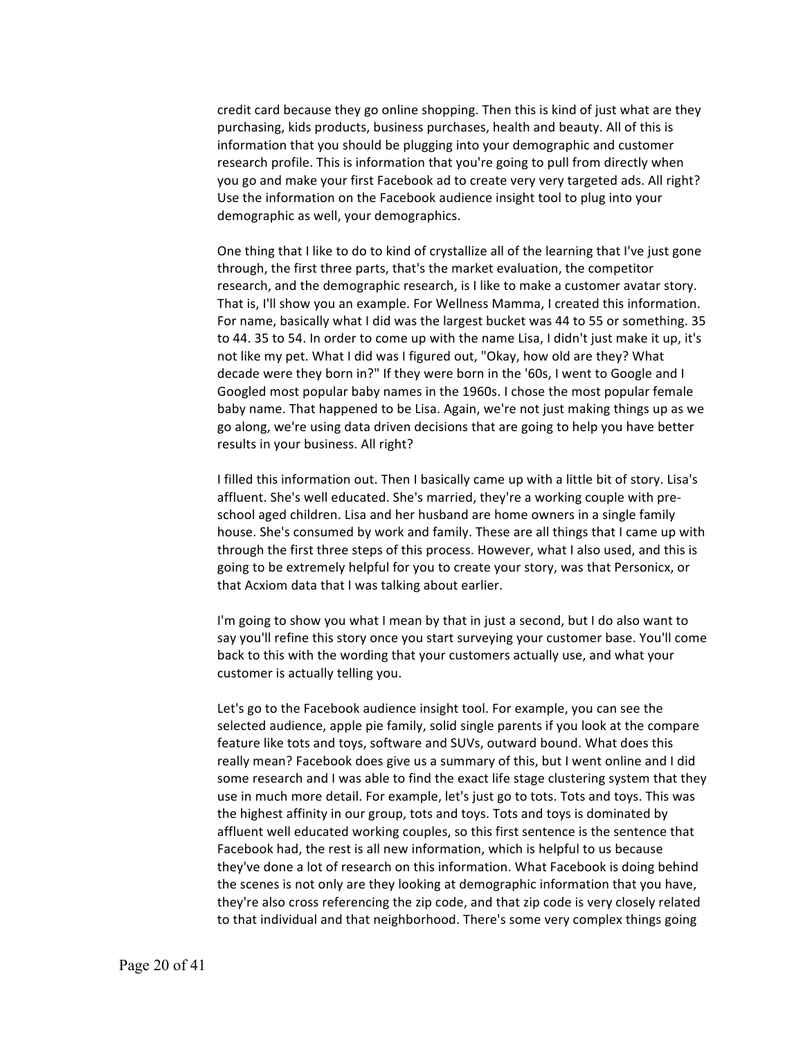credit card because they go online shopping. Then this is kind of just what are they purchasing, kids products, business purchases, health and beauty. All of this is information that you should be plugging into your demographic and customer research profile. This is information that you're going to pull from directly when you go and make your first Facebook ad to create very very targeted ads. All right? Use the information on the Facebook audience insight tool to plug into your demographic as well, your demographics.

One thing that I like to do to kind of crystallize all of the learning that I've just gone through, the first three parts, that's the market evaluation, the competitor research, and the demographic research, is I like to make a customer avatar story. That is, I'll show you an example. For Wellness Mamma, I created this information. For name, basically what I did was the largest bucket was 44 to 55 or something. 35 to 44. 35 to 54. In order to come up with the name Lisa, I didn't just make it up, it's not like my pet. What I did was I figured out, "Okay, how old are they? What decade were they born in?" If they were born in the '60s, I went to Google and I Googled most popular baby names in the 1960s. I chose the most popular female baby name. That happened to be Lisa. Again, we're not just making things up as we go along, we're using data driven decisions that are going to help you have better results in your business. All right?

I filled this information out. Then I basically came up with a little bit of story. Lisa's affluent. She's well educated. She's married, they're a working couple with pre-school aged children. Lisa and her husband are home owners in a single family house. She's consumed by work and family. These are all things that I came up with through the first three steps of this process. However, what I also used, and this is going to be extremely helpful for you to create your story, was that Personicx, or that Acxiom data that I was talking about earlier.

I'm going to show you what I mean by that in just a second, but I do also want to say you'll refine this story once you start surveying your customer base. You'll come back to this with the wording that your customers actually use, and what your customer is actually telling you.

Let's go to the Facebook audience insight tool. For example, you can see the selected audience, apple pie family, solid single parents if you look at the compare feature like tots and toys, software and SUVs, outward bound. What does this really mean? Facebook does give us a summary of this, but I went online and I did some research and I was able to find the exact life stage clustering system that they use in much more detail. For example, let's just go to tots. Tots and toys. This was the highest affinity in our group, tots and toys. Tots and toys is dominated by affluent well educated working couples, so this first sentence is the sentence that Facebook had, the rest is all new information, which is helpful to us because they've done a lot of research on this information. What Facebook is doing behind the scenes is not only are they looking at demographic information that you have, they're also cross referencing the zip code, and that zip code is very closely related to that individual and that neighborhood. There's some very complex things going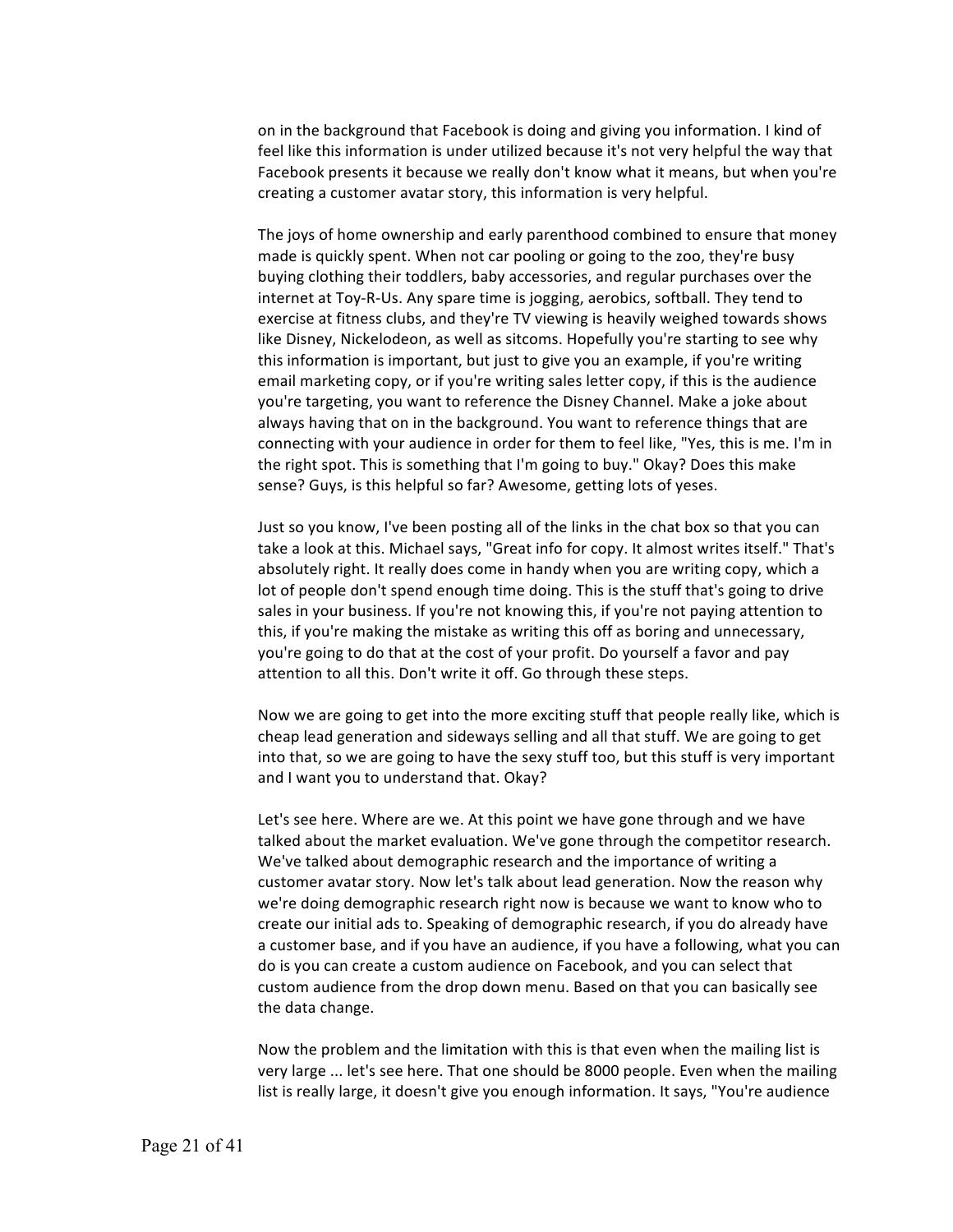on in the background that Facebook is doing and giving you information. I kind of feel like this information is under utilized because it's not very helpful the way that Facebook presents it because we really don't know what it means, but when you're creating a customer avatar story, this information is very helpful.

The joys of home ownership and early parenthood combined to ensure that money made is quickly spent. When not car pooling or going to the zoo, they're busy buying clothing their toddlers, baby accessories, and regular purchases over the internet at Toy-R-Us. Any spare time is jogging, aerobics, softball. They tend to exercise at fitness clubs, and they're TV viewing is heavily weighed towards shows like Disney, Nickelodeon, as well as sitcoms. Hopefully you're starting to see why this information is important, but just to give you an example, if you're writing email marketing copy, or if you're writing sales letter copy, if this is the audience you're targeting, you want to reference the Disney Channel. Make a joke about always having that on in the background. You want to reference things that are connecting with your audience in order for them to feel like, "Yes, this is me. I'm in the right spot. This is something that I'm going to buy." Okay? Does this make sense? Guys, is this helpful so far? Awesome, getting lots of yeses.

Just so you know, I've been posting all of the links in the chat box so that you can take a look at this. Michael says, "Great info for copy. It almost writes itself." That's absolutely right. It really does come in handy when you are writing copy, which a lot of people don't spend enough time doing. This is the stuff that's going to drive sales in your business. If you're not knowing this, if you're not paying attention to this, if you're making the mistake as writing this off as boring and unnecessary, you're going to do that at the cost of your profit. Do yourself a favor and pay attention to all this. Don't write it off. Go through these steps.

Now we are going to get into the more exciting stuff that people really like, which is cheap lead generation and sideways selling and all that stuff. We are going to get into that, so we are going to have the sexy stuff too, but this stuff is very important and I want you to understand that. Okay?

Let's see here. Where are we. At this point we have gone through and we have talked about the market evaluation. We've gone through the competitor research. We've talked about demographic research and the importance of writing a customer avatar story. Now let's talk about lead generation. Now the reason why we're doing demographic research right now is because we want to know who to create our initial ads to. Speaking of demographic research, if you do already have a customer base, and if you have an audience, if you have a following, what you can do is you can create a custom audience on Facebook, and you can select that custom audience from the drop down menu. Based on that you can basically see the data change.

Now the problem and the limitation with this is that even when the mailing list is very large ... let's see here. That one should be 8000 people. Even when the mailing list is really large, it doesn't give you enough information. It says, "You're audience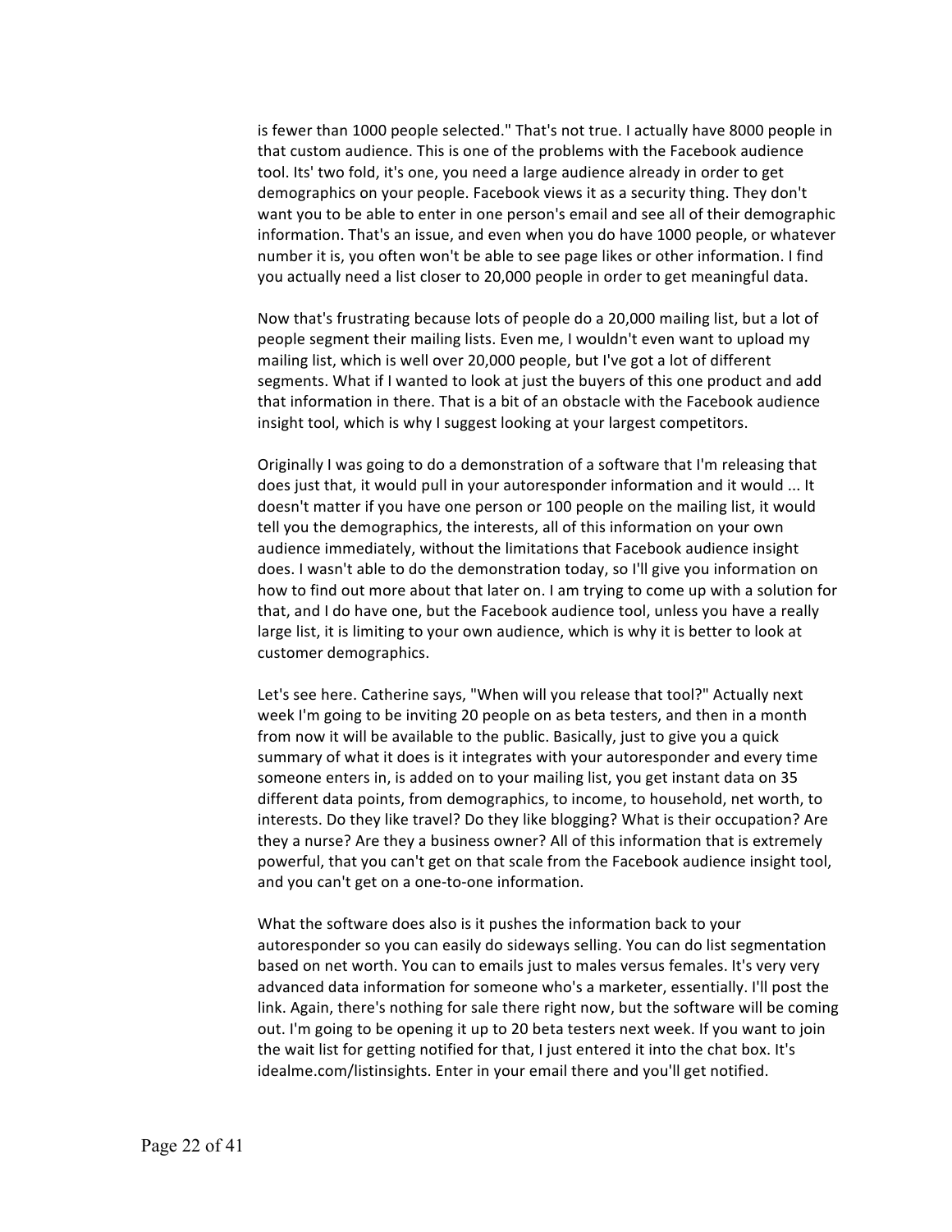is fewer than 1000 people selected." That's not true. I actually have 8000 people in that custom audience. This is one of the problems with the Facebook audience tool. Its' two fold, it's one, you need a large audience already in order to get demographics on your people. Facebook views it as a security thing. They don't want you to be able to enter in one person's email and see all of their demographic information. That's an issue, and even when you do have 1000 people, or whatever number it is, you often won't be able to see page likes or other information. I find you actually need a list closer to 20,000 people in order to get meaningful data.

Now that's frustrating because lots of people do a 20,000 mailing list, but a lot of people segment their mailing lists. Even me, I wouldn't even want to upload my mailing list, which is well over 20,000 people, but I've got a lot of different segments. What if I wanted to look at just the buyers of this one product and add that information in there. That is a bit of an obstacle with the Facebook audience insight tool, which is why I suggest looking at your largest competitors.

Originally I was going to do a demonstration of a software that I'm releasing that does just that, it would pull in your autoresponder information and it would ... It doesn't matter if you have one person or 100 people on the mailing list, it would tell you the demographics, the interests, all of this information on your own audience immediately, without the limitations that Facebook audience insight does. I wasn't able to do the demonstration today, so I'll give you information on how to find out more about that later on. I am trying to come up with a solution for that, and I do have one, but the Facebook audience tool, unless you have a really large list, it is limiting to your own audience, which is why it is better to look at customer demographics.

Let's see here. Catherine says, "When will you release that tool?" Actually next week I'm going to be inviting 20 people on as beta testers, and then in a month from now it will be available to the public. Basically, just to give you a quick summary of what it does is it integrates with your autoresponder and every time someone enters in, is added on to your mailing list, you get instant data on 35 different data points, from demographics, to income, to household, net worth, to interests. Do they like travel? Do they like blogging? What is their occupation? Are they a nurse? Are they a business owner? All of this information that is extremely powerful, that you can't get on that scale from the Facebook audience insight tool, and you can't get on a one-to-one information.

What the software does also is it pushes the information back to your autoresponder so you can easily do sideways selling. You can do list segmentation based on net worth. You can to emails just to males versus females. It's very very advanced data information for someone who's a marketer, essentially. I'll post the link. Again, there's nothing for sale there right now, but the software will be coming out. I'm going to be opening it up to 20 beta testers next week. If you want to join the wait list for getting notified for that, I just entered it into the chat box. It's idealme.com/listinsights. Enter in your email there and you'll get notified.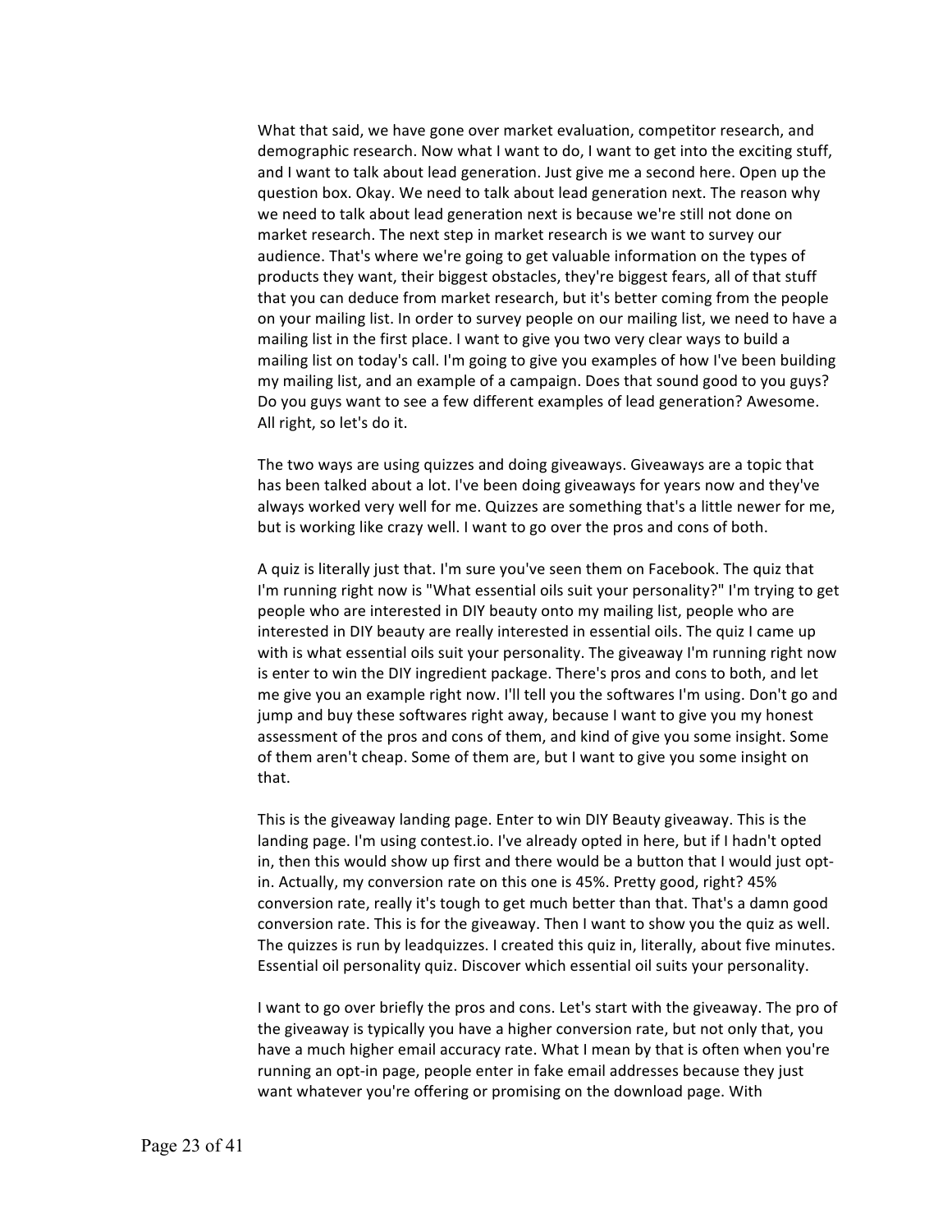What that said, we have gone over market evaluation, competitor research, and demographic research. Now what I want to do, I want to get into the exciting stuff, and I want to talk about lead generation. Just give me a second here. Open up the question box. Okay. We need to talk about lead generation next. The reason why we need to talk about lead generation next is because we're still not done on market research. The next step in market research is we want to survey our audience. That's where we're going to get valuable information on the types of products they want, their biggest obstacles, they're biggest fears, all of that stuff that you can deduce from market research, but it's better coming from the people on your mailing list. In order to survey people on our mailing list, we need to have a mailing list in the first place. I want to give you two very clear ways to build a mailing list on today's call. I'm going to give you examples of how I've been building my mailing list, and an example of a campaign. Does that sound good to you guys? Do you guys want to see a few different examples of lead generation? Awesome. All right, so let's do it.

The two ways are using quizzes and doing giveaways. Giveaways are a topic that has been talked about a lot. I've been doing giveaways for years now and they've always worked very well for me. Quizzes are something that's a little newer for me, but is working like crazy well. I want to go over the pros and cons of both.

A quiz is literally just that. I'm sure you've seen them on Facebook. The quiz that I'm running right now is "What essential oils suit your personality?" I'm trying to get people who are interested in DIY beauty onto my mailing list, people who are interested in DIY beauty are really interested in essential oils. The quiz I came up with is what essential oils suit your personality. The giveaway I'm running right now is enter to win the DIY ingredient package. There's pros and cons to both, and let me give you an example right now. I'll tell you the softwares I'm using. Don't go and jump and buy these softwares right away, because I want to give you my honest assessment of the pros and cons of them, and kind of give you some insight. Some of them aren't cheap. Some of them are, but I want to give you some insight on that.

This is the giveaway landing page. Enter to win DIY Beauty giveaway. This is the landing page. I'm using contest.io. I've already opted in here, but if I hadn't opted in, then this would show up first and there would be a button that I would just opt-in. Actually, my conversion rate on this one is 45%. Pretty good, right? 45% conversion rate, really it's tough to get much better than that. That's a damn good conversion rate. This is for the giveaway. Then I want to show you the quiz as well. The quizzes is run by leadquizzes. I created this quiz in, literally, about five minutes. Essential oil personality quiz. Discover which essential oil suits your personality.

I want to go over briefly the pros and cons. Let's start with the giveaway. The pro of the giveaway is typically you have a higher conversion rate, but not only that, you have a much higher email accuracy rate. What I mean by that is often when you're running an opt-in page, people enter in fake email addresses because they just want whatever you're offering or promising on the download page. With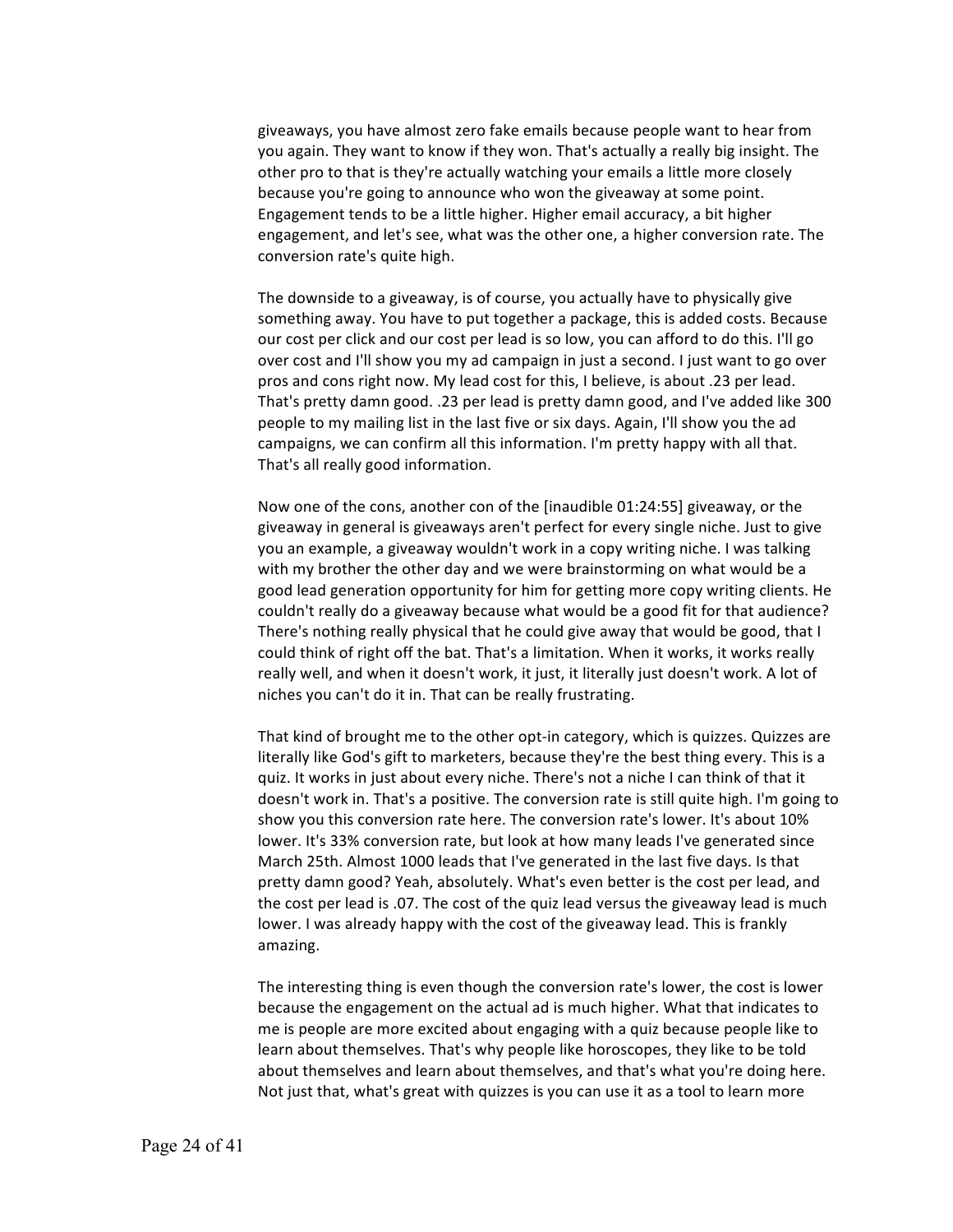giveaways, you have almost zero fake emails because people want to hear from you again. They want to know if they won. That's actually a really big insight. The other pro to that is they're actually watching your emails a little more closely because you're going to announce who won the giveaway at some point. Engagement tends to be a little higher. Higher email accuracy, a bit higher engagement, and let's see, what was the other one, a higher conversion rate. The conversion rate's quite high.

The downside to a giveaway, is of course, you actually have to physically give something away. You have to put together a package, this is added costs. Because our cost per click and our cost per lead is so low, you can afford to do this. I'll go over cost and I'll show you my ad campaign in just a second. I just want to go over pros and cons right now. My lead cost for this, I believe, is about .23 per lead. That's pretty damn good. .23 per lead is pretty damn good, and I've added like 300 people to my mailing list in the last five or six days. Again, I'll show you the ad campaigns, we can confirm all this information. I'm pretty happy with all that. That's all really good information.

Now one of the cons, another con of the [inaudible 01:24:55] giveaway, or the giveaway in general is giveaways aren't perfect for every single niche. Just to give you an example, a giveaway wouldn't work in a copy writing niche. I was talking with my brother the other day and we were brainstorming on what would be a good lead generation opportunity for him for getting more copy writing clients. He couldn't really do a giveaway because what would be a good fit for that audience? There's nothing really physical that he could give away that would be good, that I could think of right off the bat. That's a limitation. When it works, it works really really well, and when it doesn't work, it just, it literally just doesn't work. A lot of niches you can't do it in. That can be really frustrating.

That kind of brought me to the other opt-in category, which is quizzes. Quizzes are literally like God's gift to marketers, because they're the best thing every. This is a quiz. It works in just about every niche. There's not a niche I can think of that it doesn't work in. That's a positive. The conversion rate is still quite high. I'm going to show you this conversion rate here. The conversion rate's lower. It's about 10% lower. It's 33% conversion rate, but look at how many leads I've generated since March 25th. Almost 1000 leads that I've generated in the last five days. Is that pretty damn good? Yeah, absolutely. What's even better is the cost per lead, and the cost per lead is .07. The cost of the quiz lead versus the giveaway lead is much lower. I was already happy with the cost of the giveaway lead. This is frankly amazing.

The interesting thing is even though the conversion rate's lower, the cost is lower because the engagement on the actual ad is much higher. What that indicates to me is people are more excited about engaging with a quiz because people like to learn about themselves. That's why people like horoscopes, they like to be told about themselves and learn about themselves, and that's what you're doing here. Not just that, what's great with quizzes is you can use it as a tool to learn more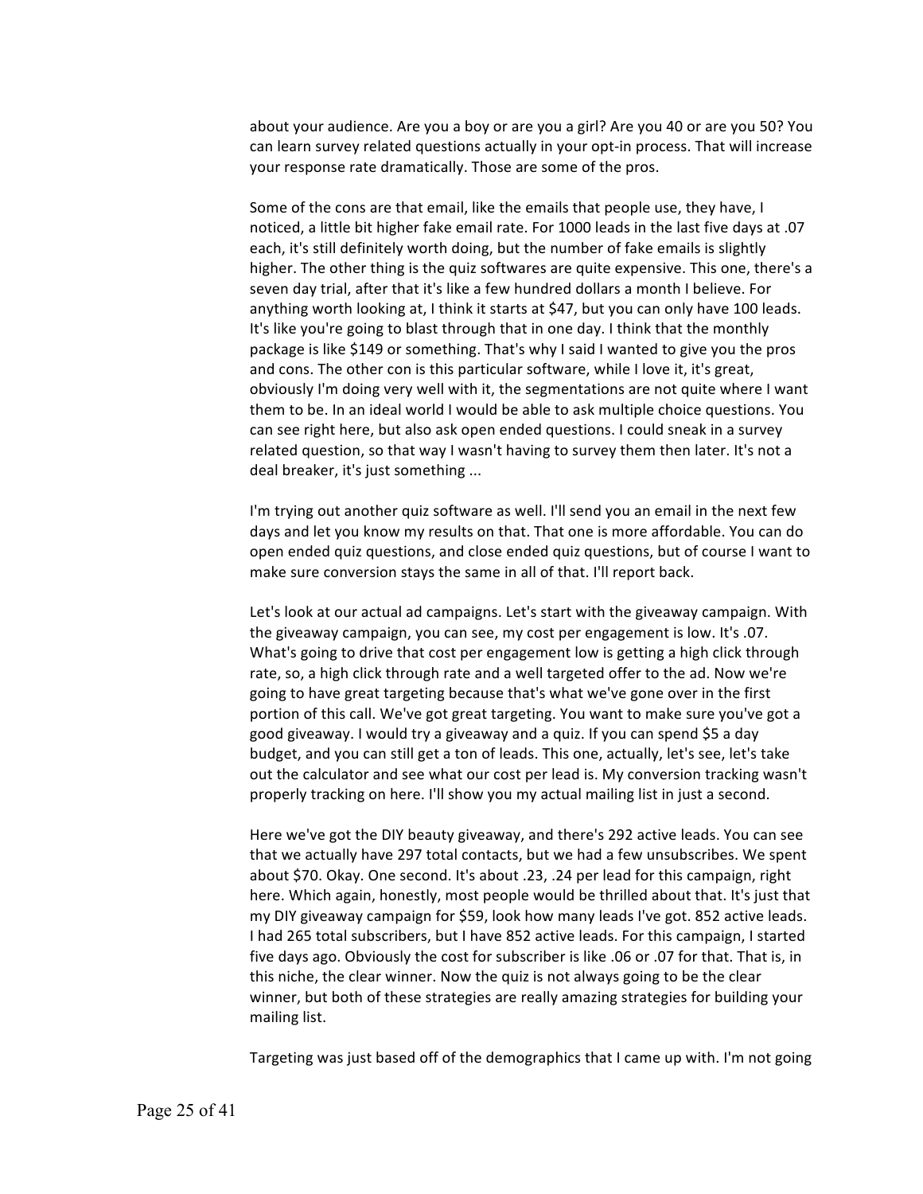about your audience. Are you a boy or are you a girl? Are you 40 or are you 50? You can learn survey related questions actually in your opt-in process. That will increase your response rate dramatically. Those are some of the pros.

Some of the cons are that email, like the emails that people use, they have, I noticed, a little bit higher fake email rate. For 1000 leads in the last five days at .07 each, it's still definitely worth doing, but the number of fake emails is slightly higher. The other thing is the quiz softwares are quite expensive. This one, there's a seven day trial, after that it's like a few hundred dollars a month I believe. For anything worth looking at, I think it starts at $47, but you can only have 100 leads. It's like you're going to blast through that in one day. I think that the monthly package is like $149 or something. That's why I said I wanted to give you the pros and cons. The other con is this particular software, while I love it, it's great, obviously I'm doing very well with it, the segmentations are not quite where I want them to be. In an ideal world I would be able to ask multiple choice questions. You can see right here, but also ask open ended questions. I could sneak in a survey related question, so that way I wasn't having to survey them then later. It's not a deal breaker, it's just something ...

I'm trying out another quiz software as well. I'll send you an email in the next few days and let you know my results on that. That one is more affordable. You can do open ended quiz questions, and close ended quiz questions, but of course I want to make sure conversion stays the same in all of that. I'll report back.

Let's look at our actual ad campaigns. Let's start with the giveaway campaign. With the giveaway campaign, you can see, my cost per engagement is low. It's .07. What's going to drive that cost per engagement low is getting a high click through rate, so, a high click through rate and a well targeted offer to the ad. Now we're going to have great targeting because that's what we've gone over in the first portion of this call. We've got great targeting. You want to make sure you've got a good giveaway. I would try a giveaway and a quiz. If you can spend $5 a day budget, and you can still get a ton of leads. This one, actually, let's see, let's take out the calculator and see what our cost per lead is. My conversion tracking wasn't properly tracking on here. I'll show you my actual mailing list in just a second.

Here we've got the DIY beauty giveaway, and there's 292 active leads. You can see that we actually have 297 total contacts, but we had a few unsubscribes. We spent about $70. Okay. One second. It's about .23, .24 per lead for this campaign, right here. Which again, honestly, most people would be thrilled about that. It's just that my DIY giveaway campaign for $59, look how many leads I've got. 852 active leads. I had 265 total subscribers, but I have 852 active leads. For this campaign, I started five days ago. Obviously the cost for subscriber is like .06 or .07 for that. That is, in this niche, the clear winner. Now the quiz is not always going to be the clear winner, but both of these strategies are really amazing strategies for building your mailing list.

Targeting was just based off of the demographics that I came up with. I'm not going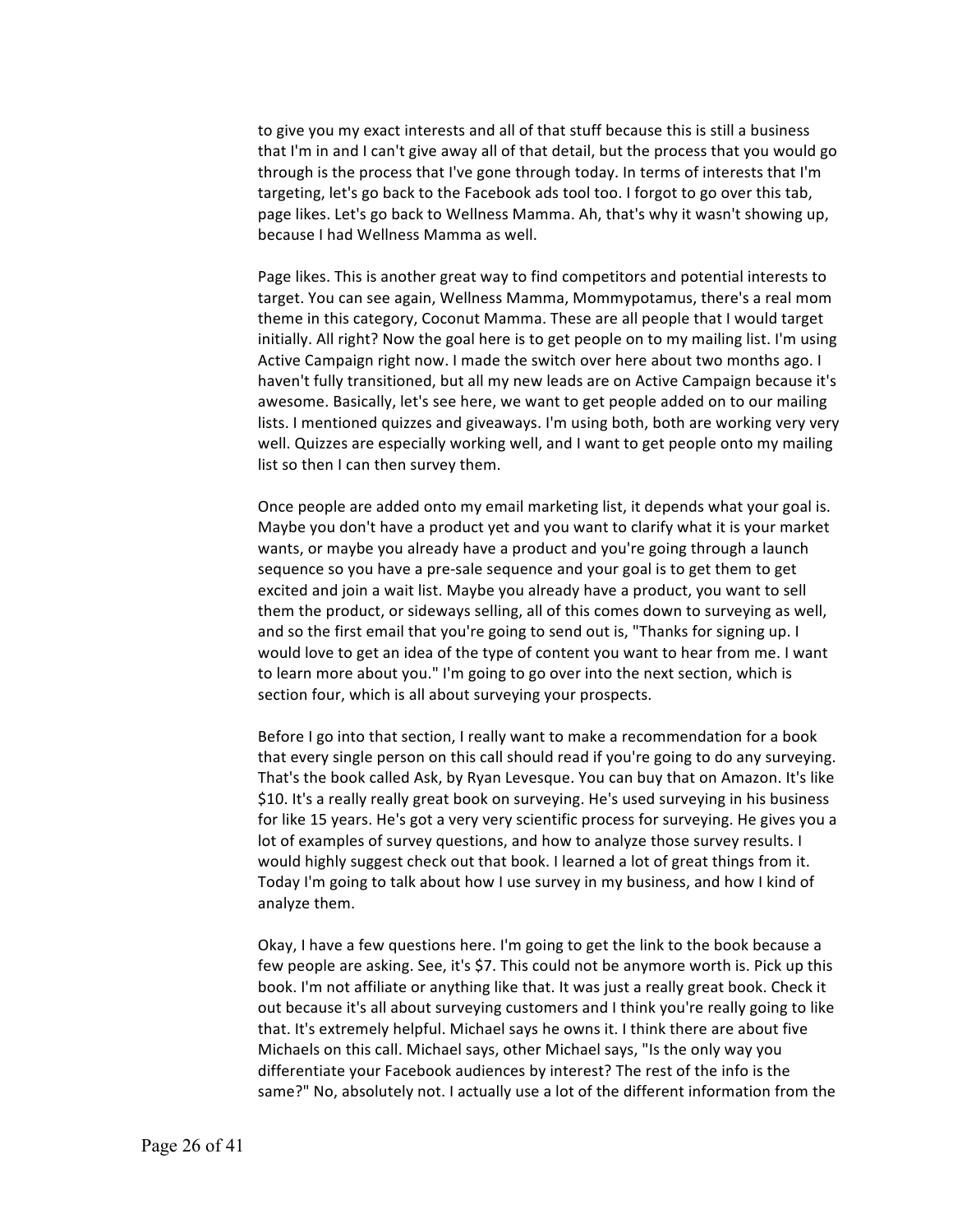to give you my exact interests and all of that stuff because this is still a business that I'm in and I can't give away all of that detail, but the process that you would go through is the process that I've gone through today. In terms of interests that I'm targeting, let's go back to the Facebook ads tool too. I forgot to go over this tab, page likes. Let's go back to Wellness Mamma. Ah, that's why it wasn't showing up, because I had Wellness Mamma as well.

Page likes. This is another great way to find competitors and potential interests to target. You can see again, Wellness Mamma, Mommypotamus, there's a real mom theme in this category, Coconut Mamma. These are all people that I would target initially. All right? Now the goal here is to get people on to my mailing list. I'm using Active Campaign right now. I made the switch over here about two months ago. I haven't fully transitioned, but all my new leads are on Active Campaign because it's awesome. Basically, let's see here, we want to get people added on to our mailing lists. I mentioned quizzes and giveaways. I'm using both, both are working very very well. Quizzes are especially working well, and I want to get people onto my mailing list so then I can then survey them.

Once people are added onto my email marketing list, it depends what your goal is. Maybe you don't have a product yet and you want to clarify what it is your market wants, or maybe you already have a product and you're going through a launch sequence so you have a pre-sale sequence and your goal is to get them to get excited and join a wait list. Maybe you already have a product, you want to sell them the product, or sideways selling, all of this comes down to surveying as well, and so the first email that you're going to send out is, "Thanks for signing up. I would love to get an idea of the type of content you want to hear from me. I want to learn more about you." I'm going to go over into the next section, which is section four, which is all about surveying your prospects.

Before I go into that section, I really want to make a recommendation for a book that every single person on this call should read if you're going to do any surveying. That's the book called Ask, by Ryan Levesque. You can buy that on Amazon. It's like $10. It's a really really great book on surveying. He's used surveying in his business for like 15 years. He's got a very very scientific process for surveying. He gives you a lot of examples of survey questions, and how to analyze those survey results. I would highly suggest check out that book. I learned a lot of great things from it. Today I'm going to talk about how I use survey in my business, and how I kind of analyze them.

Okay, I have a few questions here. I'm going to get the link to the book because a few people are asking. See, it's $7. This could not be anymore worth is. Pick up this book. I'm not affiliate or anything like that. It was just a really great book. Check it out because it's all about surveying customers and I think you're really going to like that. It's extremely helpful. Michael says he owns it. I think there are about five Michaels on this call. Michael says, other Michael says, "Is the only way you differentiate your Facebook audiences by interest? The rest of the info is the same?" No, absolutely not. I actually use a lot of the different information from the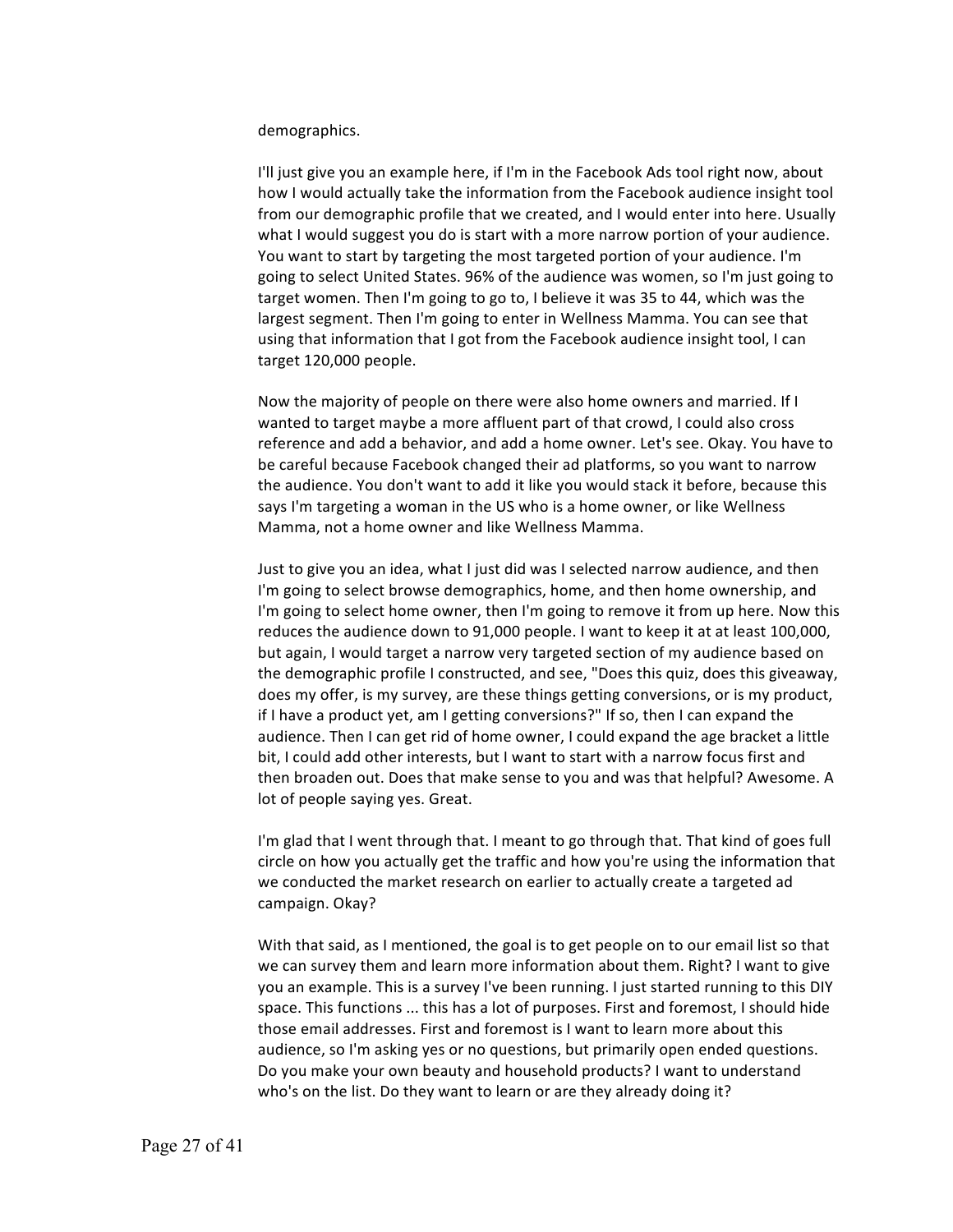demographics.

I'll just give you an example here, if I'm in the Facebook Ads tool right now, about how I would actually take the information from the Facebook audience insight tool from our demographic profile that we created, and I would enter into here. Usually what I would suggest you do is start with a more narrow portion of your audience. You want to start by targeting the most targeted portion of your audience. I'm going to select United States. 96% of the audience was women, so I'm just going to target women. Then I'm going to go to, I believe it was 35 to 44, which was the largest segment. Then I'm going to enter in Wellness Mamma. You can see that using that information that I got from the Facebook audience insight tool, I can target 120,000 people.

Now the majority of people on there were also home owners and married. If I wanted to target maybe a more affluent part of that crowd, I could also cross reference and add a behavior, and add a home owner. Let's see. Okay. You have to be careful because Facebook changed their ad platforms, so you want to narrow the audience. You don't want to add it like you would stack it before, because this says I'm targeting a woman in the US who is a home owner, or like Wellness Mamma, not a home owner and like Wellness Mamma.

Just to give you an idea, what I just did was I selected narrow audience, and then I'm going to select browse demographics, home, and then home ownership, and I'm going to select home owner, then I'm going to remove it from up here. Now this reduces the audience down to 91,000 people. I want to keep it at at least 100,000, but again, I would target a narrow very targeted section of my audience based on the demographic profile I constructed, and see, "Does this quiz, does this giveaway, does my offer, is my survey, are these things getting conversions, or is my product, if I have a product yet, am I getting conversions?" If so, then I can expand the audience. Then I can get rid of home owner, I could expand the age bracket a little bit, I could add other interests, but I want to start with a narrow focus first and then broaden out. Does that make sense to you and was that helpful? Awesome. A lot of people saying yes. Great.

I'm glad that I went through that. I meant to go through that. That kind of goes full circle on how you actually get the traffic and how you're using the information that we conducted the market research on earlier to actually create a targeted ad campaign. Okay?

With that said, as I mentioned, the goal is to get people on to our email list so that we can survey them and learn more information about them. Right? I want to give you an example. This is a survey I've been running. I just started running to this DIY space. This functions ... this has a lot of purposes. First and foremost, I should hide those email addresses. First and foremost is I want to learn more about this audience, so I'm asking yes or no questions, but primarily open ended questions. Do you make your own beauty and household products? I want to understand who's on the list. Do they want to learn or are they already doing it?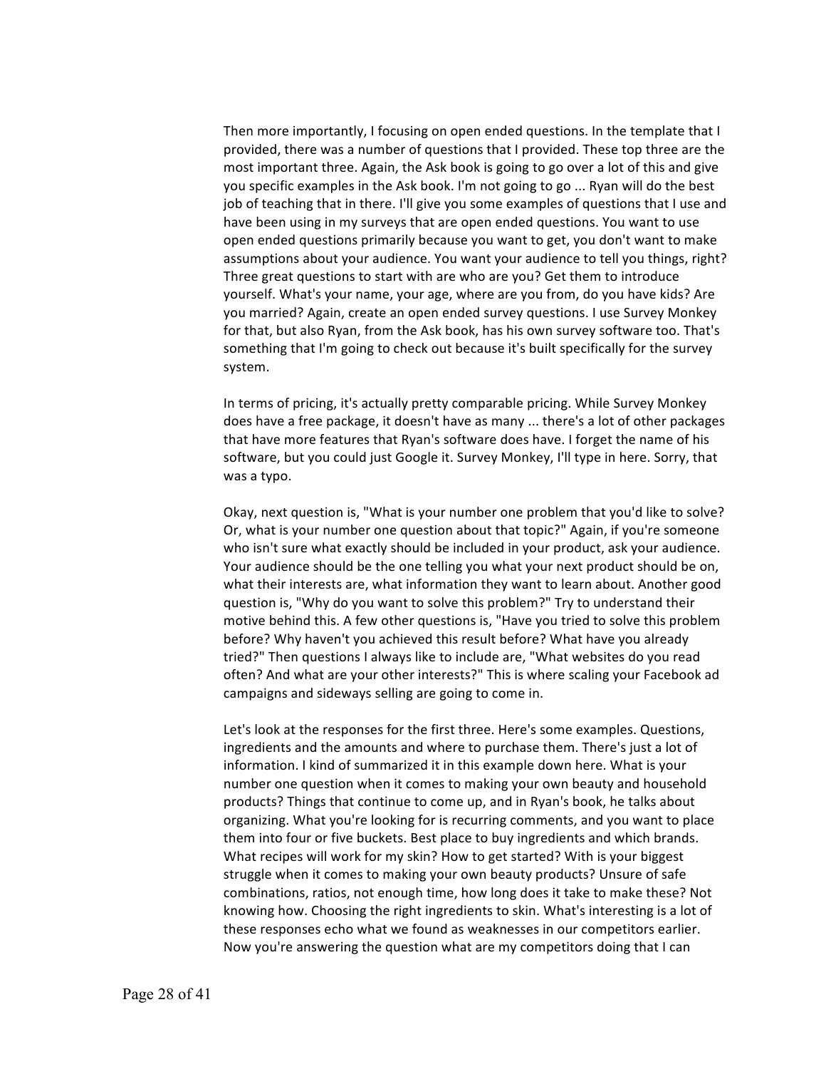Then more importantly, I focusing on open ended questions. In the template that I provided, there was a number of questions that I provided. These top three are the most important three. Again, the Ask book is going to go over a lot of this and give you specific examples in the Ask book. I'm not going to go ... Ryan will do the best job of teaching that in there. I'll give you some examples of questions that I use and have been using in my surveys that are open ended questions. You want to use open ended questions primarily because you want to get, you don't want to make assumptions about your audience. You want your audience to tell you things, right? Three great questions to start with are who are you? Get them to introduce yourself. What's your name, your age, where are you from, do you have kids? Are you married? Again, create an open ended survey questions. I use Survey Monkey for that, but also Ryan, from the Ask book, has his own survey software too. That's something that I'm going to check out because it's built specifically for the survey system.

In terms of pricing, it's actually pretty comparable pricing. While Survey Monkey does have a free package, it doesn't have as many ... there's a lot of other packages that have more features that Ryan's software does have. I forget the name of his software, but you could just Google it. Survey Monkey, I'll type in here. Sorry, that was a typo.

Okay, next question is, "What is your number one problem that you'd like to solve? Or, what is your number one question about that topic?" Again, if you're someone who isn't sure what exactly should be included in your product, ask your audience. Your audience should be the one telling you what your next product should be on, what their interests are, what information they want to learn about. Another good question is, "Why do you want to solve this problem?" Try to understand their motive behind this. A few other questions is, "Have you tried to solve this problem before? Why haven't you achieved this result before? What have you already tried?" Then questions I always like to include are, "What websites do you read often? And what are your other interests?" This is where scaling your Facebook ad campaigns and sideways selling are going to come in.

Let's look at the responses for the first three. Here's some examples. Questions, ingredients and the amounts and where to purchase them. There's just a lot of information. I kind of summarized it in this example down here. What is your number one question when it comes to making your own beauty and household products? Things that continue to come up, and in Ryan's book, he talks about organizing. What you're looking for is recurring comments, and you want to place them into four or five buckets. Best place to buy ingredients and which brands. What recipes will work for my skin? How to get started? With is your biggest struggle when it comes to making your own beauty products? Unsure of safe combinations, ratios, not enough time, how long does it take to make these? Not knowing how. Choosing the right ingredients to skin. What's interesting is a lot of these responses echo what we found as weaknesses in our competitors earlier. Now you're answering the question what are my competitors doing that I can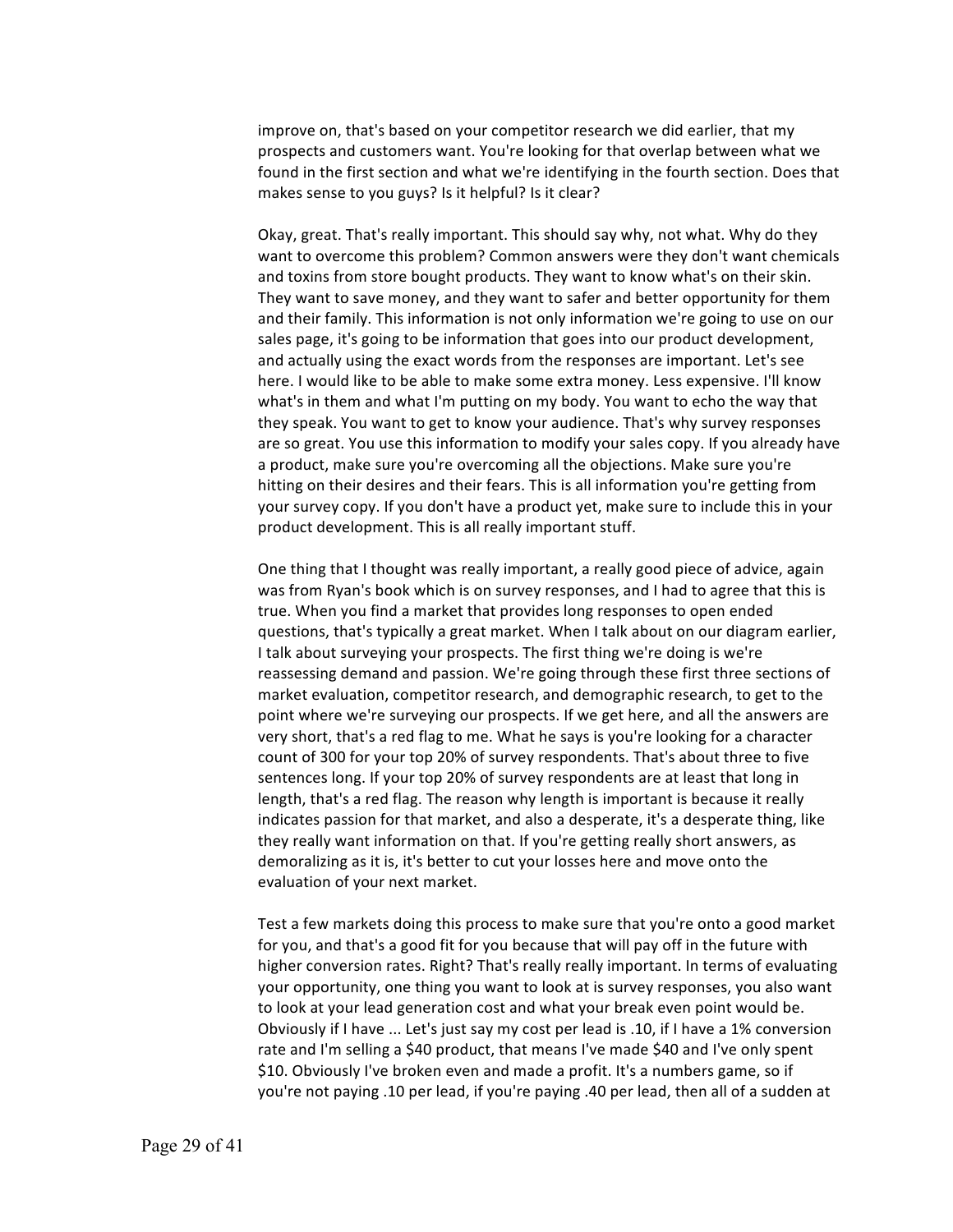improve on, that's based on your competitor research we did earlier, that my prospects and customers want. You're looking for that overlap between what we found in the first section and what we're identifying in the fourth section. Does that makes sense to you guys? Is it helpful? Is it clear?

Okay, great. That's really important. This should say why, not what. Why do they want to overcome this problem? Common answers were they don't want chemicals and toxins from store bought products. They want to know what's on their skin. They want to save money, and they want to safer and better opportunity for them and their family. This information is not only information we're going to use on our sales page, it's going to be information that goes into our product development, and actually using the exact words from the responses are important. Let's see here. I would like to be able to make some extra money. Less expensive. I'll know what's in them and what I'm putting on my body. You want to echo the way that they speak. You want to get to know your audience. That's why survey responses are so great. You use this information to modify your sales copy. If you already have a product, make sure you're overcoming all the objections. Make sure you're hitting on their desires and their fears. This is all information you're getting from your survey copy. If you don't have a product yet, make sure to include this in your product development. This is all really important stuff.

One thing that I thought was really important, a really good piece of advice, again was from Ryan's book which is on survey responses, and I had to agree that this is true. When you find a market that provides long responses to open ended questions, that's typically a great market. When I talk about on our diagram earlier, I talk about surveying your prospects. The first thing we're doing is we're reassessing demand and passion. We're going through these first three sections of market evaluation, competitor research, and demographic research, to get to the point where we're surveying our prospects. If we get here, and all the answers are very short, that's a red flag to me. What he says is you're looking for a character count of 300 for your top 20% of survey respondents. That's about three to five sentences long. If your top 20% of survey respondents are at least that long in length, that's a red flag. The reason why length is important is because it really indicates passion for that market, and also a desperate, it's a desperate thing, like they really want information on that. If you're getting really short answers, as demoralizing as it is, it's better to cut your losses here and move onto the evaluation of your next market.

Test a few markets doing this process to make sure that you're onto a good market for you, and that's a good fit for you because that will pay off in the future with higher conversion rates. Right? That's really really important. In terms of evaluating your opportunity, one thing you want to look at is survey responses, you also want to look at your lead generation cost and what your break even point would be. Obviously if I have ... Let's just say my cost per lead is .10, if I have a 1% conversion rate and I'm selling a $40 product, that means I've made $40 and I've only spent $10. Obviously I've broken even and made a profit. It's a numbers game, so if you're not paying .10 per lead, if you're paying .40 per lead, then all of a sudden at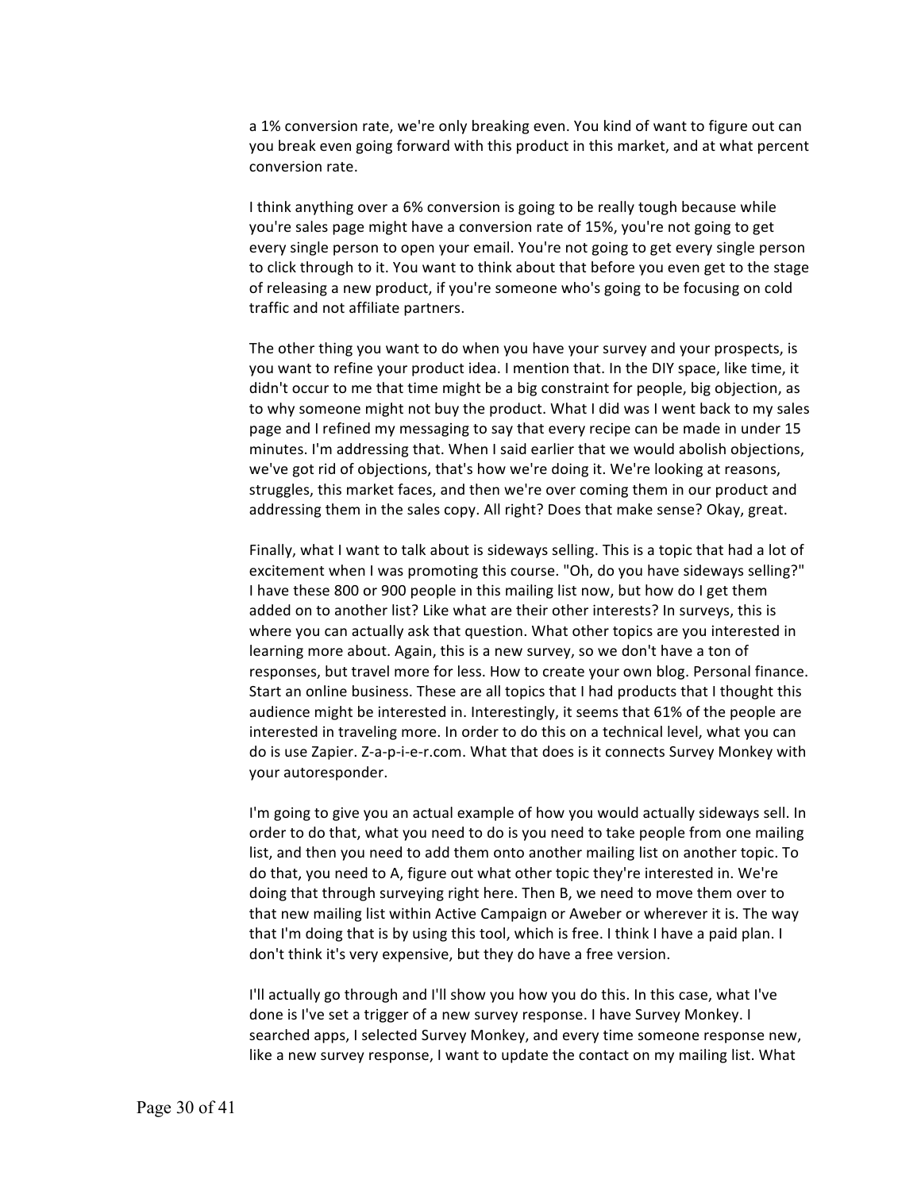a 1% conversion rate, we're only breaking even. You kind of want to figure out can you break even going forward with this product in this market, and at what percent conversion rate.

I think anything over a 6% conversion is going to be really tough because while you're sales page might have a conversion rate of 15%, you're not going to get every single person to open your email. You're not going to get every single person to click through to it. You want to think about that before you even get to the stage of releasing a new product, if you're someone who's going to be focusing on cold traffic and not affiliate partners.

The other thing you want to do when you have your survey and your prospects, is you want to refine your product idea. I mention that. In the DIY space, like time, it didn't occur to me that time might be a big constraint for people, big objection, as to why someone might not buy the product. What I did was I went back to my sales page and I refined my messaging to say that every recipe can be made in under 15 minutes. I'm addressing that. When I said earlier that we would abolish objections, we've got rid of objections, that's how we're doing it. We're looking at reasons, struggles, this market faces, and then we're over coming them in our product and addressing them in the sales copy. All right? Does that make sense? Okay, great.

Finally, what I want to talk about is sideways selling. This is a topic that had a lot of excitement when I was promoting this course. "Oh, do you have sideways selling?" I have these 800 or 900 people in this mailing list now, but how do I get them added on to another list? Like what are their other interests? In surveys, this is where you can actually ask that question. What other topics are you interested in learning more about. Again, this is a new survey, so we don't have a ton of responses, but travel more for less. How to create your own blog. Personal finance. Start an online business. These are all topics that I had products that I thought this audience might be interested in. Interestingly, it seems that 61% of the people are interested in traveling more. In order to do this on a technical level, what you can do is use Zapier. Z-a-p-i-e-r.com. What that does is it connects Survey Monkey with your autoresponder.

I'm going to give you an actual example of how you would actually sideways sell. In order to do that, what you need to do is you need to take people from one mailing list, and then you need to add them onto another mailing list on another topic. To do that, you need to A, figure out what other topic they're interested in. We're doing that through surveying right here. Then B, we need to move them over to that new mailing list within Active Campaign or Aweber or wherever it is. The way that I'm doing that is by using this tool, which is free. I think I have a paid plan. I don't think it's very expensive, but they do have a free version.

I'll actually go through and I'll show you how you do this. In this case, what I've done is I've set a trigger of a new survey response. I have Survey Monkey. I searched apps, I selected Survey Monkey, and every time someone response new, like a new survey response, I want to update the contact on my mailing list. What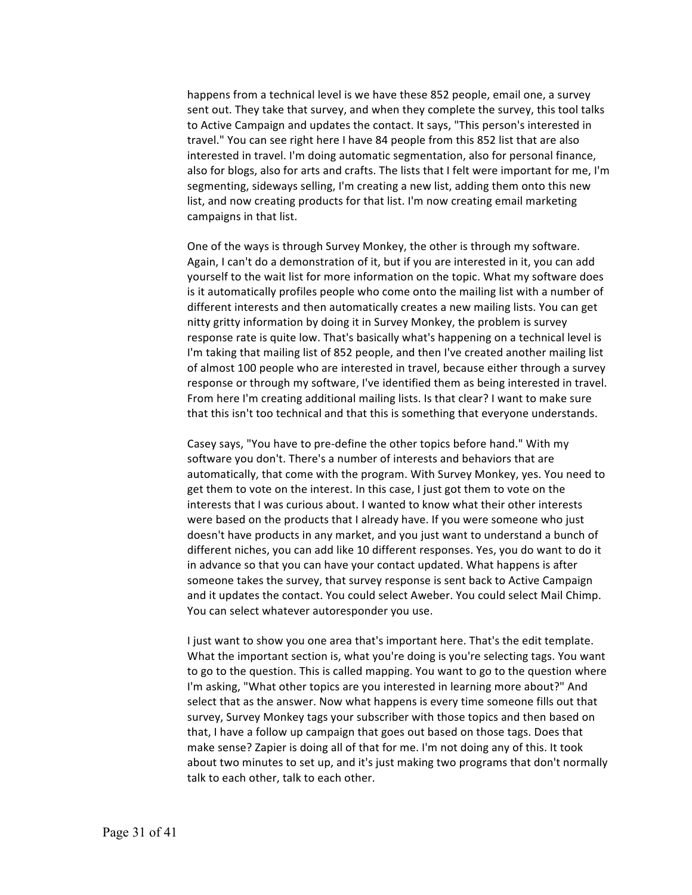happens from a technical level is we have these 852 people, email one, a survey sent out. They take that survey, and when they complete the survey, this tool talks to Active Campaign and updates the contact. It says, "This person's interested in travel." You can see right here I have 84 people from this 852 list that are also interested in travel. I'm doing automatic segmentation, also for personal finance, also for blogs, also for arts and crafts. The lists that I felt were important for me, I'm segmenting, sideways selling, I'm creating a new list, adding them onto this new list, and now creating products for that list. I'm now creating email marketing campaigns in that list.

One of the ways is through Survey Monkey, the other is through my software. Again, I can't do a demonstration of it, but if you are interested in it, you can add yourself to the wait list for more information on the topic. What my software does is it automatically profiles people who come onto the mailing list with a number of different interests and then automatically creates a new mailing lists. You can get nitty gritty information by doing it in Survey Monkey, the problem is survey response rate is quite low. That's basically what's happening on a technical level is I'm taking that mailing list of 852 people, and then I've created another mailing list of almost 100 people who are interested in travel, because either through a survey response or through my software, I've identified them as being interested in travel. From here I'm creating additional mailing lists. Is that clear? I want to make sure that this isn't too technical and that this is something that everyone understands.

Casey says, "You have to pre-define the other topics before hand." With my software you don't. There's a number of interests and behaviors that are automatically, that come with the program. With Survey Monkey, yes. You need to get them to vote on the interest. In this case, I just got them to vote on the interests that I was curious about. I wanted to know what their other interests were based on the products that I already have. If you were someone who just doesn't have products in any market, and you just want to understand a bunch of different niches, you can add like 10 different responses. Yes, you do want to do it in advance so that you can have your contact updated. What happens is after someone takes the survey, that survey response is sent back to Active Campaign and it updates the contact. You could select Aweber. You could select Mail Chimp. You can select whatever autoresponder you use.

I just want to show you one area that's important here. That's the edit template. What the important section is, what you're doing is you're selecting tags. You want to go to the question. This is called mapping. You want to go to the question where I'm asking, "What other topics are you interested in learning more about?" And select that as the answer. Now what happens is every time someone fills out that survey, Survey Monkey tags your subscriber with those topics and then based on that, I have a follow up campaign that goes out based on those tags. Does that make sense? Zapier is doing all of that for me. I'm not doing any of this. It took about two minutes to set up, and it's just making two programs that don't normally talk to each other, talk to each other.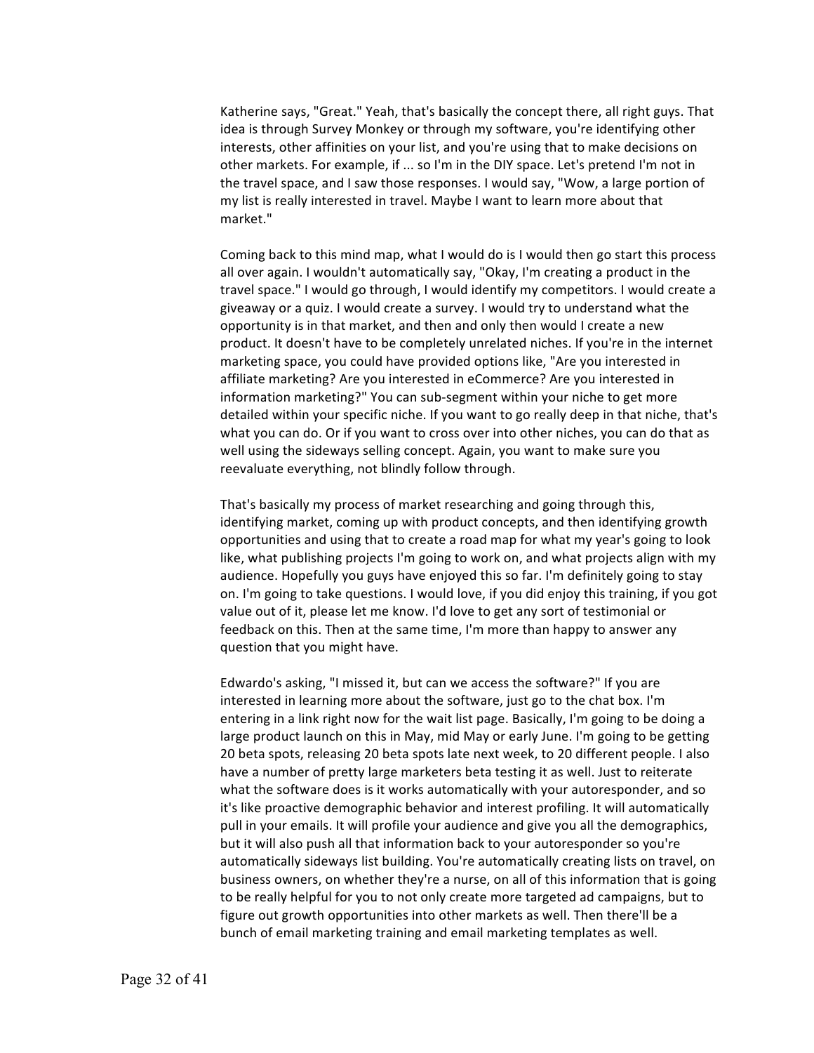Katherine says, "Great." Yeah, that's basically the concept there, all right guys. That idea is through Survey Monkey or through my software, you're identifying other interests, other affinities on your list, and you're using that to make decisions on other markets. For example, if ... so I'm in the DIY space. Let's pretend I'm not in the travel space, and I saw those responses. I would say, "Wow, a large portion of my list is really interested in travel. Maybe I want to learn more about that market."

Coming back to this mind map, what I would do is I would then go start this process all over again. I wouldn't automatically say, "Okay, I'm creating a product in the travel space." I would go through, I would identify my competitors. I would create a giveaway or a quiz. I would create a survey. I would try to understand what the opportunity is in that market, and then and only then would I create a new product. It doesn't have to be completely unrelated niches. If you're in the internet marketing space, you could have provided options like, "Are you interested in affiliate marketing? Are you interested in eCommerce? Are you interested in information marketing?" You can sub-segment within your niche to get more detailed within your specific niche. If you want to go really deep in that niche, that's what you can do. Or if you want to cross over into other niches, you can do that as well using the sideways selling concept. Again, you want to make sure you reevaluate everything, not blindly follow through.

That's basically my process of market researching and going through this, identifying market, coming up with product concepts, and then identifying growth opportunities and using that to create a road map for what my year's going to look like, what publishing projects I'm going to work on, and what projects align with my audience. Hopefully you guys have enjoyed this so far. I'm definitely going to stay on. I'm going to take questions. I would love, if you did enjoy this training, if you got value out of it, please let me know. I'd love to get any sort of testimonial or feedback on this. Then at the same time, I'm more than happy to answer any question that you might have.

Edwardo's asking, "I missed it, but can we access the software?" If you are interested in learning more about the software, just go to the chat box. I'm entering in a link right now for the wait list page. Basically, I'm going to be doing a large product launch on this in May, mid May or early June. I'm going to be getting 20 beta spots, releasing 20 beta spots late next week, to 20 different people. I also have a number of pretty large marketers beta testing it as well. Just to reiterate what the software does is it works automatically with your autoresponder, and so it's like proactive demographic behavior and interest profiling. It will automatically pull in your emails. It will profile your audience and give you all the demographics, but it will also push all that information back to your autoresponder so you're automatically sideways list building. You're automatically creating lists on travel, on business owners, on whether they're a nurse, on all of this information that is going to be really helpful for you to not only create more targeted ad campaigns, but to figure out growth opportunities into other markets as well. Then there'll be a bunch of email marketing training and email marketing templates as well.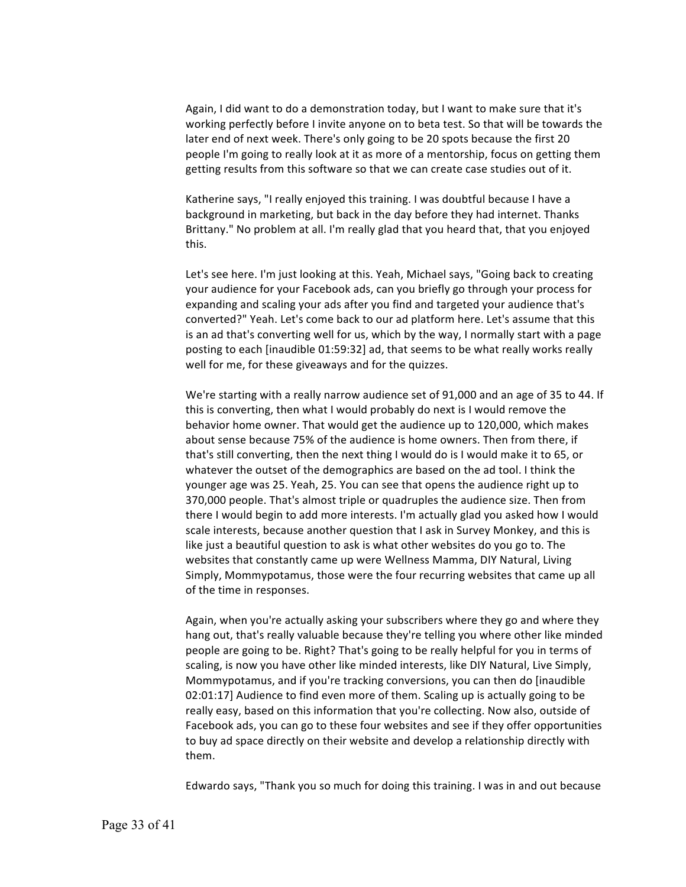Again, I did want to do a demonstration today, but I want to make sure that it's working perfectly before I invite anyone on to beta test. So that will be towards the later end of next week. There's only going to be 20 spots because the first 20 people I'm going to really look at it as more of a mentorship, focus on getting them getting results from this software so that we can create case studies out of it.

Katherine says, "I really enjoyed this training. I was doubtful because I have a background in marketing, but back in the day before they had internet. Thanks Brittany." No problem at all. I'm really glad that you heard that, that you enjoyed this.

Let's see here. I'm just looking at this. Yeah, Michael says, "Going back to creating your audience for your Facebook ads, can you briefly go through your process for expanding and scaling your ads after you find and targeted your audience that's converted?" Yeah. Let's come back to our ad platform here. Let's assume that this is an ad that's converting well for us, which by the way, I normally start with a page posting to each [inaudible 01:59:32] ad, that seems to be what really works really well for me, for these giveaways and for the quizzes.

We're starting with a really narrow audience set of 91,000 and an age of 35 to 44. If this is converting, then what I would probably do next is I would remove the behavior home owner. That would get the audience up to 120,000, which makes about sense because 75% of the audience is home owners. Then from there, if that's still converting, then the next thing I would do is I would make it to 65, or whatever the outset of the demographics are based on the ad tool. I think the younger age was 25. Yeah, 25. You can see that opens the audience right up to 370,000 people. That's almost triple or quadruples the audience size. Then from there I would begin to add more interests. I'm actually glad you asked how I would scale interests, because another question that I ask in Survey Monkey, and this is like just a beautiful question to ask is what other websites do you go to. The websites that constantly came up were Wellness Mamma, DIY Natural, Living Simply, Mommypotamus, those were the four recurring websites that came up all of the time in responses.

Again, when you're actually asking your subscribers where they go and where they hang out, that's really valuable because they're telling you where other like minded people are going to be. Right? That's going to be really helpful for you in terms of scaling, is now you have other like minded interests, like DIY Natural, Live Simply, Mommypotamus, and if you're tracking conversions, you can then do [inaudible 02:01:17] Audience to find even more of them. Scaling up is actually going to be really easy, based on this information that you're collecting. Now also, outside of Facebook ads, you can go to these four websites and see if they offer opportunities to buy ad space directly on their website and develop a relationship directly with them.

Edwardo says, "Thank you so much for doing this training. I was in and out because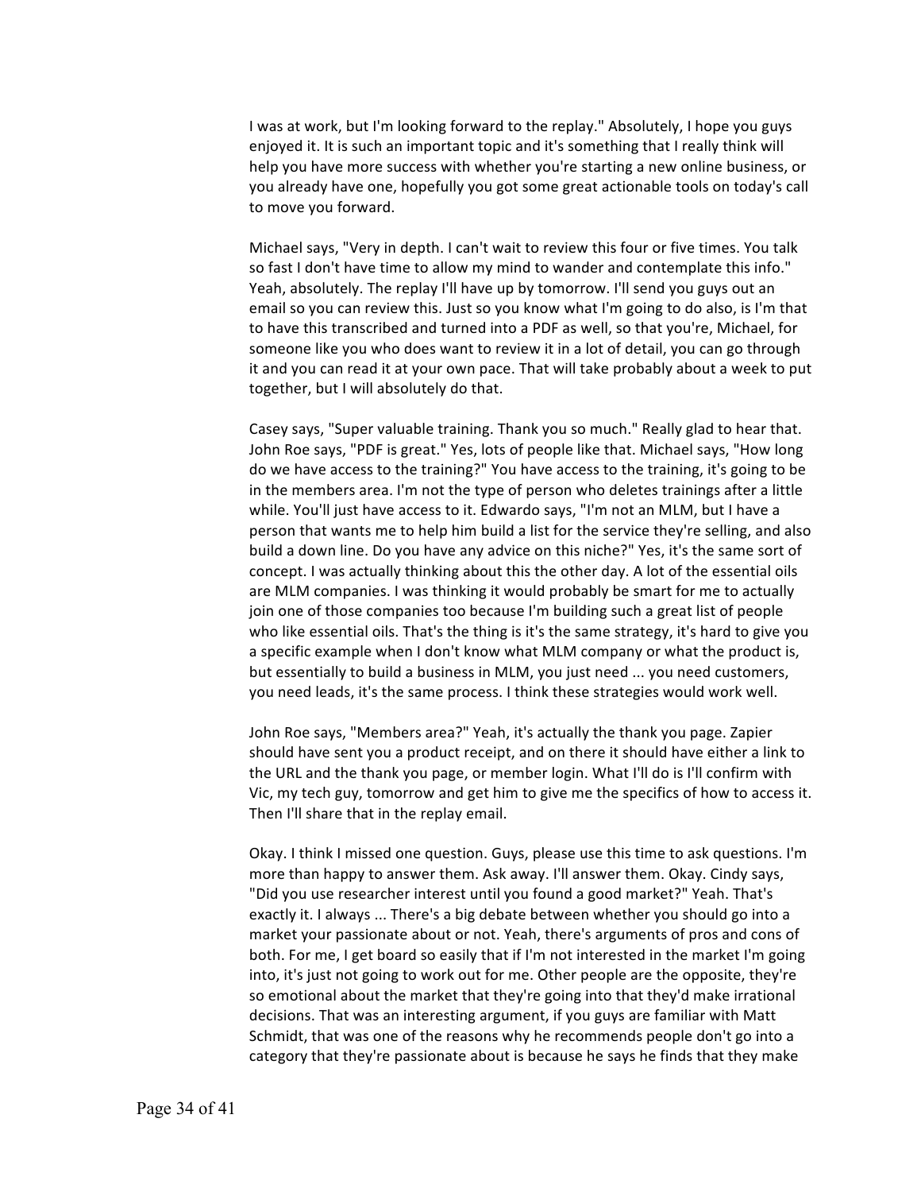I was at work, but I'm looking forward to the replay." Absolutely, I hope you guys enjoyed it. It is such an important topic and it's something that I really think will help you have more success with whether you're starting a new online business, or you already have one, hopefully you got some great actionable tools on today's call to move you forward.

Michael says, "Very in depth. I can't wait to review this four or five times. You talk so fast I don't have time to allow my mind to wander and contemplate this info." Yeah, absolutely. The replay I'll have up by tomorrow. I'll send you guys out an email so you can review this. Just so you know what I'm going to do also, is I'm that to have this transcribed and turned into a PDF as well, so that you're, Michael, for someone like you who does want to review it in a lot of detail, you can go through it and you can read it at your own pace. That will take probably about a week to put together, but I will absolutely do that.

Casey says, "Super valuable training. Thank you so much." Really glad to hear that. John Roe says, "PDF is great." Yes, lots of people like that. Michael says, "How long do we have access to the training?" You have access to the training, it's going to be in the members area. I'm not the type of person who deletes trainings after a little while. You'll just have access to it. Edwardo says, "I'm not an MLM, but I have a person that wants me to help him build a list for the service they're selling, and also build a down line. Do you have any advice on this niche?" Yes, it's the same sort of concept. I was actually thinking about this the other day. A lot of the essential oils are MLM companies. I was thinking it would probably be smart for me to actually join one of those companies too because I'm building such a great list of people who like essential oils. That's the thing is it's the same strategy, it's hard to give you a specific example when I don't know what MLM company or what the product is, but essentially to build a business in MLM, you just need ... you need customers, you need leads, it's the same process. I think these strategies would work well.

John Roe says, "Members area?" Yeah, it's actually the thank you page. Zapier should have sent you a product receipt, and on there it should have either a link to the URL and the thank you page, or member login. What I'll do is I'll confirm with Vic, my tech guy, tomorrow and get him to give me the specifics of how to access it. Then I'll share that in the replay email.

Okay. I think I missed one question. Guys, please use this time to ask questions. I'm more than happy to answer them. Ask away. I'll answer them. Okay. Cindy says, "Did you use researcher interest until you found a good market?" Yeah. That's exactly it. I always ... There's a big debate between whether you should go into a market your passionate about or not. Yeah, there's arguments of pros and cons of both. For me, I get board so easily that if I'm not interested in the market I'm going into, it's just not going to work out for me. Other people are the opposite, they're so emotional about the market that they're going into that they'd make irrational decisions. That was an interesting argument, if you guys are familiar with Matt Schmidt, that was one of the reasons why he recommends people don't go into a category that they're passionate about is because he says he finds that they make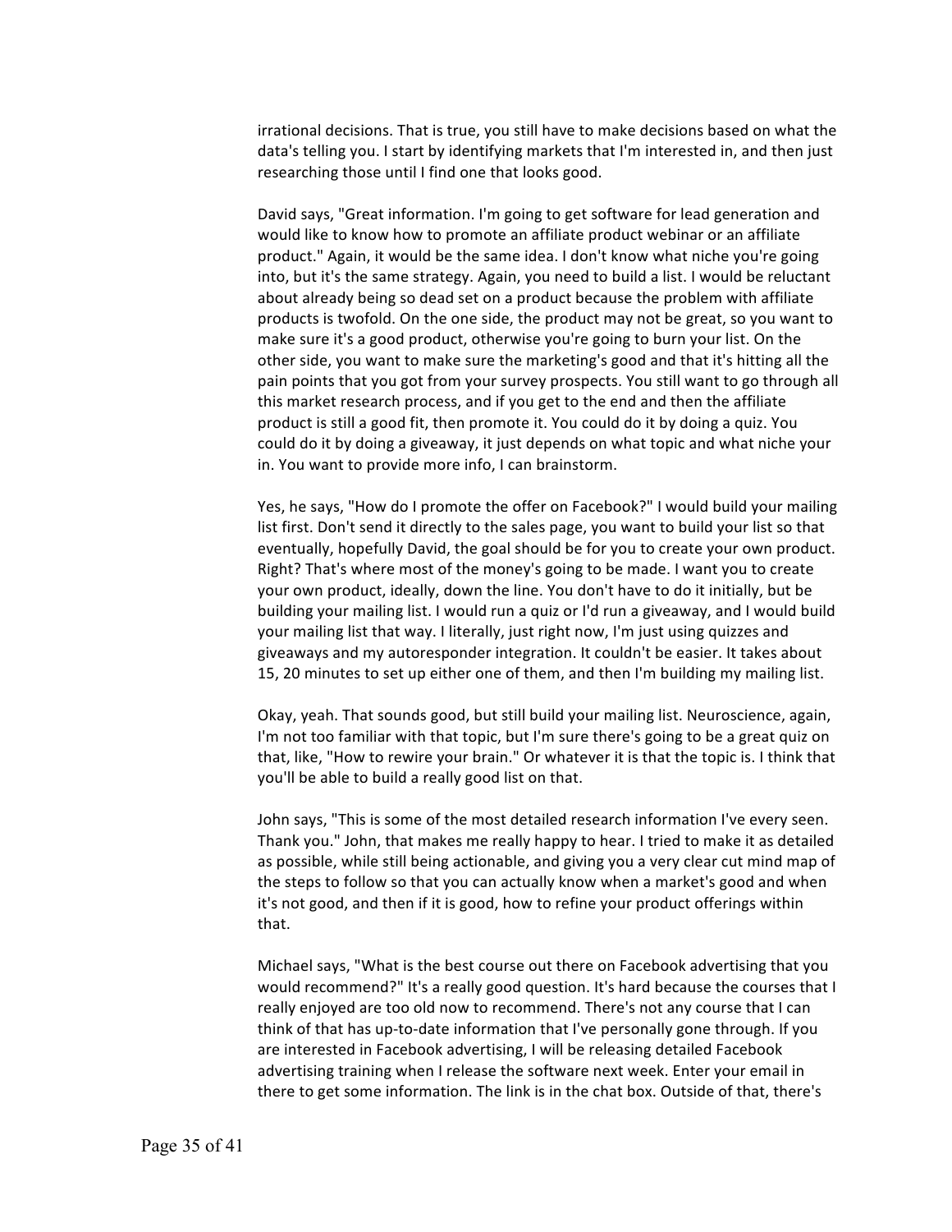irrational decisions. That is true, you still have to make decisions based on what the data's telling you. I start by identifying markets that I'm interested in, and then just researching those until I find one that looks good.

David says, "Great information. I'm going to get software for lead generation and would like to know how to promote an affiliate product webinar or an affiliate product." Again, it would be the same idea. I don't know what niche you're going into, but it's the same strategy. Again, you need to build a list. I would be reluctant about already being so dead set on a product because the problem with affiliate products is twofold. On the one side, the product may not be great, so you want to make sure it's a good product, otherwise you're going to burn your list. On the other side, you want to make sure the marketing's good and that it's hitting all the pain points that you got from your survey prospects. You still want to go through all this market research process, and if you get to the end and then the affiliate product is still a good fit, then promote it. You could do it by doing a quiz. You could do it by doing a giveaway, it just depends on what topic and what niche your in. You want to provide more info, I can brainstorm.

Yes, he says, "How do I promote the offer on Facebook?" I would build your mailing list first. Don't send it directly to the sales page, you want to build your list so that eventually, hopefully David, the goal should be for you to create your own product. Right? That's where most of the money's going to be made. I want you to create your own product, ideally, down the line. You don't have to do it initially, but be building your mailing list. I would run a quiz or I'd run a giveaway, and I would build your mailing list that way. I literally, just right now, I'm just using quizzes and giveaways and my autoresponder integration. It couldn't be easier. It takes about 15, 20 minutes to set up either one of them, and then I'm building my mailing list.

Okay, yeah. That sounds good, but still build your mailing list. Neuroscience, again, I'm not too familiar with that topic, but I'm sure there's going to be a great quiz on that, like, "How to rewire your brain." Or whatever it is that the topic is. I think that you'll be able to build a really good list on that.

John says, "This is some of the most detailed research information I've every seen. Thank you." John, that makes me really happy to hear. I tried to make it as detailed as possible, while still being actionable, and giving you a very clear cut mind map of the steps to follow so that you can actually know when a market's good and when it's not good, and then if it is good, how to refine your product offerings within that.

Michael says, "What is the best course out there on Facebook advertising that you would recommend?" It's a really good question. It's hard because the courses that I really enjoyed are too old now to recommend. There's not any course that I can think of that has up-to-date information that I've personally gone through. If you are interested in Facebook advertising, I will be releasing detailed Facebook advertising training when I release the software next week. Enter your email in there to get some information. The link is in the chat box. Outside of that, there's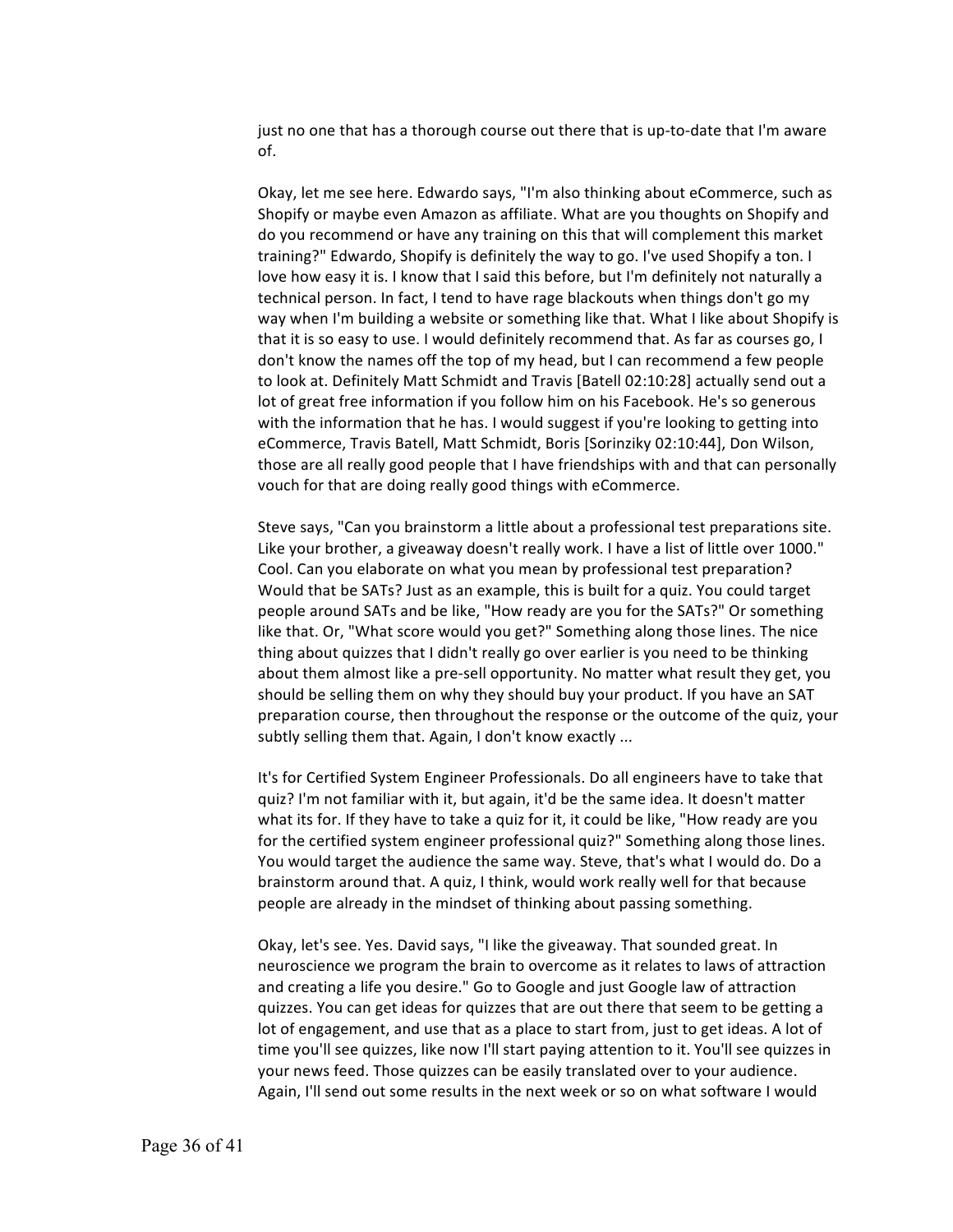just no one that has a thorough course out there that is up-to-date that I'm aware of.

Okay, let me see here. Edwardo says, "I'm also thinking about eCommerce, such as Shopify or maybe even Amazon as affiliate. What are you thoughts on Shopify and do you recommend or have any training on this that will complement this market training?" Edwardo, Shopify is definitely the way to go. I've used Shopify a ton. I love how easy it is. I know that I said this before, but I'm definitely not naturally a technical person. In fact, I tend to have rage blackouts when things don't go my way when I'm building a website or something like that. What I like about Shopify is that it is so easy to use. I would definitely recommend that. As far as courses go, I don't know the names off the top of my head, but I can recommend a few people to look at. Definitely Matt Schmidt and Travis [Batell 02:10:28] actually send out a lot of great free information if you follow him on his Facebook. He's so generous with the information that he has. I would suggest if you're looking to getting into eCommerce, Travis Batell, Matt Schmidt, Boris [Sorinziky 02:10:44], Don Wilson, those are all really good people that I have friendships with and that can personally vouch for that are doing really good things with eCommerce.

Steve says, "Can you brainstorm a little about a professional test preparations site. Like your brother, a giveaway doesn't really work. I have a list of little over 1000." Cool. Can you elaborate on what you mean by professional test preparation? Would that be SATs? Just as an example, this is built for a quiz. You could target people around SATs and be like, "How ready are you for the SATs?" Or something like that. Or, "What score would you get?" Something along those lines. The nice thing about quizzes that I didn't really go over earlier is you need to be thinking about them almost like a pre-sell opportunity. No matter what result they get, you should be selling them on why they should buy your product. If you have an SAT preparation course, then throughout the response or the outcome of the quiz, your subtly selling them that. Again, I don't know exactly ...

It's for Certified System Engineer Professionals. Do all engineers have to take that quiz? I'm not familiar with it, but again, it'd be the same idea. It doesn't matter what its for. If they have to take a quiz for it, it could be like, "How ready are you for the certified system engineer professional quiz?" Something along those lines. You would target the audience the same way. Steve, that's what I would do. Do a brainstorm around that. A quiz, I think, would work really well for that because people are already in the mindset of thinking about passing something.

Okay, let's see. Yes. David says, "I like the giveaway. That sounded great. In neuroscience we program the brain to overcome as it relates to laws of attraction and creating a life you desire." Go to Google and just Google law of attraction quizzes. You can get ideas for quizzes that are out there that seem to be getting a lot of engagement, and use that as a place to start from, just to get ideas. A lot of time you'll see quizzes, like now I'll start paying attention to it. You'll see quizzes in your news feed. Those quizzes can be easily translated over to your audience. Again, I'll send out some results in the next week or so on what software I would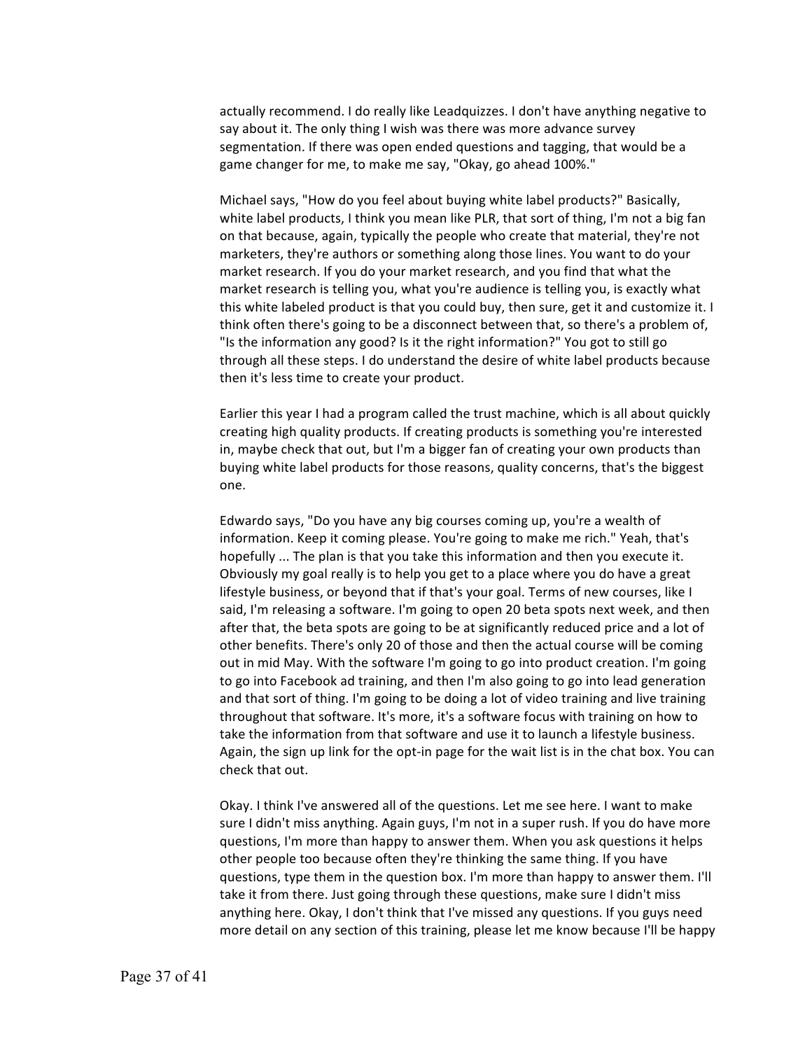actually recommend. I do really like Leadquizzes. I don't have anything negative to say about it. The only thing I wish was there was more advance survey segmentation. If there was open ended questions and tagging, that would be a game changer for me, to make me say, "Okay, go ahead 100%."

Michael says, "How do you feel about buying white label products?" Basically, white label products, I think you mean like PLR, that sort of thing, I'm not a big fan on that because, again, typically the people who create that material, they're not marketers, they're authors or something along those lines. You want to do your market research. If you do your market research, and you find that what the market research is telling you, what you're audience is telling you, is exactly what this white labeled product is that you could buy, then sure, get it and customize it. I think often there's going to be a disconnect between that, so there's a problem of, "Is the information any good? Is it the right information?" You got to still go through all these steps. I do understand the desire of white label products because then it's less time to create your product.

Earlier this year I had a program called the trust machine, which is all about quickly creating high quality products. If creating products is something you're interested in, maybe check that out, but I'm a bigger fan of creating your own products than buying white label products for those reasons, quality concerns, that's the biggest one.

Edwardo says, "Do you have any big courses coming up, you're a wealth of information. Keep it coming please. You're going to make me rich." Yeah, that's hopefully ... The plan is that you take this information and then you execute it. Obviously my goal really is to help you get to a place where you do have a great lifestyle business, or beyond that if that's your goal. Terms of new courses, like I said, I'm releasing a software. I'm going to open 20 beta spots next week, and then after that, the beta spots are going to be at significantly reduced price and a lot of other benefits. There's only 20 of those and then the actual course will be coming out in mid May. With the software I'm going to go into product creation. I'm going to go into Facebook ad training, and then I'm also going to go into lead generation and that sort of thing. I'm going to be doing a lot of video training and live training throughout that software. It's more, it's a software focus with training on how to take the information from that software and use it to launch a lifestyle business. Again, the sign up link for the opt-in page for the wait list is in the chat box. You can check that out.

Okay. I think I've answered all of the questions. Let me see here. I want to make sure I didn't miss anything. Again guys, I'm not in a super rush. If you do have more questions, I'm more than happy to answer them. When you ask questions it helps other people too because often they're thinking the same thing. If you have questions, type them in the question box. I'm more than happy to answer them. I'll take it from there. Just going through these questions, make sure I didn't miss anything here. Okay, I don't think that I've missed any questions. If you guys need more detail on any section of this training, please let me know because I'll be happy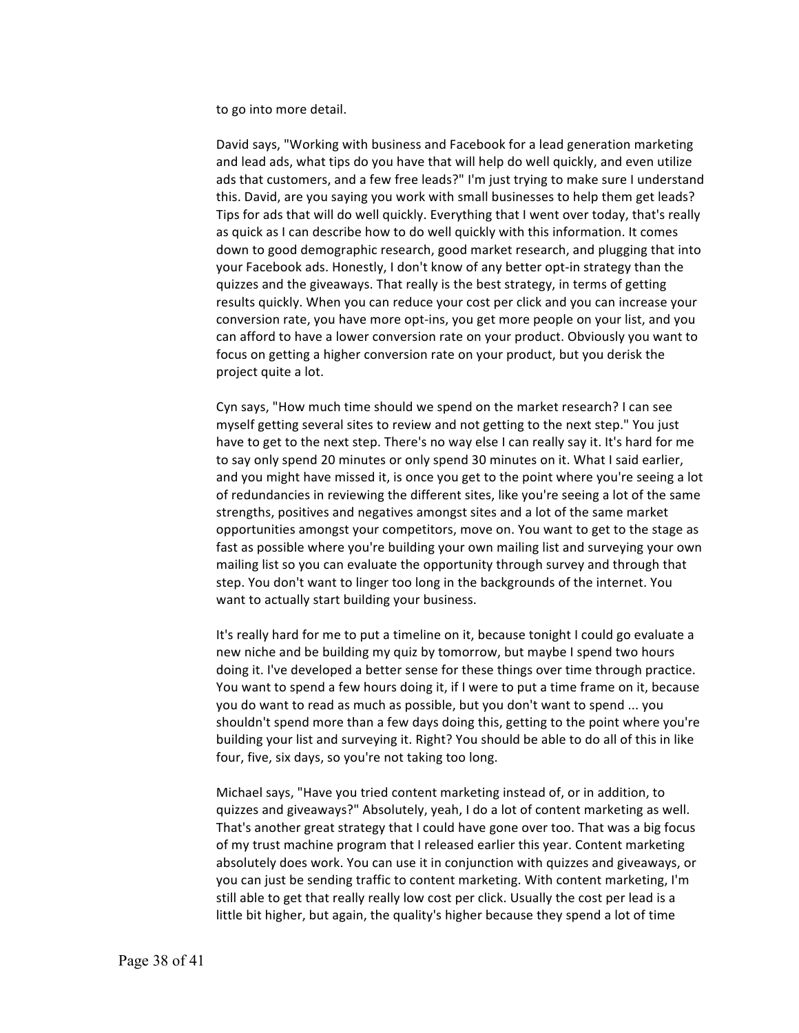to go into more detail.

David says, "Working with business and Facebook for a lead generation marketing and lead ads, what tips do you have that will help do well quickly, and even utilize ads that customers, and a few free leads?" I'm just trying to make sure I understand this. David, are you saying you work with small businesses to help them get leads? Tips for ads that will do well quickly. Everything that I went over today, that's really as quick as I can describe how to do well quickly with this information. It comes down to good demographic research, good market research, and plugging that into your Facebook ads. Honestly, I don't know of any better opt-in strategy than the quizzes and the giveaways. That really is the best strategy, in terms of getting results quickly. When you can reduce your cost per click and you can increase your conversion rate, you have more opt-ins, you get more people on your list, and you can afford to have a lower conversion rate on your product. Obviously you want to focus on getting a higher conversion rate on your product, but you derisk the project quite a lot.

Cyn says, "How much time should we spend on the market research? I can see myself getting several sites to review and not getting to the next step." You just have to get to the next step. There's no way else I can really say it. It's hard for me to say only spend 20 minutes or only spend 30 minutes on it. What I said earlier, and you might have missed it, is once you get to the point where you're seeing a lot of redundancies in reviewing the different sites, like you're seeing a lot of the same strengths, positives and negatives amongst sites and a lot of the same market opportunities amongst your competitors, move on. You want to get to the stage as fast as possible where you're building your own mailing list and surveying your own mailing list so you can evaluate the opportunity through survey and through that step. You don't want to linger too long in the backgrounds of the internet. You want to actually start building your business.

It's really hard for me to put a timeline on it, because tonight I could go evaluate a new niche and be building my quiz by tomorrow, but maybe I spend two hours doing it. I've developed a better sense for these things over time through practice. You want to spend a few hours doing it, if I were to put a time frame on it, because you do want to read as much as possible, but you don't want to spend ... you shouldn't spend more than a few days doing this, getting to the point where you're building your list and surveying it. Right? You should be able to do all of this in like four, five, six days, so you're not taking too long.

Michael says, "Have you tried content marketing instead of, or in addition, to quizzes and giveaways?" Absolutely, yeah, I do a lot of content marketing as well. That's another great strategy that I could have gone over too. That was a big focus of my trust machine program that I released earlier this year. Content marketing absolutely does work. You can use it in conjunction with quizzes and giveaways, or you can just be sending traffic to content marketing. With content marketing, I'm still able to get that really really low cost per click. Usually the cost per lead is a little bit higher, but again, the quality's higher because they spend a lot of time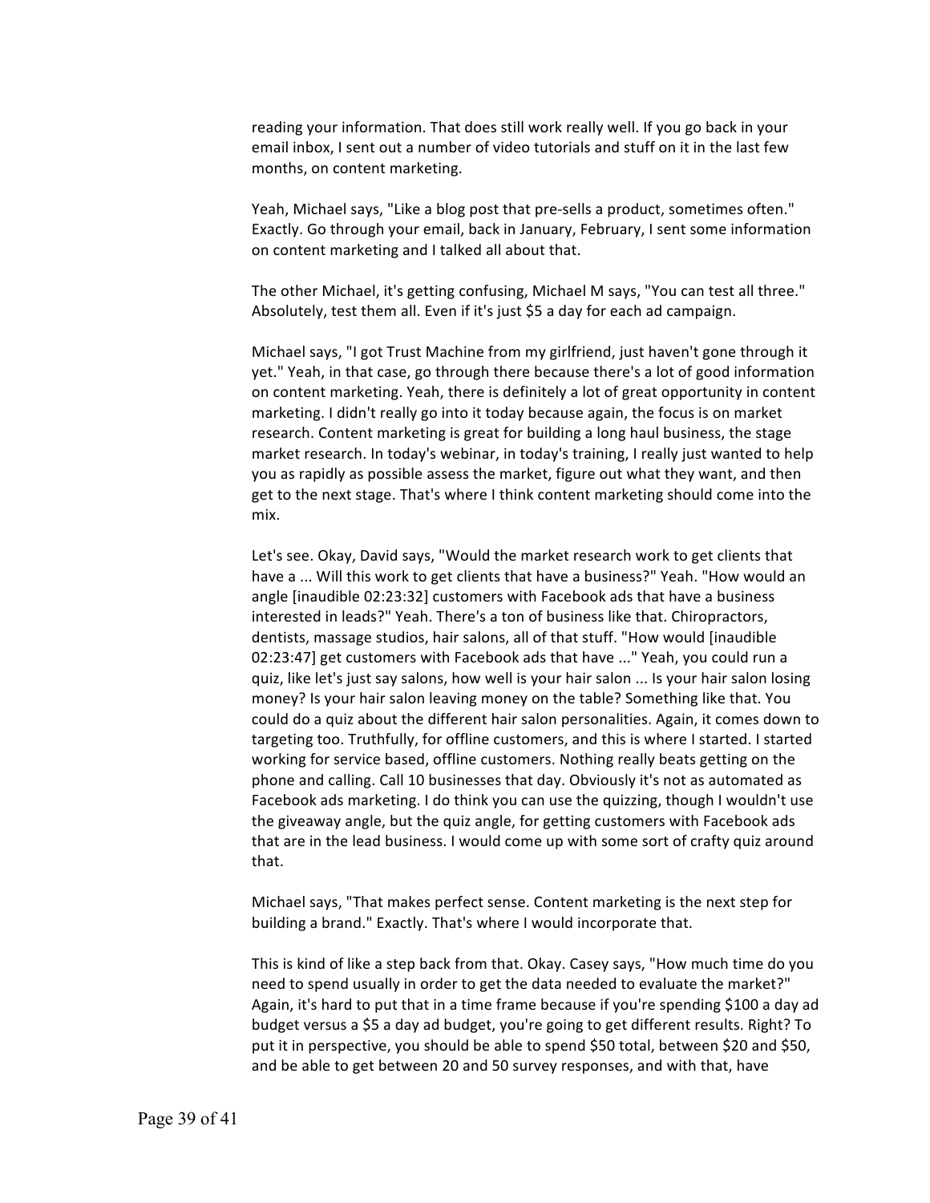reading your information. That does still work really well. If you go back in your email inbox, I sent out a number of video tutorials and stuff on it in the last few months, on content marketing.

Yeah, Michael says, "Like a blog post that pre-sells a product, sometimes often." Exactly. Go through your email, back in January, February, I sent some information on content marketing and I talked all about that.

The other Michael, it's getting confusing, Michael M says, "You can test all three." Absolutely, test them all. Even if it's just $5 a day for each ad campaign.

Michael says, "I got Trust Machine from my girlfriend, just haven't gone through it yet." Yeah, in that case, go through there because there's a lot of good information on content marketing. Yeah, there is definitely a lot of great opportunity in content marketing. I didn't really go into it today because again, the focus is on market research. Content marketing is great for building a long haul business, the stage market research. In today's webinar, in today's training, I really just wanted to help you as rapidly as possible assess the market, figure out what they want, and then get to the next stage. That's where I think content marketing should come into the mix.

Let's see. Okay, David says, "Would the market research work to get clients that have a ... Will this work to get clients that have a business?" Yeah. "How would an angle [inaudible 02:23:32] customers with Facebook ads that have a business interested in leads?" Yeah. There's a ton of business like that. Chiropractors, dentists, massage studios, hair salons, all of that stuff. "How would [inaudible 02:23:47] get customers with Facebook ads that have ..." Yeah, you could run a quiz, like let's just say salons, how well is your hair salon ... Is your hair salon losing money? Is your hair salon leaving money on the table? Something like that. You could do a quiz about the different hair salon personalities. Again, it comes down to targeting too. Truthfully, for offline customers, and this is where I started. I started working for service based, offline customers. Nothing really beats getting on the phone and calling. Call 10 businesses that day. Obviously it's not as automated as Facebook ads marketing. I do think you can use the quizzing, though I wouldn't use the giveaway angle, but the quiz angle, for getting customers with Facebook ads that are in the lead business. I would come up with some sort of crafty quiz around that.

Michael says, "That makes perfect sense. Content marketing is the next step for building a brand." Exactly. That's where I would incorporate that.

This is kind of like a step back from that. Okay. Casey says, "How much time do you need to spend usually in order to get the data needed to evaluate the market?" Again, it's hard to put that in a time frame because if you're spending $100 a day ad budget versus a $5 a day ad budget, you're going to get different results. Right? To put it in perspective, you should be able to spend $50 total, between $20 and $50, and be able to get between 20 and 50 survey responses, and with that, have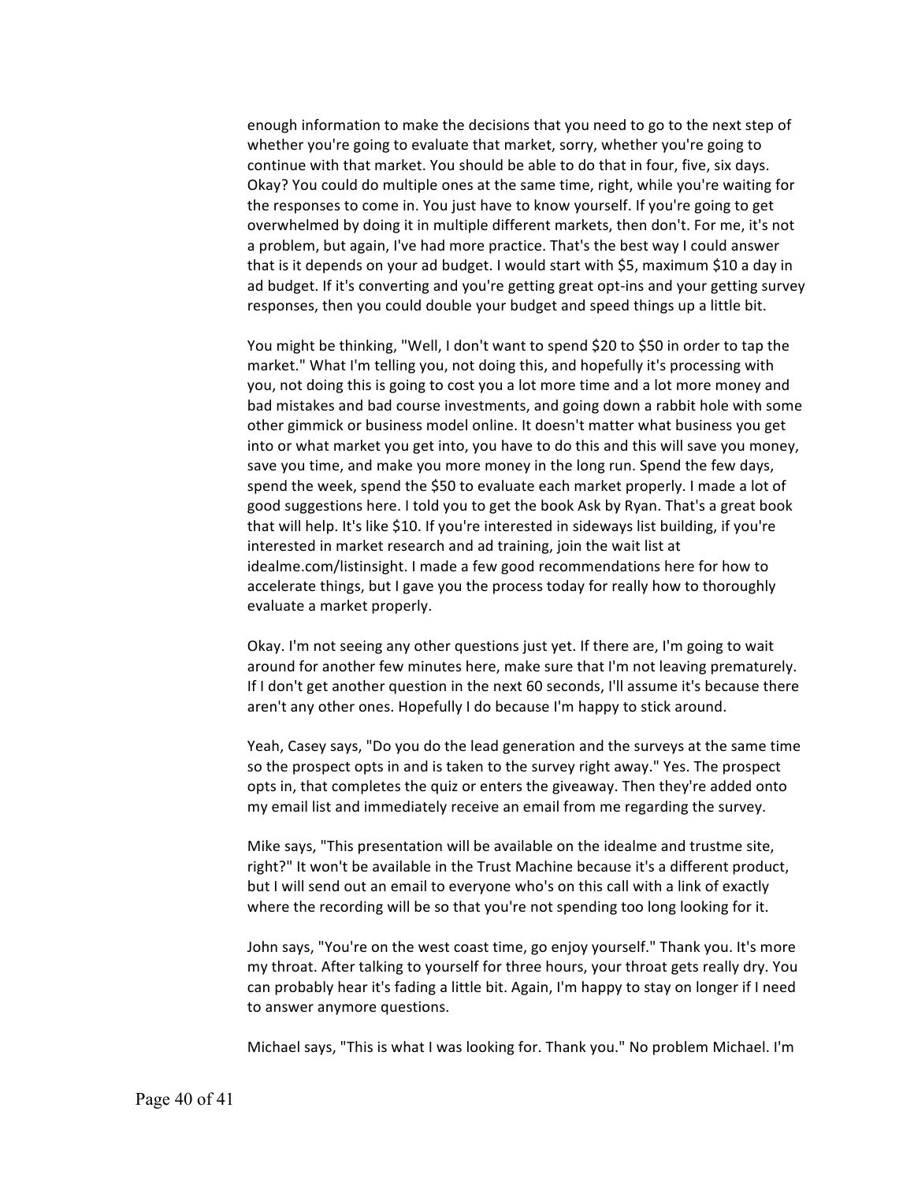enough information to make the decisions that you need to go to the next step of whether you're going to evaluate that market, sorry, whether you're going to continue with that market. You should be able to do that in four, five, six days. Okay? You could do multiple ones at the same time, right, while you're waiting for the responses to come in. You just have to know yourself. If you're going to get overwhelmed by doing it in multiple different markets, then don't. For me, it's not a problem, but again, I've had more practice. That's the best way I could answer that is it depends on your ad budget. I would start with $5, maximum $10 a day in ad budget. If it's converting and you're getting great opt-ins and your getting survey responses, then you could double your budget and speed things up a little bit.

You might be thinking, "Well, I don't want to spend $20 to $50 in order to tap the market." What I'm telling you, not doing this, and hopefully it's processing with you, not doing this is going to cost you a lot more time and a lot more money and bad mistakes and bad course investments, and going down a rabbit hole with some other gimmick or business model online. It doesn't matter what business you get into or what market you get into, you have to do this and this will save you money, save you time, and make you more money in the long run. Spend the few days, spend the week, spend the $50 to evaluate each market properly. I made a lot of good suggestions here. I told you to get the book Ask by Ryan. That's a great book that will help. It's like $10. If you're interested in sideways list building, if you're interested in market research and ad training, join the wait list at idealme.com/listinsight. I made a few good recommendations here for how to accelerate things, but I gave you the process today for really how to thoroughly evaluate a market properly.

Okay. I'm not seeing any other questions just yet. If there are, I'm going to wait around for another few minutes here, make sure that I'm not leaving prematurely. If I don't get another question in the next 60 seconds, I'll assume it's because there aren't any other ones. Hopefully I do because I'm happy to stick around.

Yeah, Casey says, "Do you do the lead generation and the surveys at the same time so the prospect opts in and is taken to the survey right away." Yes. The prospect opts in, that completes the quiz or enters the giveaway. Then they're added onto my email list and immediately receive an email from me regarding the survey.

Mike says, "This presentation will be available on the idealme and trustme site, right?" It won't be available in the Trust Machine because it's a different product, but I will send out an email to everyone who's on this call with a link of exactly where the recording will be so that you're not spending too long looking for it.

John says, "You're on the west coast time, go enjoy yourself." Thank you. It's more my throat. After talking to yourself for three hours, your throat gets really dry. You can probably hear it's fading a little bit. Again, I'm happy to stay on longer if I need to answer anymore questions.

Michael says, "This is what I was looking for. Thank you." No problem Michael. I'm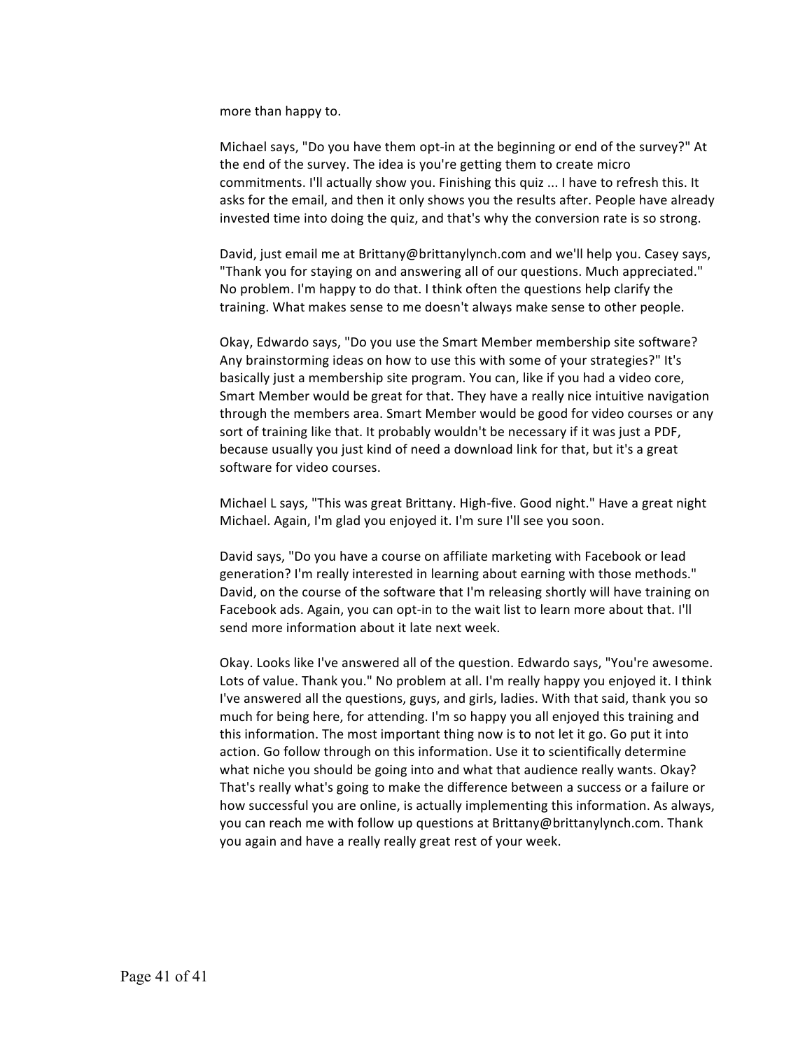more than happy to.

Michael says, "Do you have them opt-in at the beginning or end of the survey?" At the end of the survey. The idea is you're getting them to create micro commitments. I'll actually show you. Finishing this quiz ... I have to refresh this. It asks for the email, and then it only shows you the results after. People have already invested time into doing the quiz, and that's why the conversion rate is so strong.

David, just email me at Brittany@brittanylynch.com and we'll help you. Casey says, "Thank you for staying on and answering all of our questions. Much appreciated." No problem. I'm happy to do that. I think often the questions help clarify the training. What makes sense to me doesn't always make sense to other people.

Okay, Edwardo says, "Do you use the Smart Member membership site software? Any brainstorming ideas on how to use this with some of your strategies?" It's basically just a membership site program. You can, like if you had a video core, Smart Member would be great for that. They have a really nice intuitive navigation through the members area. Smart Member would be good for video courses or any sort of training like that. It probably wouldn't be necessary if it was just a PDF, because usually you just kind of need a download link for that, but it's a great software for video courses.

Michael L says, "This was great Brittany. High-five. Good night." Have a great night Michael. Again, I'm glad you enjoyed it. I'm sure I'll see you soon.

David says, "Do you have a course on affiliate marketing with Facebook or lead generation? I'm really interested in learning about earning with those methods." David, on the course of the software that I'm releasing shortly will have training on Facebook ads. Again, you can opt-in to the wait list to learn more about that. I'll send more information about it late next week.

Okay. Looks like I've answered all of the question. Edwardo says, "You're awesome. Lots of value. Thank you." No problem at all. I'm really happy you enjoyed it. I think I've answered all the questions, guys, and girls, ladies. With that said, thank you so much for being here, for attending. I'm so happy you all enjoyed this training and this information. The most important thing now is to not let it go. Go put it into action. Go follow through on this information. Use it to scientifically determine what niche you should be going into and what that audience really wants. Okay? That's really what's going to make the difference between a success or a failure or how successful you are online, is actually implementing this information. As always, you can reach me with follow up questions at Brittany@brittanylynch.com. Thank you again and have a really really great rest of your week.